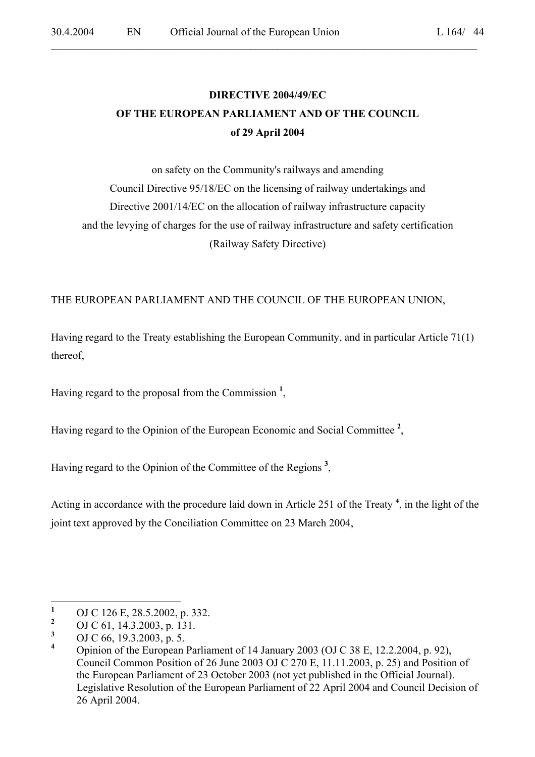# DIRECTIVE 2004/49/EC
# OF THE EUROPEAN PARLIAMENT AND OF THE COUNCIL
# of 29 April 2004

on safety on the Community's railways and amending
Council Directive 95/18/EC on the licensing of railway undertakings and
Directive 2001/14/EC on the allocation of railway infrastructure capacity
and the levying of charges for the use of railway infrastructure and safety certification
(Railway Safety Directive)

THE EUROPEAN PARLIAMENT AND THE COUNCIL OF THE EUROPEAN UNION,

Having regard to the Treaty establishing the European Community, and in particular Article 71(1) thereof,

Having regard to the proposal from the Commission [1],

Having regard to the Opinion of the European Economic and Social Committee [2],

Having regard to the Opinion of the Committee of the Regions [3],

Acting in accordance with the procedure laid down in Article 251 of the Treaty [4], in the light of the joint text approved by the Conciliation Committee on 23 March 2004,

---

[1] OJ C 126 E, 28.5.2002, p. 332.

[2] OJ C 61, 14.3.2003, p. 131.

[3] OJ C 66, 19.3.2003, p. 5.

[4] Opinion of the European Parliament of 14 January 2003 (OJ C 38 E, 12.2.2004, p. 92), Council Common Position of 26 June 2003 OJ C 270 E, 11.11.2003, p. 25) and Position of the European Parliament of 23 October 2003 (not yet published in the Official Journal). Legislative Resolution of the European Parliament of 22 April 2004 and Council Decision of 26 April 2004.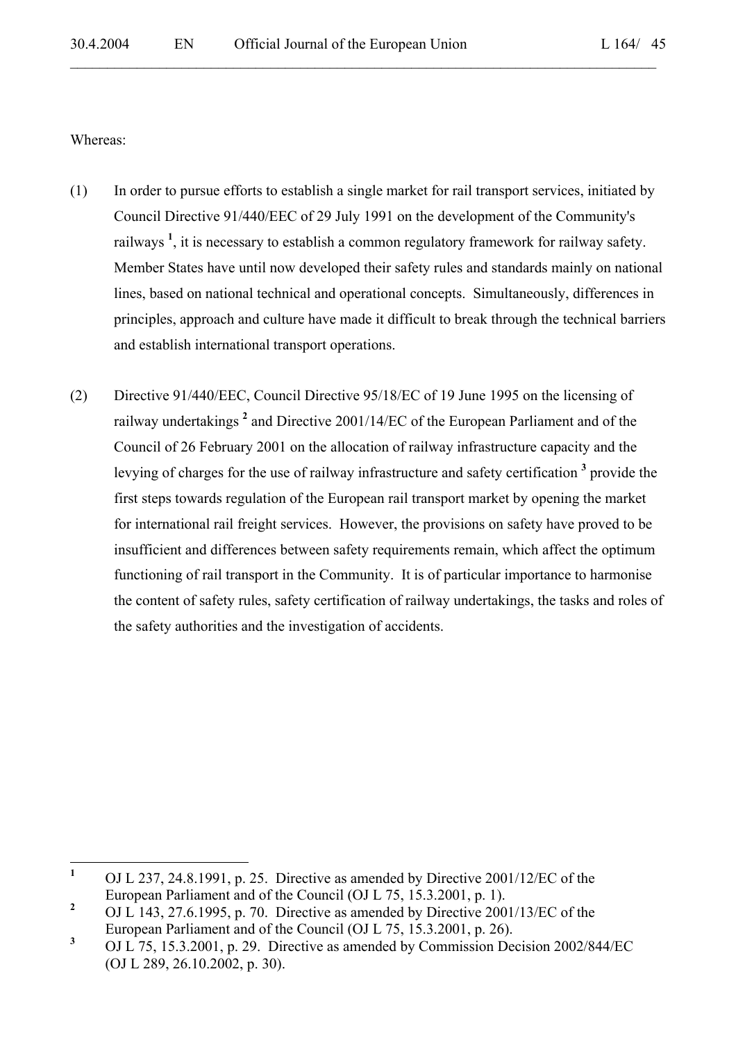Whereas:

(1) In order to pursue efforts to establish a single market for rail transport services, initiated by Council Directive 91/440/EEC of 29 July 1991 on the development of the Community's railways [1], it is necessary to establish a common regulatory framework for railway safety. Member States have until now developed their safety rules and standards mainly on national lines, based on national technical and operational concepts. Simultaneously, differences in principles, approach and culture have made it difficult to break through the technical barriers and establish international transport operations.

(2) Directive 91/440/EEC, Council Directive 95/18/EC of 19 June 1995 on the licensing of railway undertakings [2] and Directive 2001/14/EC of the European Parliament and of the Council of 26 February 2001 on the allocation of railway infrastructure capacity and the levying of charges for the use of railway infrastructure and safety certification [3] provide the first steps towards regulation of the European rail transport market by opening the market for international rail freight services. However, the provisions on safety have proved to be insufficient and differences between safety requirements remain, which affect the optimum functioning of rail transport in the Community. It is of particular importance to harmonise the content of safety rules, safety certification of railway undertakings, the tasks and roles of the safety authorities and the investigation of accidents.

---

[1] OJ L 237, 24.8.1991, p. 25. Directive as amended by Directive 2001/12/EC of the European Parliament and of the Council (OJ L 75, 15.3.2001, p. 1).

[2] OJ L 143, 27.6.1995, p. 70. Directive as amended by Directive 2001/13/EC of the European Parliament and of the Council (OJ L 75, 15.3.2001, p. 26).

[3] OJ L 75, 15.3.2001, p. 29. Directive as amended by Commission Decision 2002/844/EC (OJ L 289, 26.10.2002, p. 30).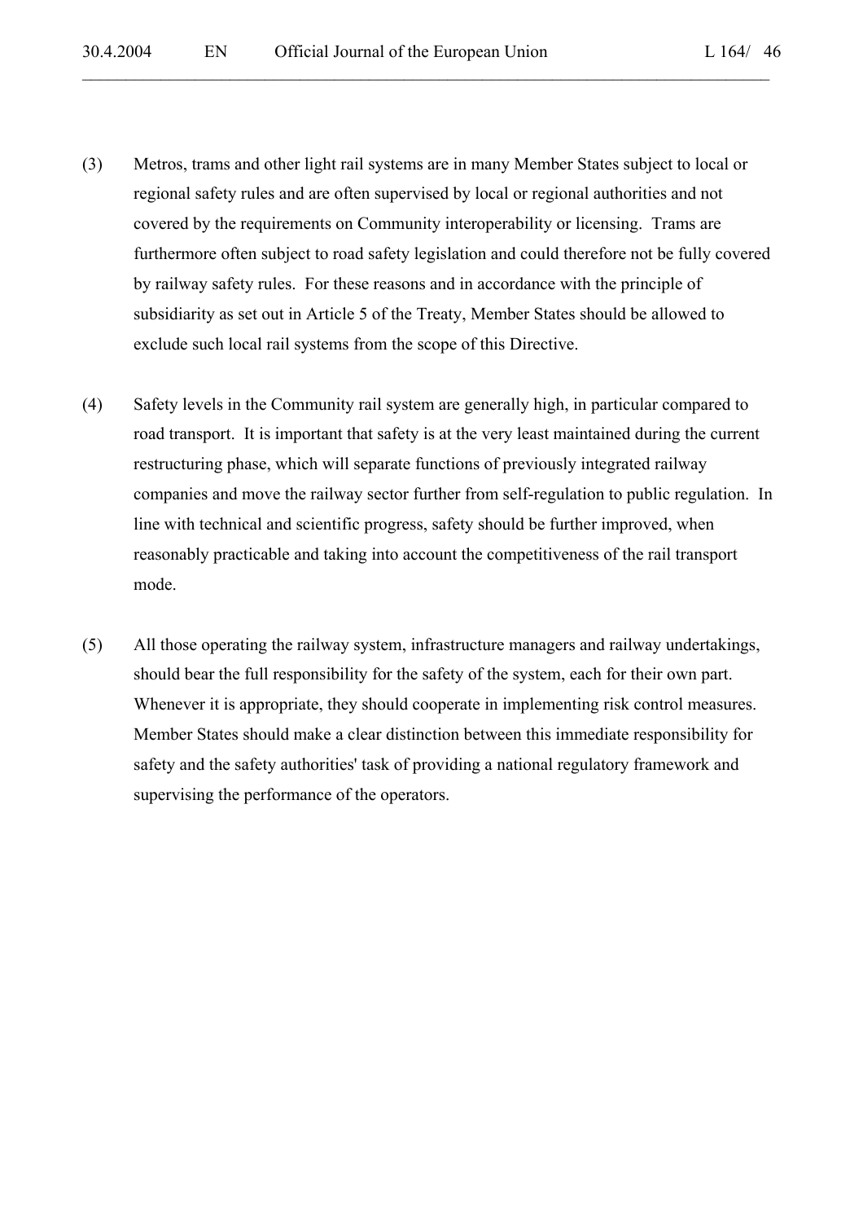(3) Metros, trams and other light rail systems are in many Member States subject to local or regional safety rules and are often supervised by local or regional authorities and not covered by the requirements on Community interoperability or licensing. Trams are furthermore often subject to road safety legislation and could therefore not be fully covered by railway safety rules. For these reasons and in accordance with the principle of subsidiarity as set out in Article 5 of the Treaty, Member States should be allowed to exclude such local rail systems from the scope of this Directive.

(4) Safety levels in the Community rail system are generally high, in particular compared to road transport. It is important that safety is at the very least maintained during the current restructuring phase, which will separate functions of previously integrated railway companies and move the railway sector further from self-regulation to public regulation. In line with technical and scientific progress, safety should be further improved, when reasonably practicable and taking into account the competitiveness of the rail transport mode.

(5) All those operating the railway system, infrastructure managers and railway undertakings, should bear the full responsibility for the safety of the system, each for their own part. Whenever it is appropriate, they should cooperate in implementing risk control measures. Member States should make a clear distinction between this immediate responsibility for safety and the safety authorities' task of providing a national regulatory framework and supervising the performance of the operators.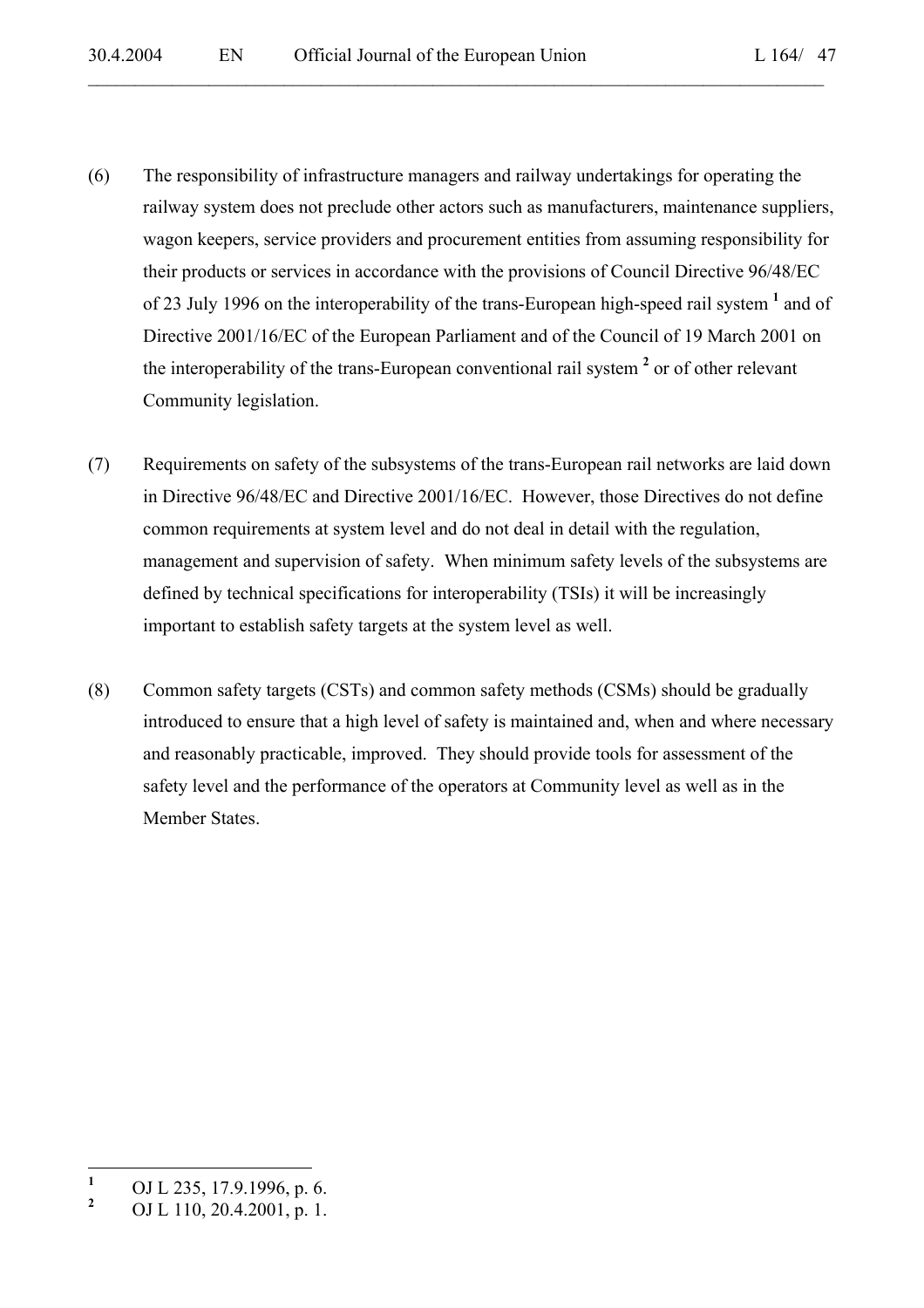(6) The responsibility of infrastructure managers and railway undertakings for operating the railway system does not preclude other actors such as manufacturers, maintenance suppliers, wagon keepers, service providers and procurement entities from assuming responsibility for their products or services in accordance with the provisions of Council Directive 96/48/EC of 23 July 1996 on the interoperability of the trans-European high-speed rail system [1] and of Directive 2001/16/EC of the European Parliament and of the Council of 19 March 2001 on the interoperability of the trans-European conventional rail system [2] or of other relevant Community legislation.

(7) Requirements on safety of the subsystems of the trans-European rail networks are laid down in Directive 96/48/EC and Directive 2001/16/EC. However, those Directives do not define common requirements at system level and do not deal in detail with the regulation, management and supervision of safety. When minimum safety levels of the subsystems are defined by technical specifications for interoperability (TSIs) it will be increasingly important to establish safety targets at the system level as well.

(8) Common safety targets (CSTs) and common safety methods (CSMs) should be gradually introduced to ensure that a high level of safety is maintained and, when and where necessary and reasonably practicable, improved. They should provide tools for assessment of the safety level and the performance of the operators at Community level as well as in the Member States.

---

[1] OJ L 235, 17.9.1996, p. 6.

[2] OJ L 110, 20.4.2001, p. 1.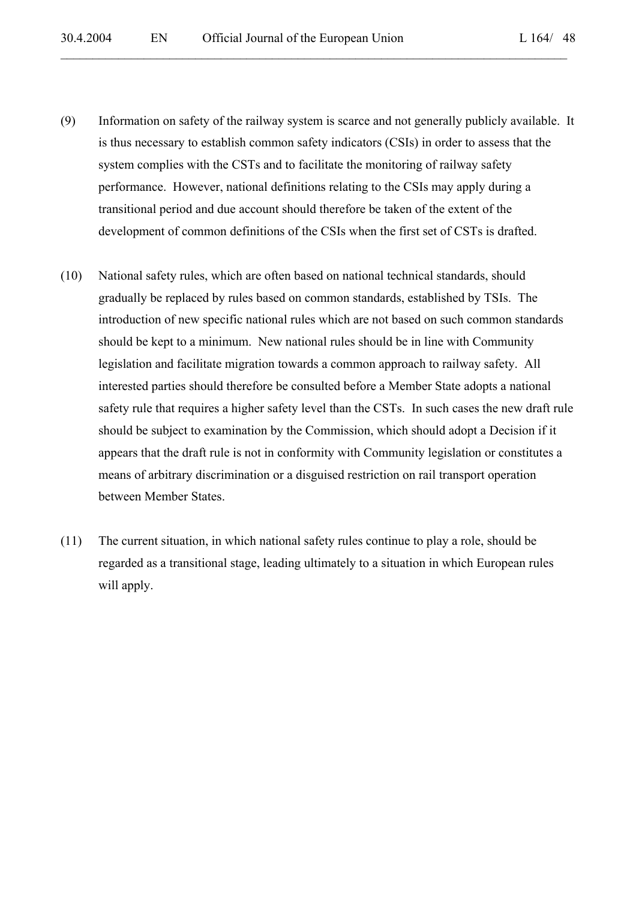(9) Information on safety of the railway system is scarce and not generally publicly available. It is thus necessary to establish common safety indicators (CSIs) in order to assess that the system complies with the CSTs and to facilitate the monitoring of railway safety performance. However, national definitions relating to the CSIs may apply during a transitional period and due account should therefore be taken of the extent of the development of common definitions of the CSIs when the first set of CSTs is drafted.

(10) National safety rules, which are often based on national technical standards, should gradually be replaced by rules based on common standards, established by TSIs. The introduction of new specific national rules which are not based on such common standards should be kept to a minimum. New national rules should be in line with Community legislation and facilitate migration towards a common approach to railway safety. All interested parties should therefore be consulted before a Member State adopts a national safety rule that requires a higher safety level than the CSTs. In such cases the new draft rule should be subject to examination by the Commission, which should adopt a Decision if it appears that the draft rule is not in conformity with Community legislation or constitutes a means of arbitrary discrimination or a disguised restriction on rail transport operation between Member States.

(11) The current situation, in which national safety rules continue to play a role, should be regarded as a transitional stage, leading ultimately to a situation in which European rules will apply.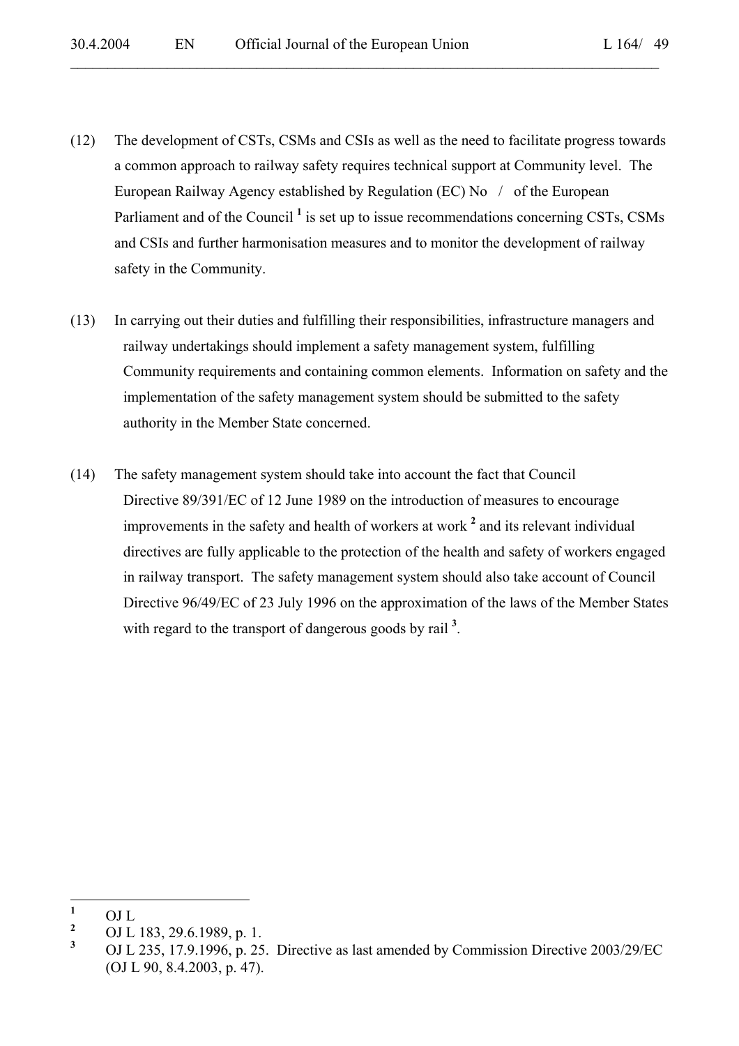(12) The development of CSTs, CSMs and CSIs as well as the need to facilitate progress towards a common approach to railway safety requires technical support at Community level. The European Railway Agency established by Regulation (EC) No / of the European Parliament and of the Council [1] is set up to issue recommendations concerning CSTs, CSMs and CSIs and further harmonisation measures and to monitor the development of railway safety in the Community.

(13) In carrying out their duties and fulfilling their responsibilities, infrastructure managers and railway undertakings should implement a safety management system, fulfilling Community requirements and containing common elements. Information on safety and the implementation of the safety management system should be submitted to the safety authority in the Member State concerned.

(14) The safety management system should take into account the fact that Council Directive 89/391/EC of 12 June 1989 on the introduction of measures to encourage improvements in the safety and health of workers at work [2] and its relevant individual directives are fully applicable to the protection of the health and safety of workers engaged in railway transport. The safety management system should also take account of Council Directive 96/49/EC of 23 July 1996 on the approximation of the laws of the Member States with regard to the transport of dangerous goods by rail [3].

---

[1] OJ L

[2] OJ L 183, 29.6.1989, p. 1.

[3] OJ L 235, 17.9.1996, p. 25. Directive as last amended by Commission Directive 2003/29/EC (OJ L 90, 8.4.2003, p. 47).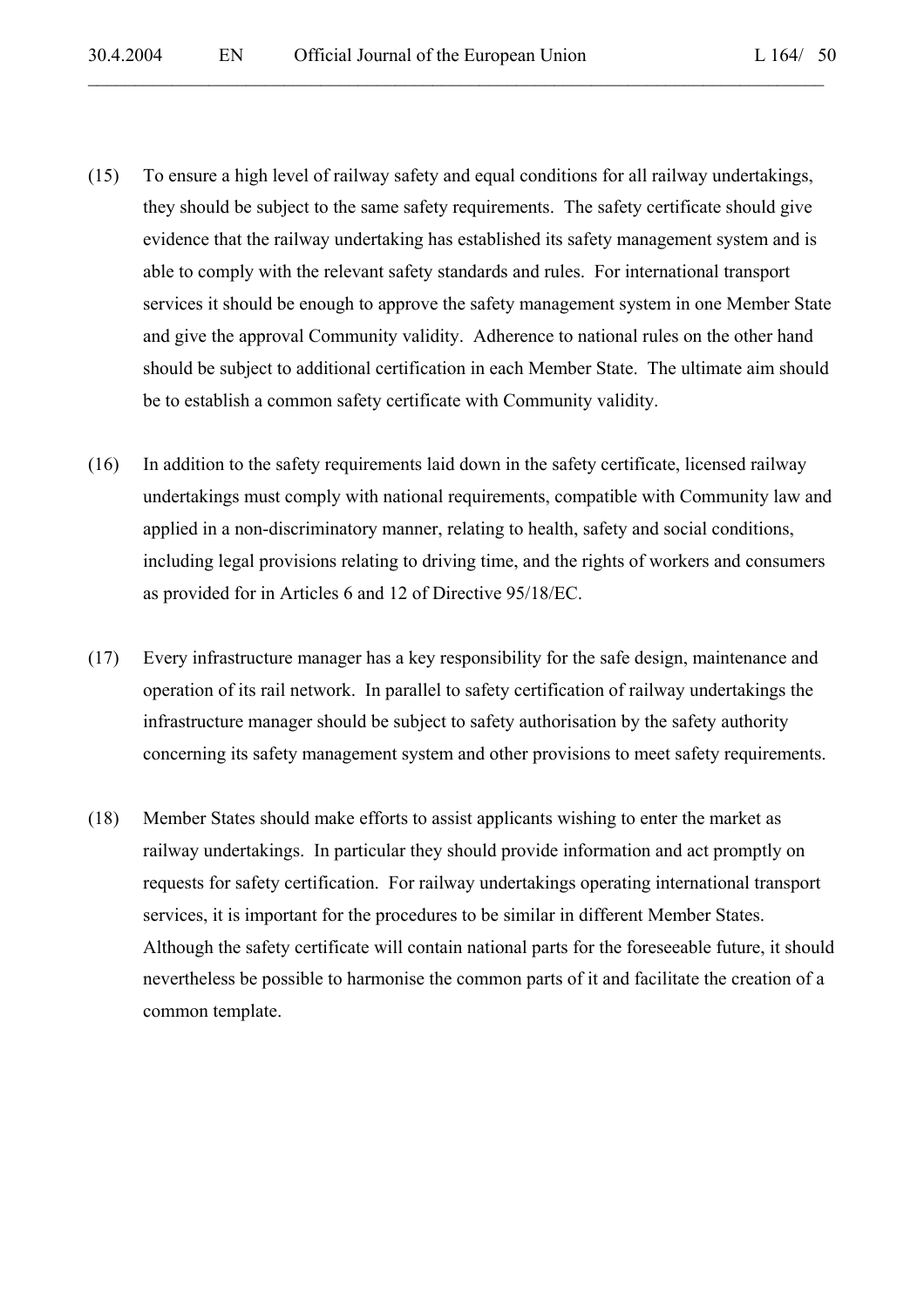(15) To ensure a high level of railway safety and equal conditions for all railway undertakings, they should be subject to the same safety requirements. The safety certificate should give evidence that the railway undertaking has established its safety management system and is able to comply with the relevant safety standards and rules. For international transport services it should be enough to approve the safety management system in one Member State and give the approval Community validity. Adherence to national rules on the other hand should be subject to additional certification in each Member State. The ultimate aim should be to establish a common safety certificate with Community validity.

(16) In addition to the safety requirements laid down in the safety certificate, licensed railway undertakings must comply with national requirements, compatible with Community law and applied in a non-discriminatory manner, relating to health, safety and social conditions, including legal provisions relating to driving time, and the rights of workers and consumers as provided for in Articles 6 and 12 of Directive 95/18/EC.

(17) Every infrastructure manager has a key responsibility for the safe design, maintenance and operation of its rail network. In parallel to safety certification of railway undertakings the infrastructure manager should be subject to safety authorisation by the safety authority concerning its safety management system and other provisions to meet safety requirements.

(18) Member States should make efforts to assist applicants wishing to enter the market as railway undertakings. In particular they should provide information and act promptly on requests for safety certification. For railway undertakings operating international transport services, it is important for the procedures to be similar in different Member States. Although the safety certificate will contain national parts for the foreseeable future, it should nevertheless be possible to harmonise the common parts of it and facilitate the creation of a common template.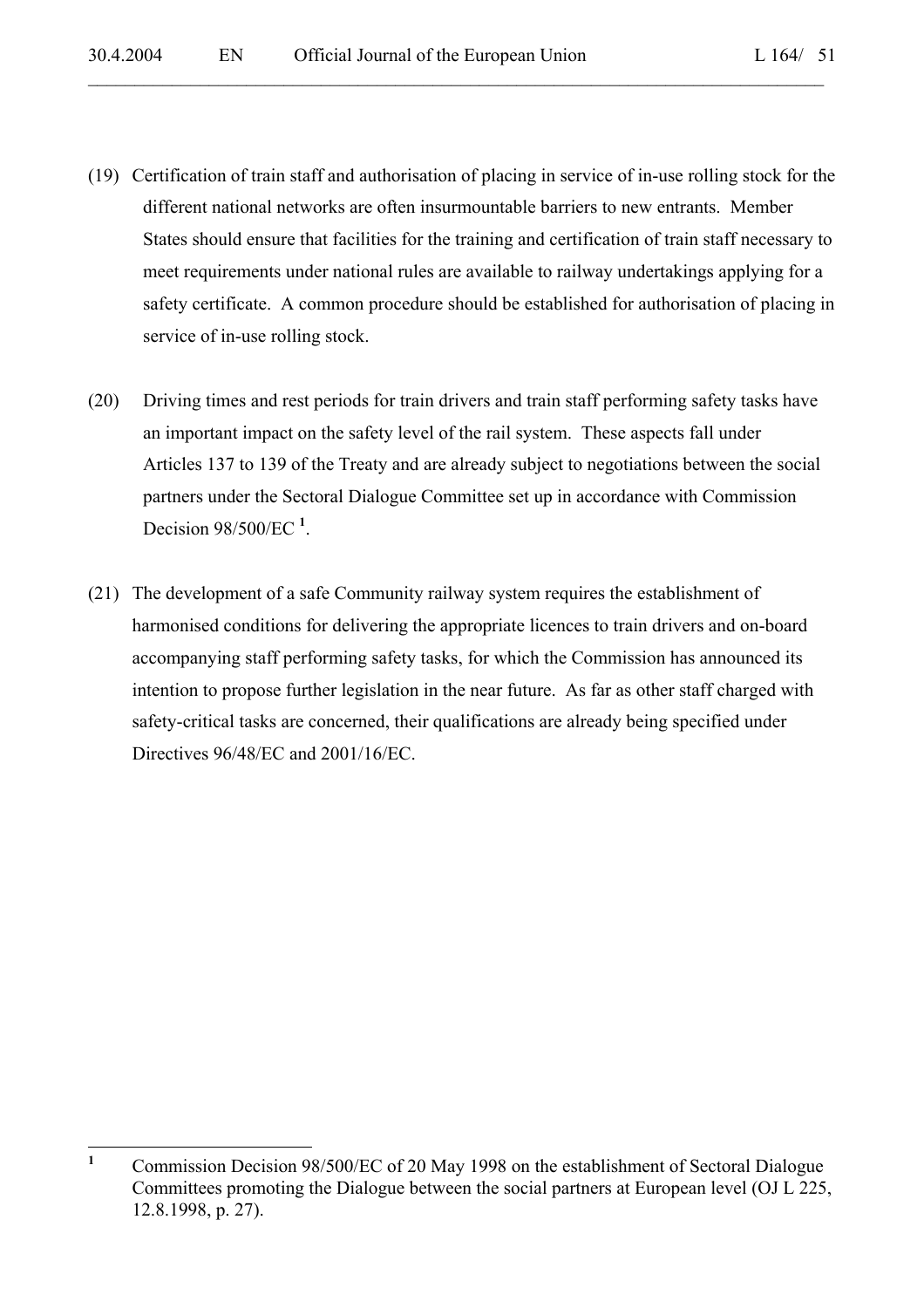(19) Certification of train staff and authorisation of placing in service of in-use rolling stock for the different national networks are often insurmountable barriers to new entrants. Member States should ensure that facilities for the training and certification of train staff necessary to meet requirements under national rules are available to railway undertakings applying for a safety certificate. A common procedure should be established for authorisation of placing in service of in-use rolling stock.

(20) Driving times and rest periods for train drivers and train staff performing safety tasks have an important impact on the safety level of the rail system. These aspects fall under Articles 137 to 139 of the Treaty and are already subject to negotiations between the social partners under the Sectoral Dialogue Committee set up in accordance with Commission Decision 98/500/EC [1].

(21) The development of a safe Community railway system requires the establishment of harmonised conditions for delivering the appropriate licences to train drivers and on-board accompanying staff performing safety tasks, for which the Commission has announced its intention to propose further legislation in the near future. As far as other staff charged with safety-critical tasks are concerned, their qualifications are already being specified under Directives 96/48/EC and 2001/16/EC.

---

[1] Commission Decision 98/500/EC of 20 May 1998 on the establishment of Sectoral Dialogue Committees promoting the Dialogue between the social partners at European level (OJ L 225, 12.8.1998, p. 27).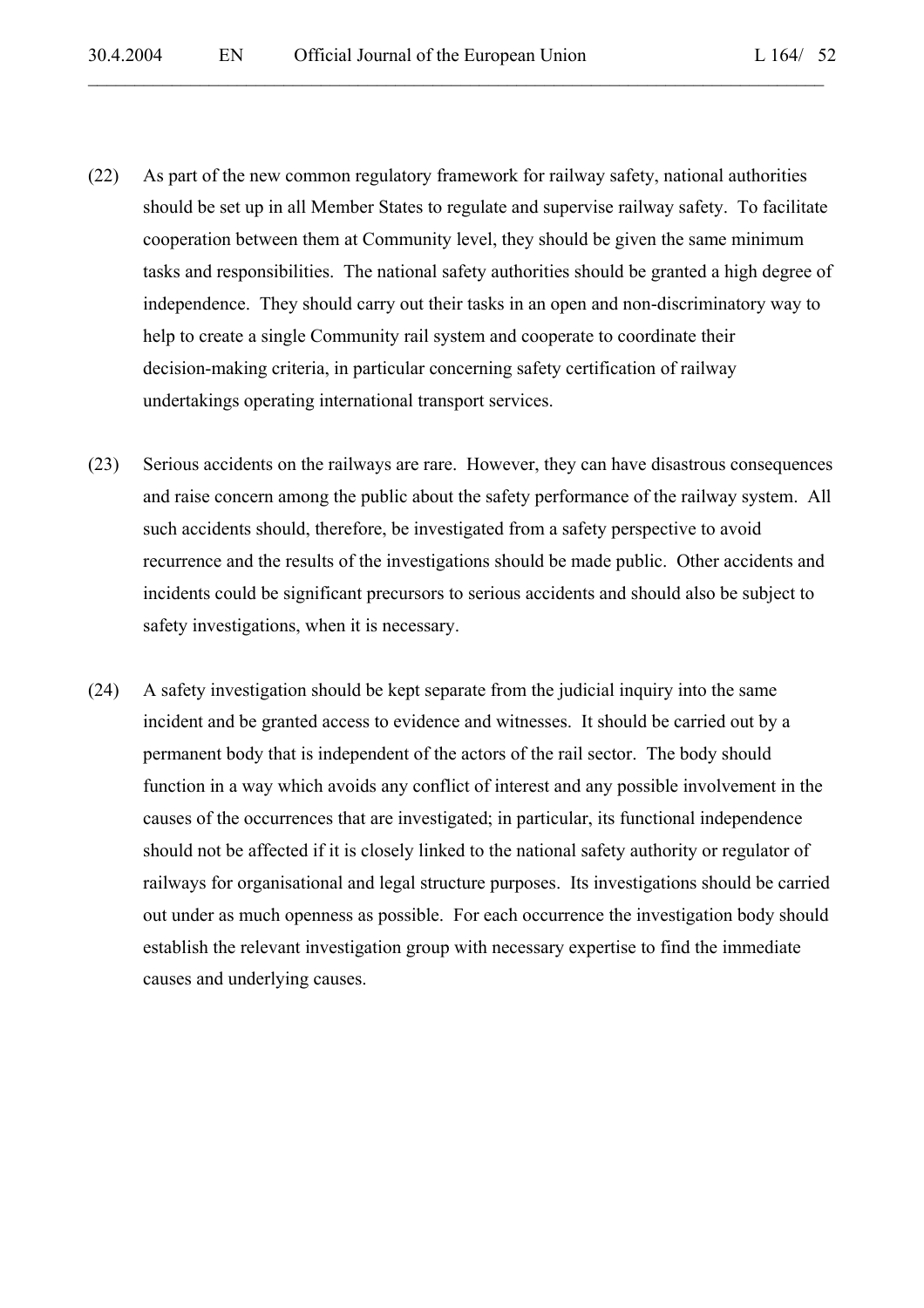(22) As part of the new common regulatory framework for railway safety, national authorities should be set up in all Member States to regulate and supervise railway safety. To facilitate cooperation between them at Community level, they should be given the same minimum tasks and responsibilities. The national safety authorities should be granted a high degree of independence. They should carry out their tasks in an open and non-discriminatory way to help to create a single Community rail system and cooperate to coordinate their decision-making criteria, in particular concerning safety certification of railway undertakings operating international transport services.

(23) Serious accidents on the railways are rare. However, they can have disastrous consequences and raise concern among the public about the safety performance of the railway system. All such accidents should, therefore, be investigated from a safety perspective to avoid recurrence and the results of the investigations should be made public. Other accidents and incidents could be significant precursors to serious accidents and should also be subject to safety investigations, when it is necessary.

(24) A safety investigation should be kept separate from the judicial inquiry into the same incident and be granted access to evidence and witnesses. It should be carried out by a permanent body that is independent of the actors of the rail sector. The body should function in a way which avoids any conflict of interest and any possible involvement in the causes of the occurrences that are investigated; in particular, its functional independence should not be affected if it is closely linked to the national safety authority or regulator of railways for organisational and legal structure purposes. Its investigations should be carried out under as much openness as possible. For each occurrence the investigation body should establish the relevant investigation group with necessary expertise to find the immediate causes and underlying causes.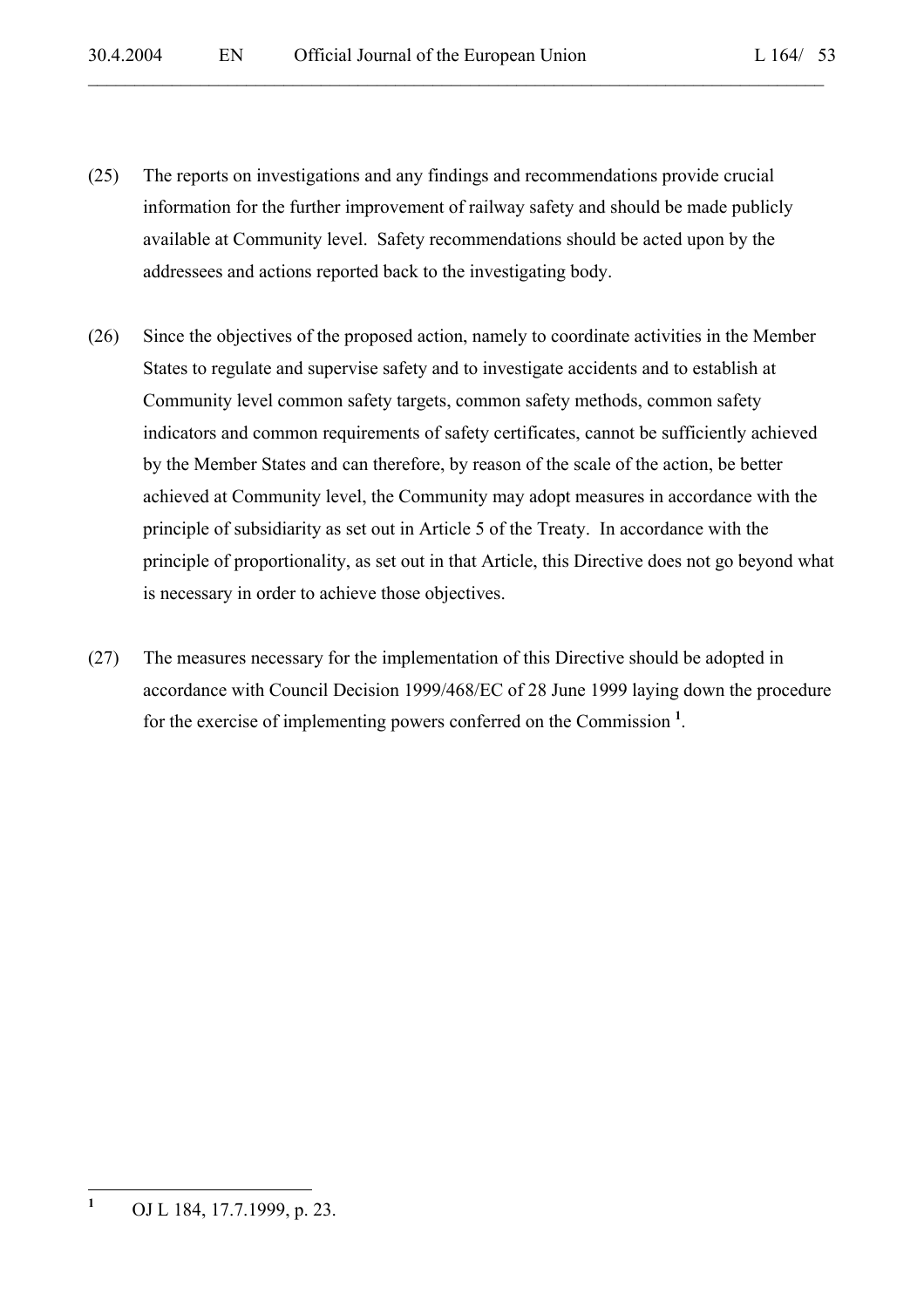(25) The reports on investigations and any findings and recommendations provide crucial information for the further improvement of railway safety and should be made publicly available at Community level. Safety recommendations should be acted upon by the addressees and actions reported back to the investigating body.

(26) Since the objectives of the proposed action, namely to coordinate activities in the Member States to regulate and supervise safety and to investigate accidents and to establish at Community level common safety targets, common safety methods, common safety indicators and common requirements of safety certificates, cannot be sufficiently achieved by the Member States and can therefore, by reason of the scale of the action, be better achieved at Community level, the Community may adopt measures in accordance with the principle of subsidiarity as set out in Article 5 of the Treaty. In accordance with the principle of proportionality, as set out in that Article, this Directive does not go beyond what is necessary in order to achieve those objectives.

(27) The measures necessary for the implementation of this Directive should be adopted in accordance with Council Decision 1999/468/EC of 28 June 1999 laying down the procedure for the exercise of implementing powers conferred on the Commission [1].

---

[1] OJ L 184, 17.7.1999, p. 23.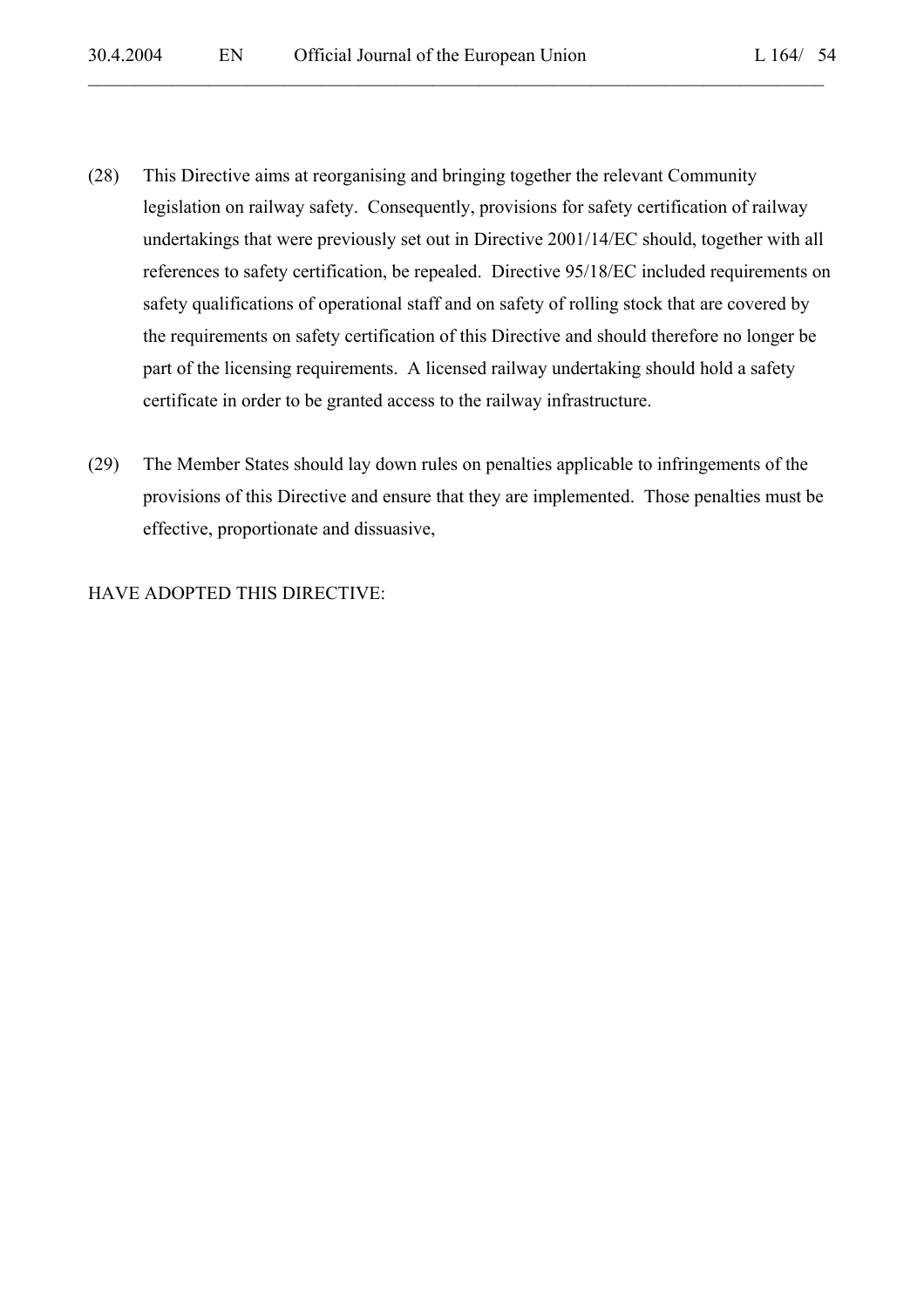(28) This Directive aims at reorganising and bringing together the relevant Community legislation on railway safety. Consequently, provisions for safety certification of railway undertakings that were previously set out in Directive 2001/14/EC should, together with all references to safety certification, be repealed. Directive 95/18/EC included requirements on safety qualifications of operational staff and on safety of rolling stock that are covered by the requirements on safety certification of this Directive and should therefore no longer be part of the licensing requirements. A licensed railway undertaking should hold a safety certificate in order to be granted access to the railway infrastructure.

(29) The Member States should lay down rules on penalties applicable to infringements of the provisions of this Directive and ensure that they are implemented. Those penalties must be effective, proportionate and dissuasive,

HAVE ADOPTED THIS DIRECTIVE: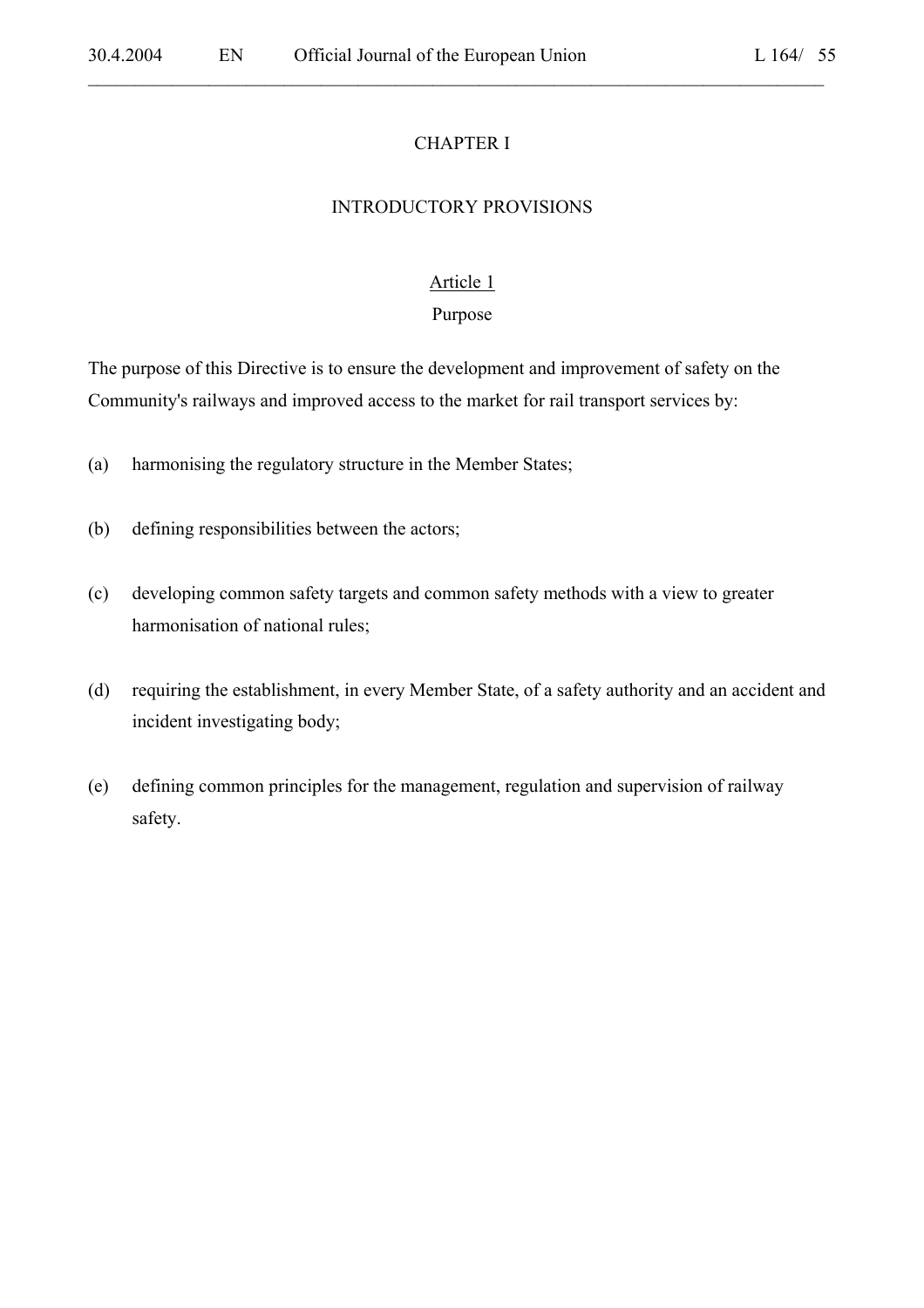## CHAPTER I

## INTRODUCTORY PROVISIONS

### Article 1

### Purpose

The purpose of this Directive is to ensure the development and improvement of safety on the Community's railways and improved access to the market for rail transport services by:

(a) harmonising the regulatory structure in the Member States;

(b) defining responsibilities between the actors;

(c) developing common safety targets and common safety methods with a view to greater harmonisation of national rules;

(d) requiring the establishment, in every Member State, of a safety authority and an accident and incident investigating body;

(e) defining common principles for the management, regulation and supervision of railway safety.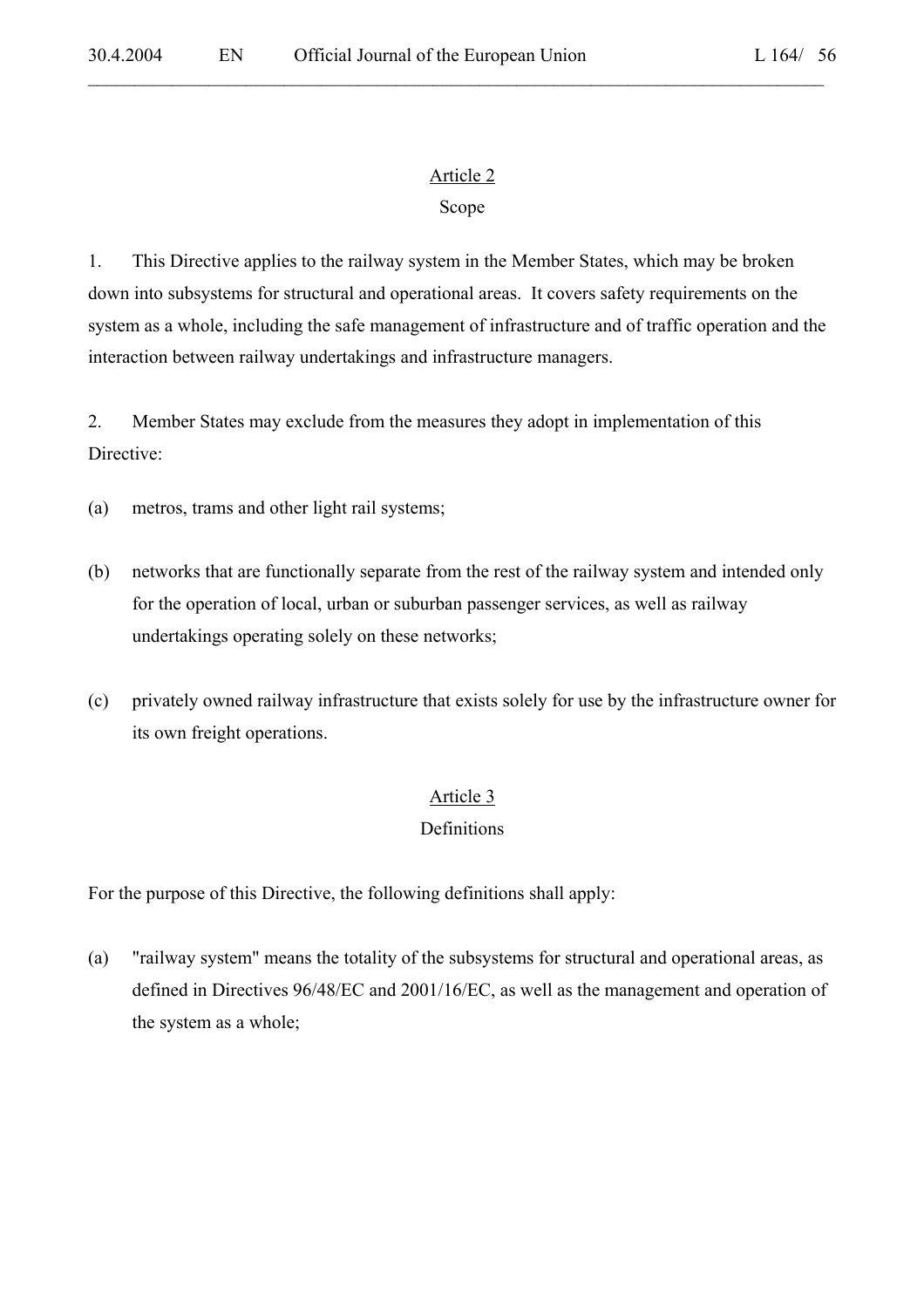## Article 2

### Scope

1. This Directive applies to the railway system in the Member States, which may be broken down into subsystems for structural and operational areas. It covers safety requirements on the system as a whole, including the safe management of infrastructure and of traffic operation and the interaction between railway undertakings and infrastructure managers.

2. Member States may exclude from the measures they adopt in implementation of this Directive:

(a) metros, trams and other light rail systems;

(b) networks that are functionally separate from the rest of the railway system and intended only for the operation of local, urban or suburban passenger services, as well as railway undertakings operating solely on these networks;

(c) privately owned railway infrastructure that exists solely for use by the infrastructure owner for its own freight operations.

## Article 3

### Definitions

For the purpose of this Directive, the following definitions shall apply:

(a) "railway system" means the totality of the subsystems for structural and operational areas, as defined in Directives 96/48/EC and 2001/16/EC, as well as the management and operation of the system as a whole;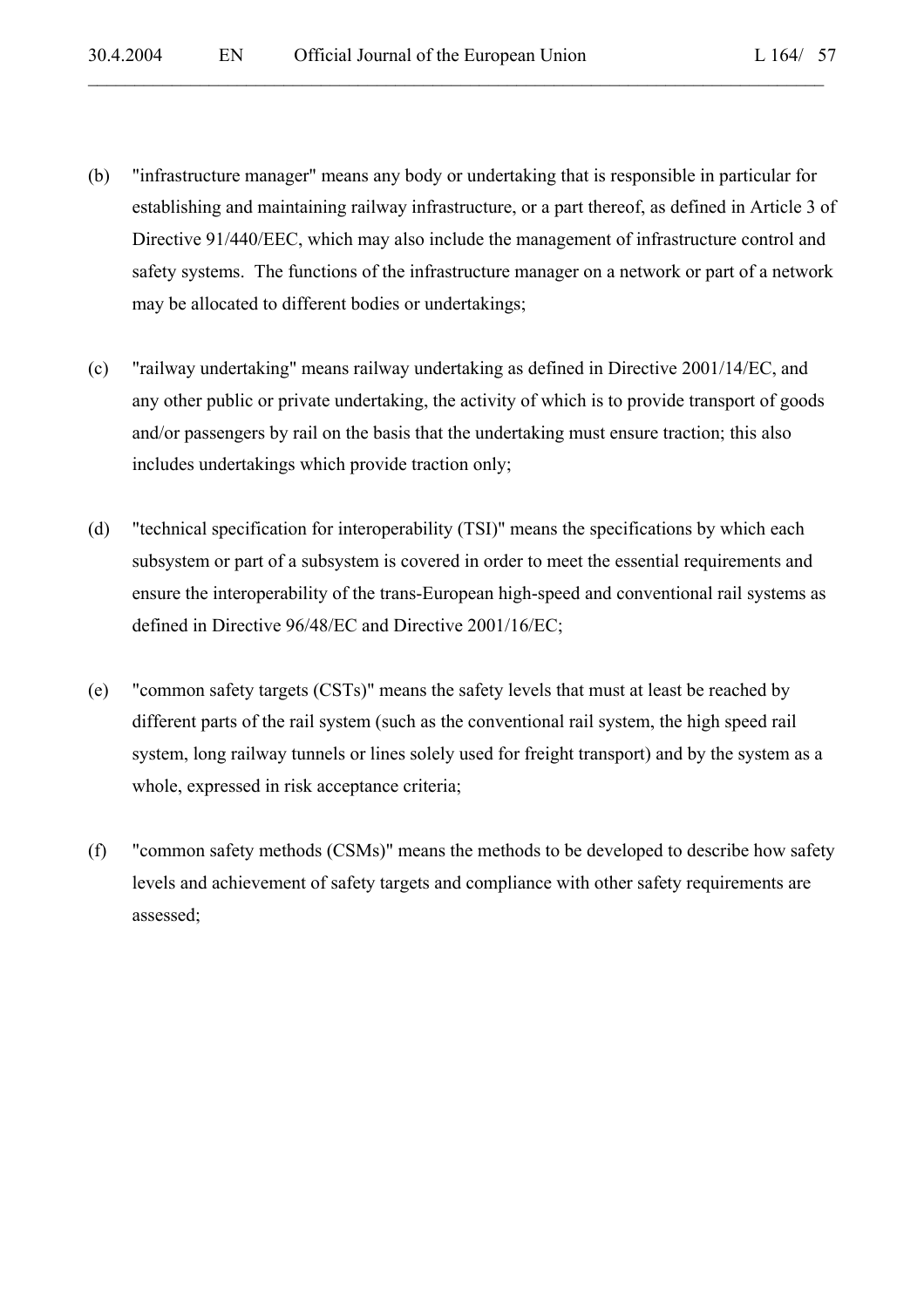(b) "infrastructure manager" means any body or undertaking that is responsible in particular for establishing and maintaining railway infrastructure, or a part thereof, as defined in Article 3 of Directive 91/440/EEC, which may also include the management of infrastructure control and safety systems. The functions of the infrastructure manager on a network or part of a network may be allocated to different bodies or undertakings;

(c) "railway undertaking" means railway undertaking as defined in Directive 2001/14/EC, and any other public or private undertaking, the activity of which is to provide transport of goods and/or passengers by rail on the basis that the undertaking must ensure traction; this also includes undertakings which provide traction only;

(d) "technical specification for interoperability (TSI)" means the specifications by which each subsystem or part of a subsystem is covered in order to meet the essential requirements and ensure the interoperability of the trans-European high-speed and conventional rail systems as defined in Directive 96/48/EC and Directive 2001/16/EC;

(e) "common safety targets (CSTs)" means the safety levels that must at least be reached by different parts of the rail system (such as the conventional rail system, the high speed rail system, long railway tunnels or lines solely used for freight transport) and by the system as a whole, expressed in risk acceptance criteria;

(f) "common safety methods (CSMs)" means the methods to be developed to describe how safety levels and achievement of safety targets and compliance with other safety requirements are assessed;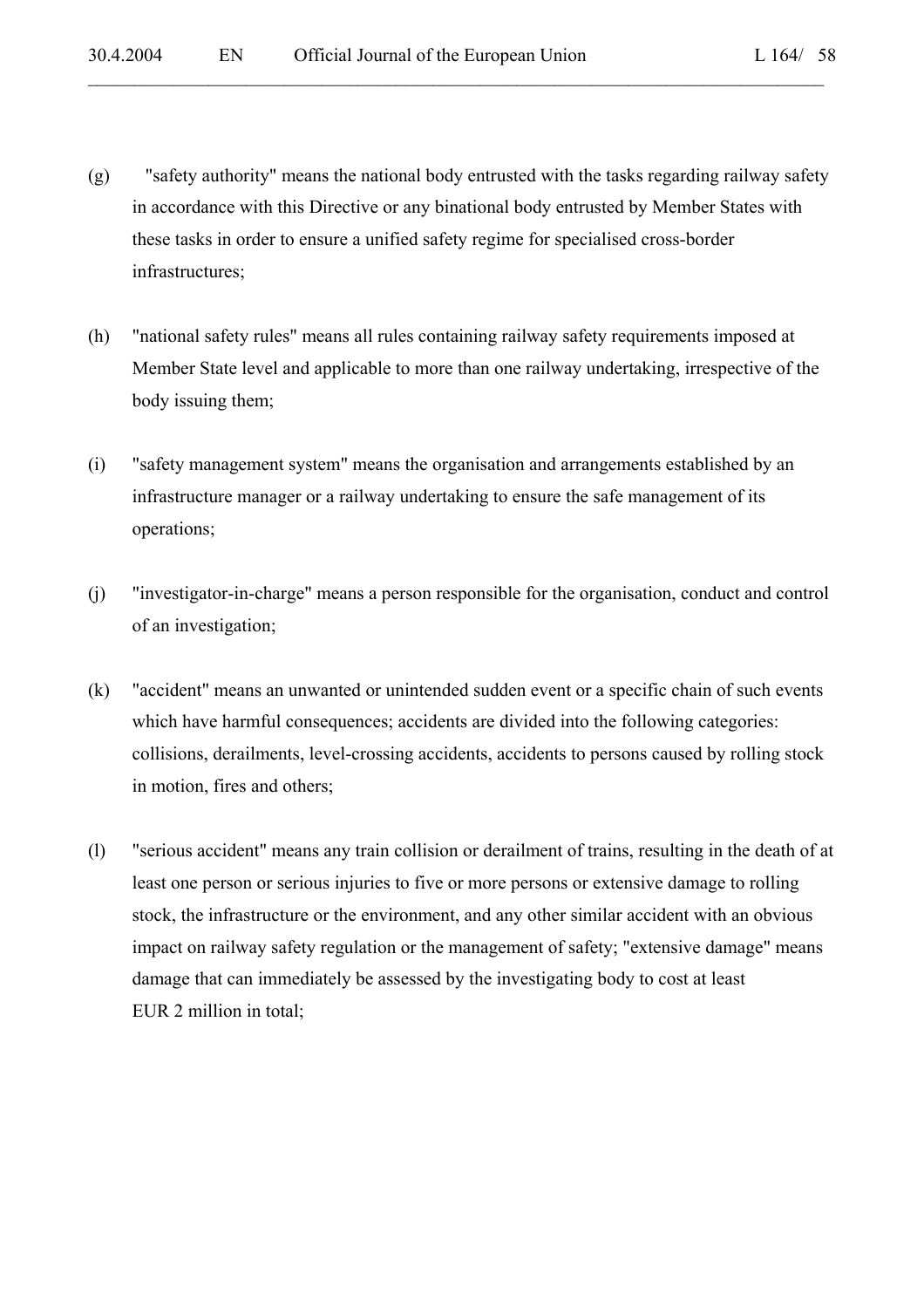(g) "safety authority" means the national body entrusted with the tasks regarding railway safety in accordance with this Directive or any binational body entrusted by Member States with these tasks in order to ensure a unified safety regime for specialised cross-border infrastructures;

(h) "national safety rules" means all rules containing railway safety requirements imposed at Member State level and applicable to more than one railway undertaking, irrespective of the body issuing them;

(i) "safety management system" means the organisation and arrangements established by an infrastructure manager or a railway undertaking to ensure the safe management of its operations;

(j) "investigator-in-charge" means a person responsible for the organisation, conduct and control of an investigation;

(k) "accident" means an unwanted or unintended sudden event or a specific chain of such events which have harmful consequences; accidents are divided into the following categories: collisions, derailments, level-crossing accidents, accidents to persons caused by rolling stock in motion, fires and others;

(l) "serious accident" means any train collision or derailment of trains, resulting in the death of at least one person or serious injuries to five or more persons or extensive damage to rolling stock, the infrastructure or the environment, and any other similar accident with an obvious impact on railway safety regulation or the management of safety; "extensive damage" means damage that can immediately be assessed by the investigating body to cost at least EUR 2 million in total;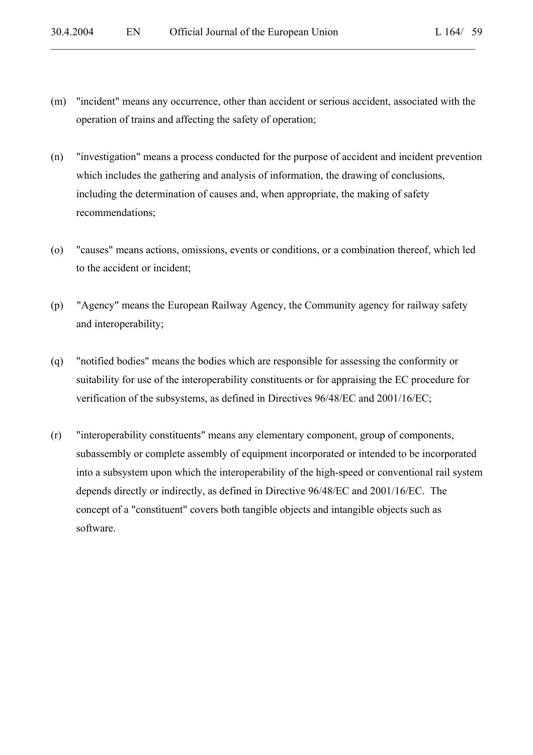(m) "incident" means any occurrence, other than accident or serious accident, associated with the operation of trains and affecting the safety of operation;

(n) "investigation" means a process conducted for the purpose of accident and incident prevention which includes the gathering and analysis of information, the drawing of conclusions, including the determination of causes and, when appropriate, the making of safety recommendations;

(o) "causes" means actions, omissions, events or conditions, or a combination thereof, which led to the accident or incident;

(p) "Agency" means the European Railway Agency, the Community agency for railway safety and interoperability;

(q) "notified bodies" means the bodies which are responsible for assessing the conformity or suitability for use of the interoperability constituents or for appraising the EC procedure for verification of the subsystems, as defined in Directives 96/48/EC and 2001/16/EC;

(r) "interoperability constituents" means any elementary component, group of components, subassembly or complete assembly of equipment incorporated or intended to be incorporated into a subsystem upon which the interoperability of the high-speed or conventional rail system depends directly or indirectly, as defined in Directive 96/48/EC and 2001/16/EC. The concept of a "constituent" covers both tangible objects and intangible objects such as software.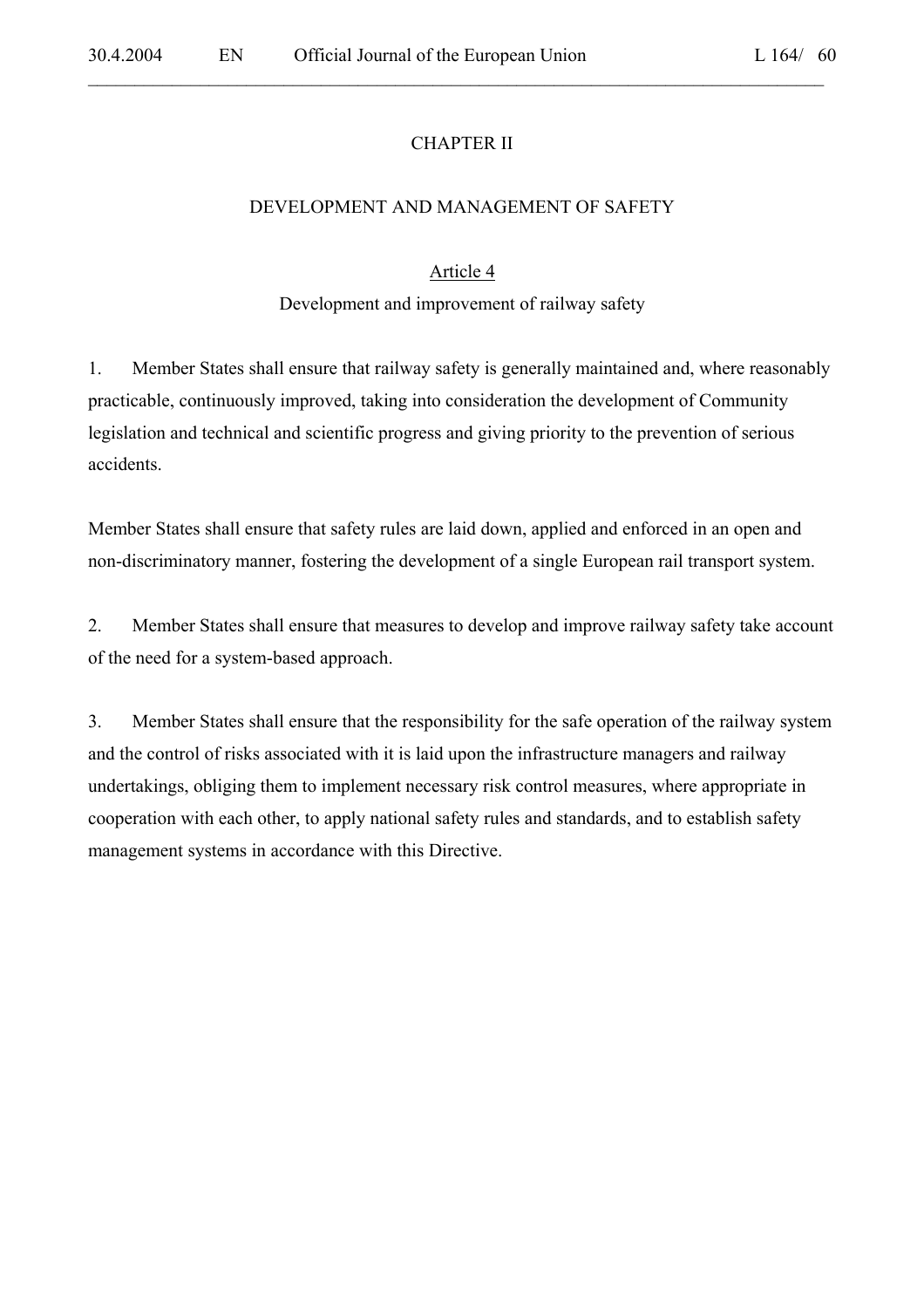## CHAPTER II

## DEVELOPMENT AND MANAGEMENT OF SAFETY

### Article 4

### Development and improvement of railway safety

1. Member States shall ensure that railway safety is generally maintained and, where reasonably practicable, continuously improved, taking into consideration the development of Community legislation and technical and scientific progress and giving priority to the prevention of serious accidents.

Member States shall ensure that safety rules are laid down, applied and enforced in an open and non-discriminatory manner, fostering the development of a single European rail transport system.

2. Member States shall ensure that measures to develop and improve railway safety take account of the need for a system-based approach.

3. Member States shall ensure that the responsibility for the safe operation of the railway system and the control of risks associated with it is laid upon the infrastructure managers and railway undertakings, obliging them to implement necessary risk control measures, where appropriate in cooperation with each other, to apply national safety rules and standards, and to establish safety management systems in accordance with this Directive.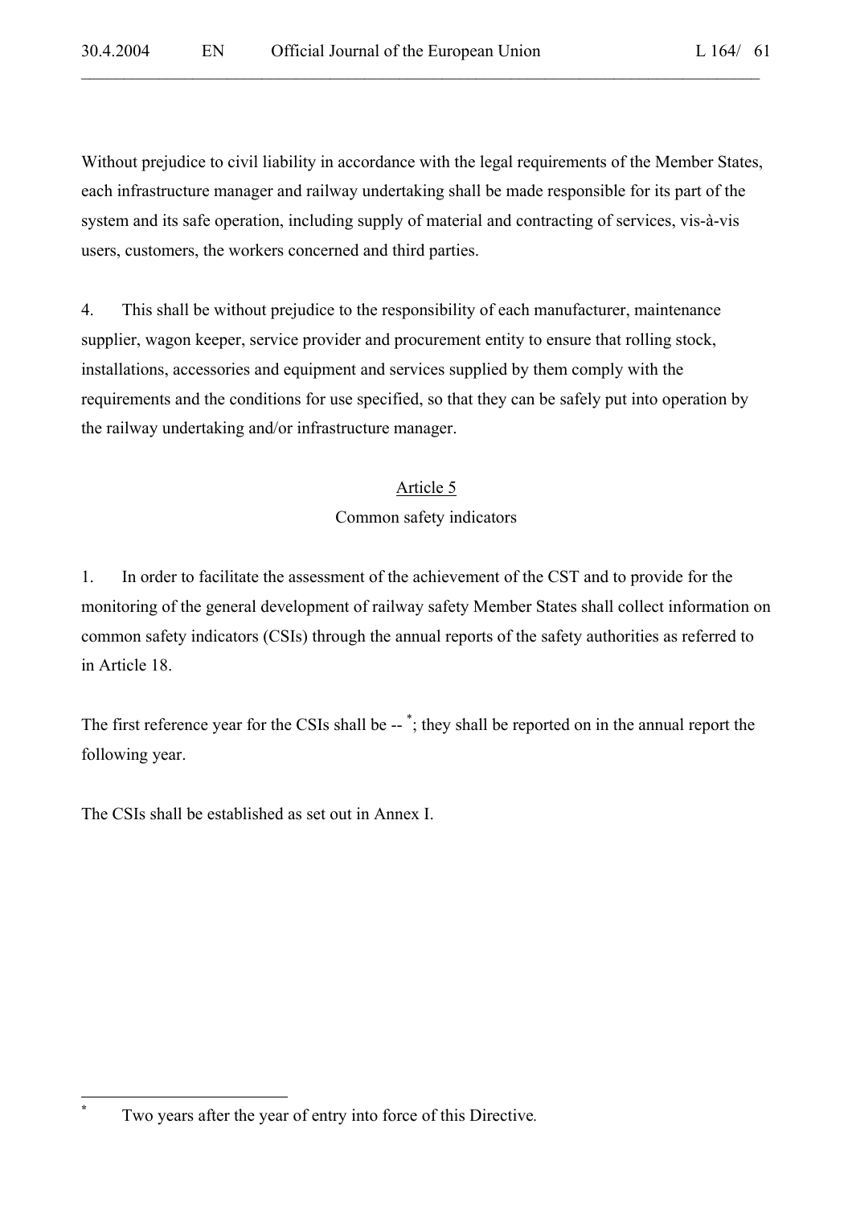Without prejudice to civil liability in accordance with the legal requirements of the Member States, each infrastructure manager and railway undertaking shall be made responsible for its part of the system and its safe operation, including supply of material and contracting of services, vis-à-vis users, customers, the workers concerned and third parties.

4. This shall be without prejudice to the responsibility of each manufacturer, maintenance supplier, wagon keeper, service provider and procurement entity to ensure that rolling stock, installations, accessories and equipment and services supplied by them comply with the requirements and the conditions for use specified, so that they can be safely put into operation by the railway undertaking and/or infrastructure manager.

## Article 5

### Common safety indicators

1. In order to facilitate the assessment of the achievement of the CST and to provide for the monitoring of the general development of railway safety Member States shall collect information on common safety indicators (CSIs) through the annual reports of the safety authorities as referred to in Article 18.

The first reference year for the CSIs shall be -- [*]; they shall be reported on in the annual report the following year.

The CSIs shall be established as set out in Annex I.

---

[*] Two years after the year of entry into force of this Directive.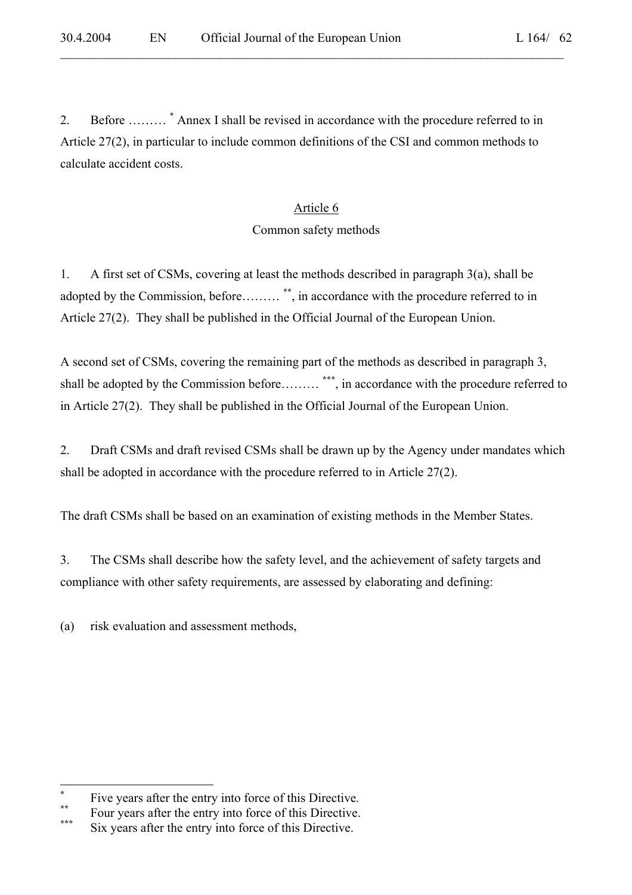2. Before ……… * Annex I shall be revised in accordance with the procedure referred to in Article 27(2), in particular to include common definitions of the CSI and common methods to calculate accident costs.

## Article 6

### Common safety methods

1. A first set of CSMs, covering at least the methods described in paragraph 3(a), shall be adopted by the Commission, before……… **, in accordance with the procedure referred to in Article 27(2). They shall be published in the Official Journal of the European Union.

A second set of CSMs, covering the remaining part of the methods as described in paragraph 3, shall be adopted by the Commission before……… ***, in accordance with the procedure referred to in Article 27(2). They shall be published in the Official Journal of the European Union.

2. Draft CSMs and draft revised CSMs shall be drawn up by the Agency under mandates which shall be adopted in accordance with the procedure referred to in Article 27(2).

The draft CSMs shall be based on an examination of existing methods in the Member States.

3. The CSMs shall describe how the safety level, and the achievement of safety targets and compliance with other safety requirements, are assessed by elaborating and defining:

(a) risk evaluation and assessment methods,

---

* Five years after the entry into force of this Directive.

** Four years after the entry into force of this Directive.

*** Six years after the entry into force of this Directive.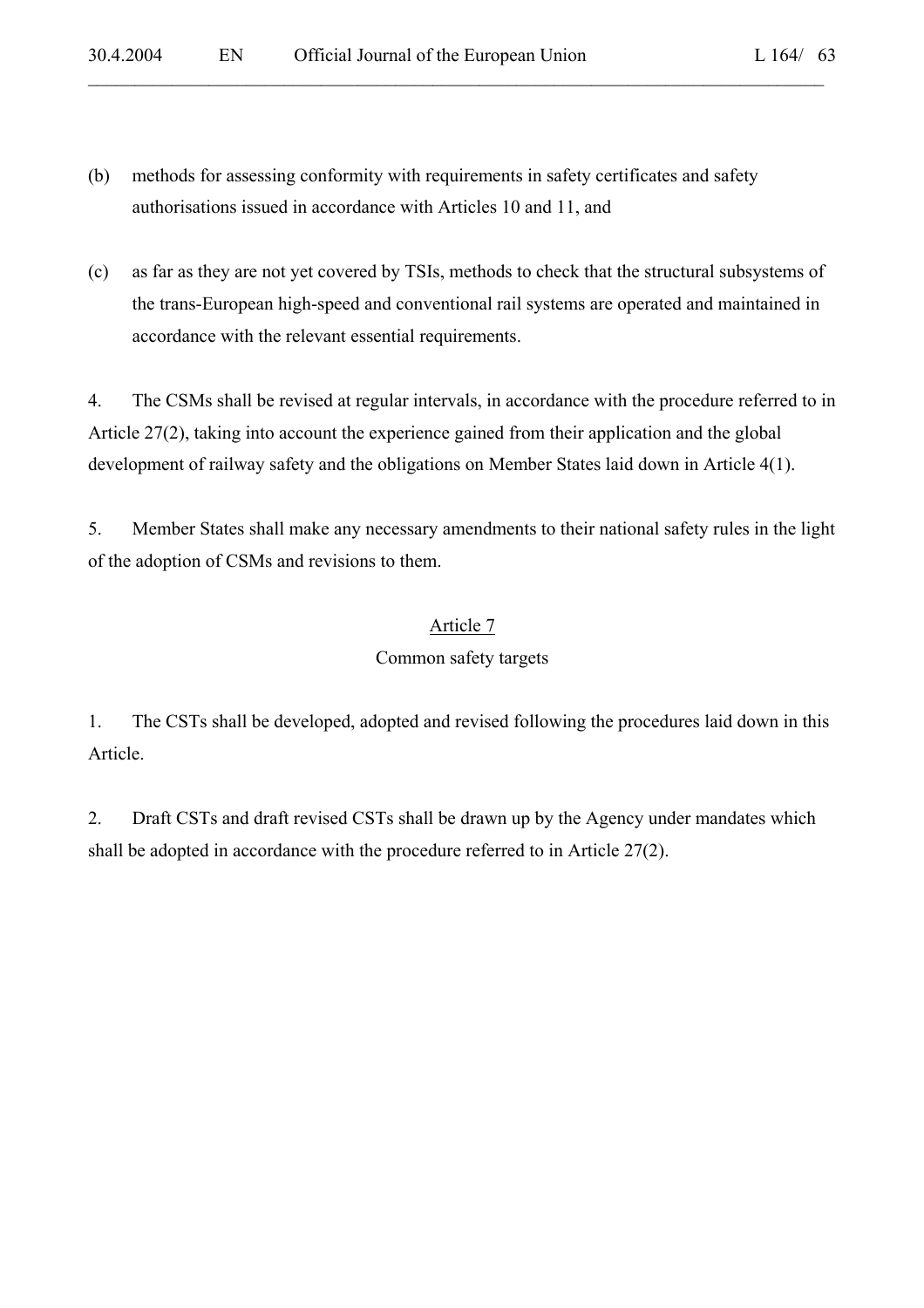(b) methods for assessing conformity with requirements in safety certificates and safety authorisations issued in accordance with Articles 10 and 11, and

(c) as far as they are not yet covered by TSIs, methods to check that the structural subsystems of the trans-European high-speed and conventional rail systems are operated and maintained in accordance with the relevant essential requirements.

4. The CSMs shall be revised at regular intervals, in accordance with the procedure referred to in Article 27(2), taking into account the experience gained from their application and the global development of railway safety and the obligations on Member States laid down in Article 4(1).

5. Member States shall make any necessary amendments to their national safety rules in the light of the adoption of CSMs and revisions to them.

## Article 7

### Common safety targets

1. The CSTs shall be developed, adopted and revised following the procedures laid down in this Article.

2. Draft CSTs and draft revised CSTs shall be drawn up by the Agency under mandates which shall be adopted in accordance with the procedure referred to in Article 27(2).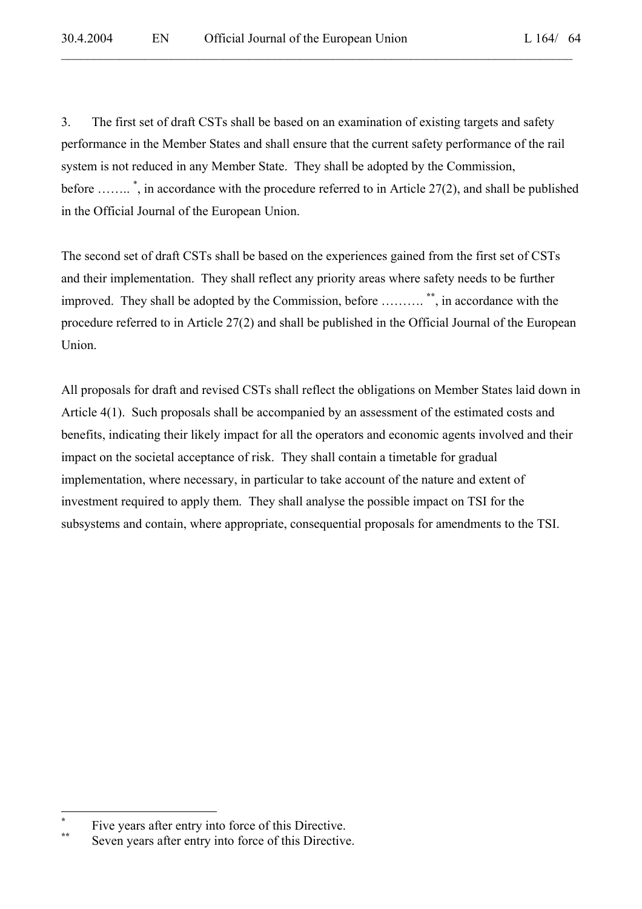3. The first set of draft CSTs shall be based on an examination of existing targets and safety performance in the Member States and shall ensure that the current safety performance of the rail system is not reduced in any Member State. They shall be adopted by the Commission, before ……..[*], in accordance with the procedure referred to in Article 27(2), and shall be published in the Official Journal of the European Union.

The second set of draft CSTs shall be based on the experiences gained from the first set of CSTs and their implementation. They shall reflect any priority areas where safety needs to be further improved. They shall be adopted by the Commission, before ……….[**], in accordance with the procedure referred to in Article 27(2) and shall be published in the Official Journal of the European Union.

All proposals for draft and revised CSTs shall reflect the obligations on Member States laid down in Article 4(1). Such proposals shall be accompanied by an assessment of the estimated costs and benefits, indicating their likely impact for all the operators and economic agents involved and their impact on the societal acceptance of risk. They shall contain a timetable for gradual implementation, where necessary, in particular to take account of the nature and extent of investment required to apply them. They shall analyse the possible impact on TSI for the subsystems and contain, where appropriate, consequential proposals for amendments to the TSI.

---

[*] Five years after entry into force of this Directive.

[**] Seven years after entry into force of this Directive.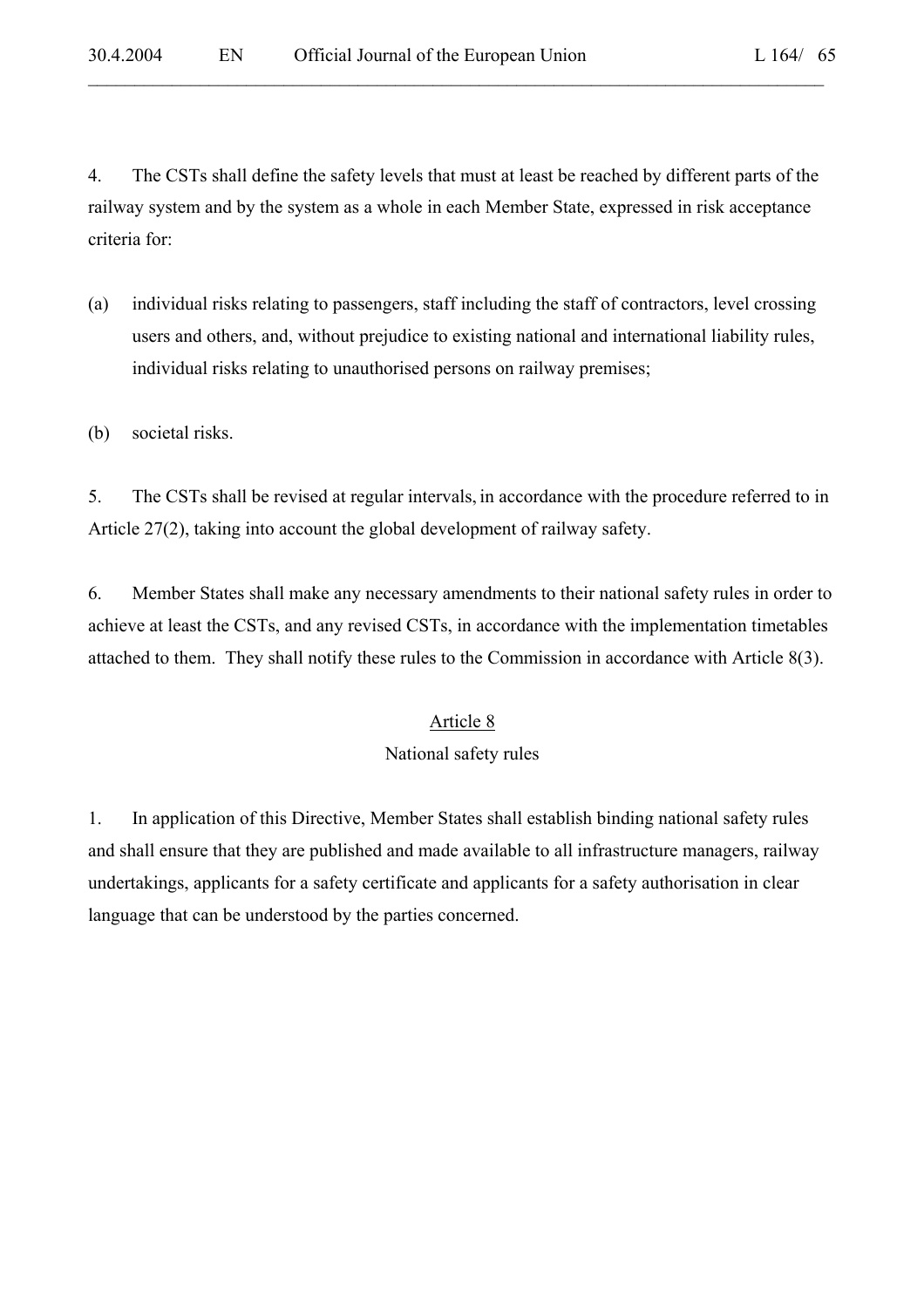4. The CSTs shall define the safety levels that must at least be reached by different parts of the railway system and by the system as a whole in each Member State, expressed in risk acceptance criteria for:

(a) individual risks relating to passengers, staff including the staff of contractors, level crossing users and others, and, without prejudice to existing national and international liability rules, individual risks relating to unauthorised persons on railway premises;

(b) societal risks.

5. The CSTs shall be revised at regular intervals, in accordance with the procedure referred to in Article 27(2), taking into account the global development of railway safety.

6. Member States shall make any necessary amendments to their national safety rules in order to achieve at least the CSTs, and any revised CSTs, in accordance with the implementation timetables attached to them. They shall notify these rules to the Commission in accordance with Article 8(3).

## Article 8

### National safety rules

1. In application of this Directive, Member States shall establish binding national safety rules and shall ensure that they are published and made available to all infrastructure managers, railway undertakings, applicants for a safety certificate and applicants for a safety authorisation in clear language that can be understood by the parties concerned.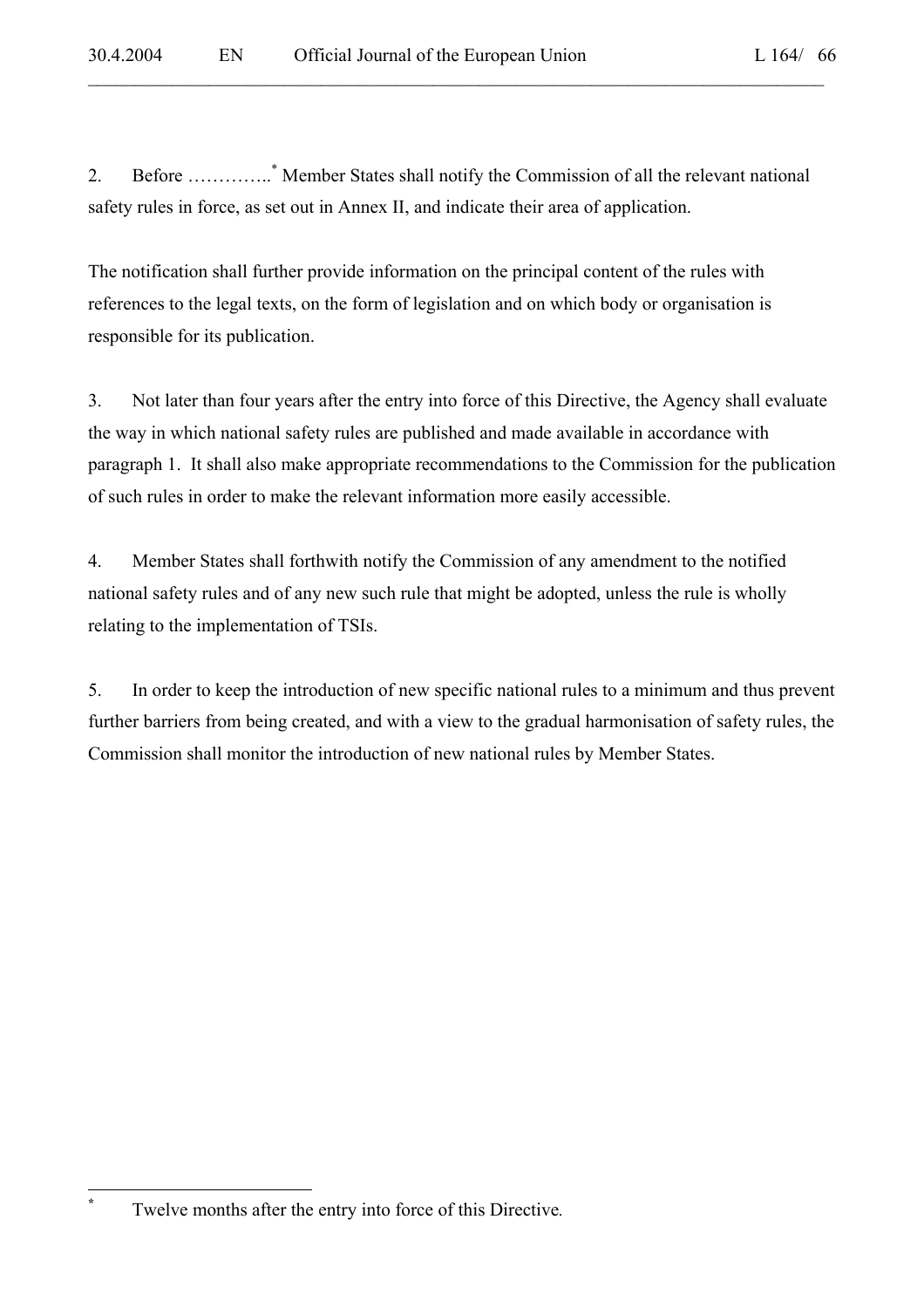2. Before …………..[*] Member States shall notify the Commission of all the relevant national safety rules in force, as set out in Annex II, and indicate their area of application.

The notification shall further provide information on the principal content of the rules with references to the legal texts, on the form of legislation and on which body or organisation is responsible for its publication.

3. Not later than four years after the entry into force of this Directive, the Agency shall evaluate the way in which national safety rules are published and made available in accordance with paragraph 1. It shall also make appropriate recommendations to the Commission for the publication of such rules in order to make the relevant information more easily accessible.

4. Member States shall forthwith notify the Commission of any amendment to the notified national safety rules and of any new such rule that might be adopted, unless the rule is wholly relating to the implementation of TSIs.

5. In order to keep the introduction of new specific national rules to a minimum and thus prevent further barriers from being created, and with a view to the gradual harmonisation of safety rules, the Commission shall monitor the introduction of new national rules by Member States.

---

[*] Twelve months after the entry into force of this Directive.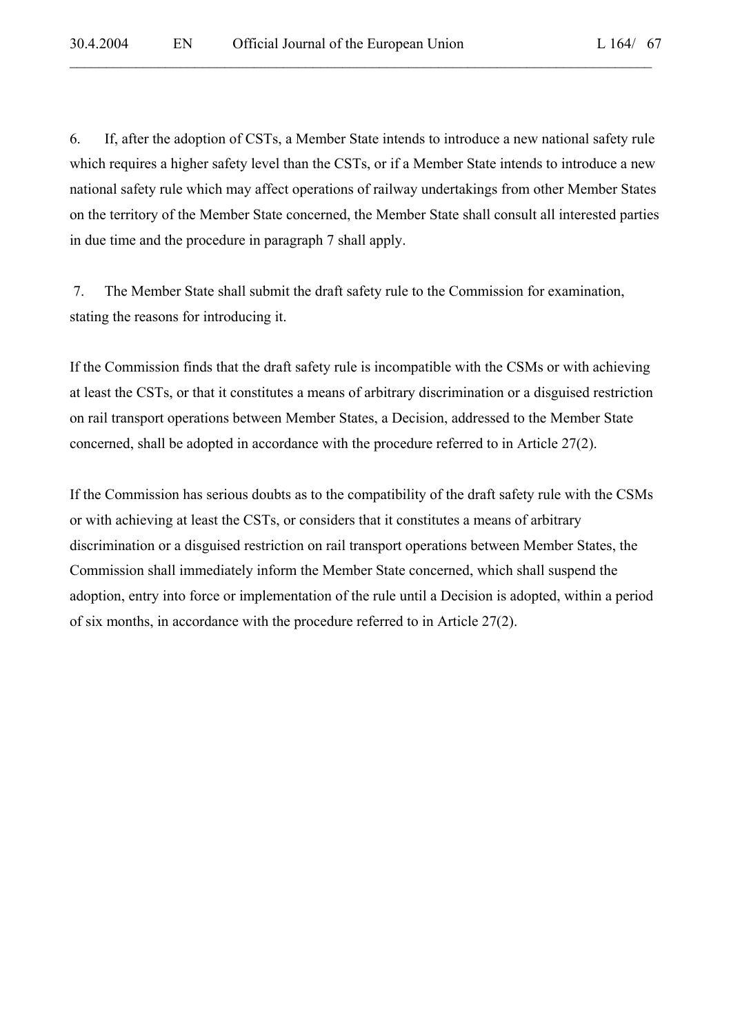6. If, after the adoption of CSTs, a Member State intends to introduce a new national safety rule which requires a higher safety level than the CSTs, or if a Member State intends to introduce a new national safety rule which may affect operations of railway undertakings from other Member States on the territory of the Member State concerned, the Member State shall consult all interested parties in due time and the procedure in paragraph 7 shall apply.

7. The Member State shall submit the draft safety rule to the Commission for examination, stating the reasons for introducing it.

If the Commission finds that the draft safety rule is incompatible with the CSMs or with achieving at least the CSTs, or that it constitutes a means of arbitrary discrimination or a disguised restriction on rail transport operations between Member States, a Decision, addressed to the Member State concerned, shall be adopted in accordance with the procedure referred to in Article 27(2).

If the Commission has serious doubts as to the compatibility of the draft safety rule with the CSMs or with achieving at least the CSTs, or considers that it constitutes a means of arbitrary discrimination or a disguised restriction on rail transport operations between Member States, the Commission shall immediately inform the Member State concerned, which shall suspend the adoption, entry into force or implementation of the rule until a Decision is adopted, within a period of six months, in accordance with the procedure referred to in Article 27(2).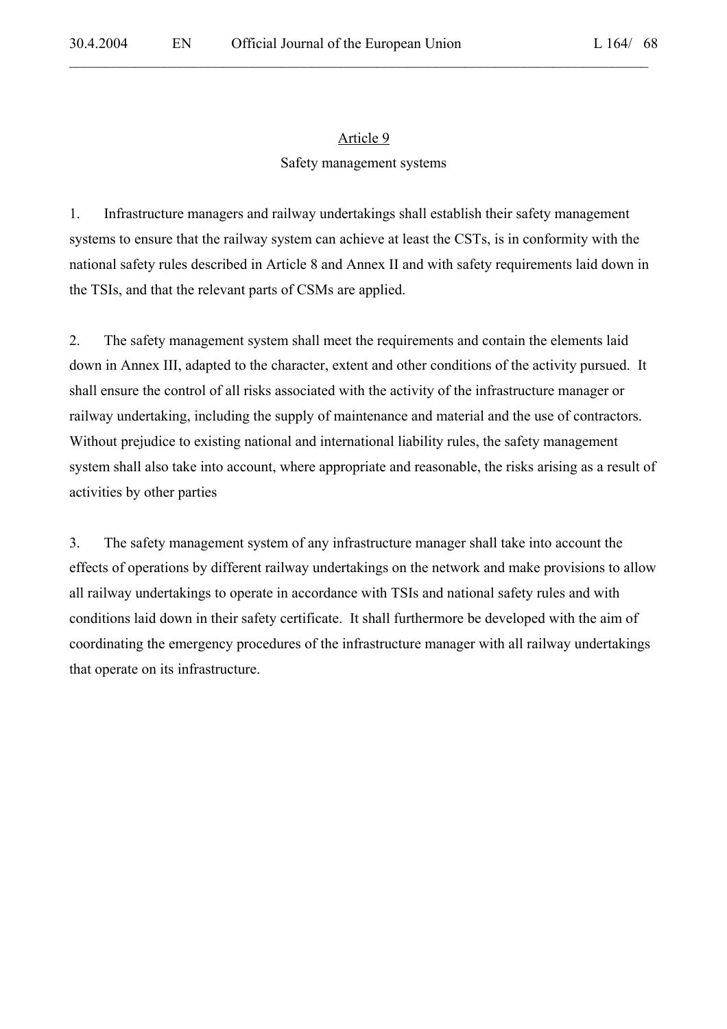## Article 9

### Safety management systems

1. Infrastructure managers and railway undertakings shall establish their safety management systems to ensure that the railway system can achieve at least the CSTs, is in conformity with the national safety rules described in Article 8 and Annex II and with safety requirements laid down in the TSIs, and that the relevant parts of CSMs are applied.

2. The safety management system shall meet the requirements and contain the elements laid down in Annex III, adapted to the character, extent and other conditions of the activity pursued. It shall ensure the control of all risks associated with the activity of the infrastructure manager or railway undertaking, including the supply of maintenance and material and the use of contractors. Without prejudice to existing national and international liability rules, the safety management system shall also take into account, where appropriate and reasonable, the risks arising as a result of activities by other parties

3. The safety management system of any infrastructure manager shall take into account the effects of operations by different railway undertakings on the network and make provisions to allow all railway undertakings to operate in accordance with TSIs and national safety rules and with conditions laid down in their safety certificate. It shall furthermore be developed with the aim of coordinating the emergency procedures of the infrastructure manager with all railway undertakings that operate on its infrastructure.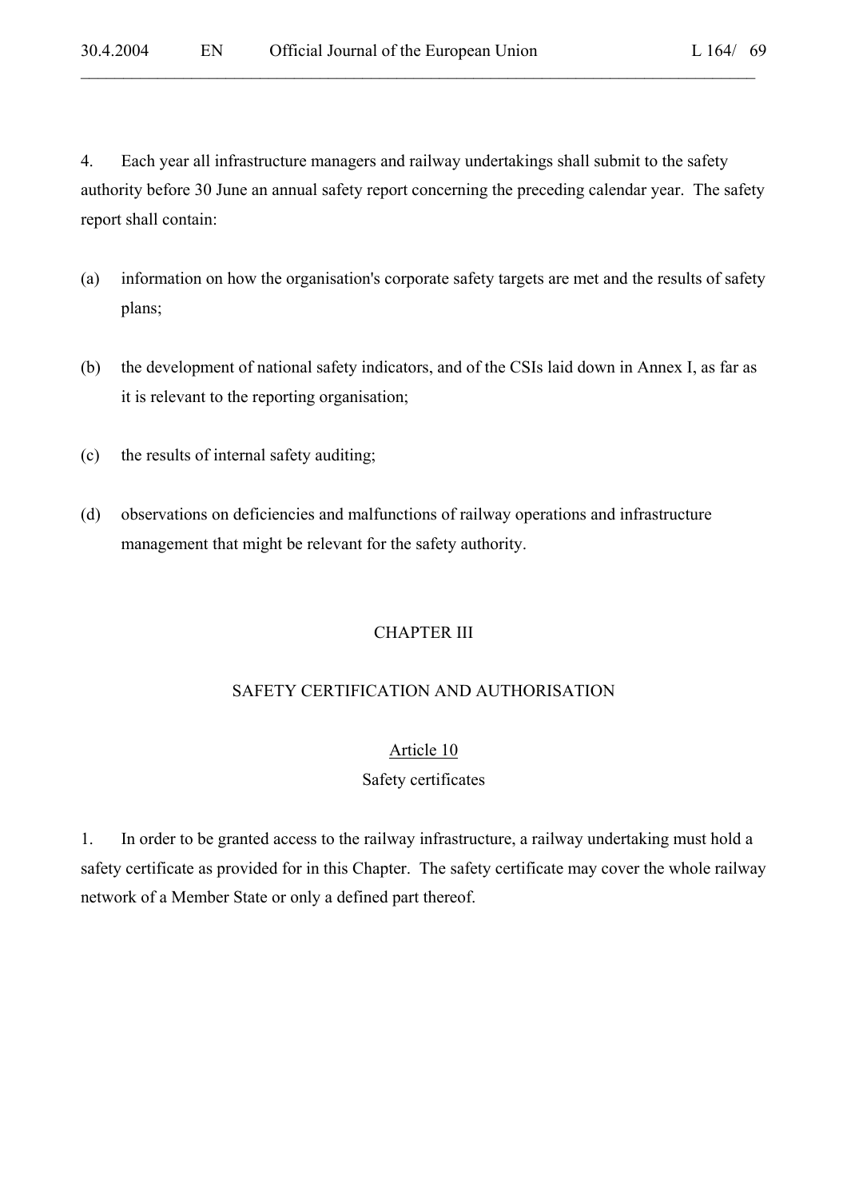4. Each year all infrastructure managers and railway undertakings shall submit to the safety authority before 30 June an annual safety report concerning the preceding calendar year. The safety report shall contain:

(a) information on how the organisation's corporate safety targets are met and the results of safety plans;

(b) the development of national safety indicators, and of the CSIs laid down in Annex I, as far as it is relevant to the reporting organisation;

(c) the results of internal safety auditing;

(d) observations on deficiencies and malfunctions of railway operations and infrastructure management that might be relevant for the safety authority.

## CHAPTER III

## SAFETY CERTIFICATION AND AUTHORISATION

### Article 10

### Safety certificates

1. In order to be granted access to the railway infrastructure, a railway undertaking must hold a safety certificate as provided for in this Chapter. The safety certificate may cover the whole railway network of a Member State or only a defined part thereof.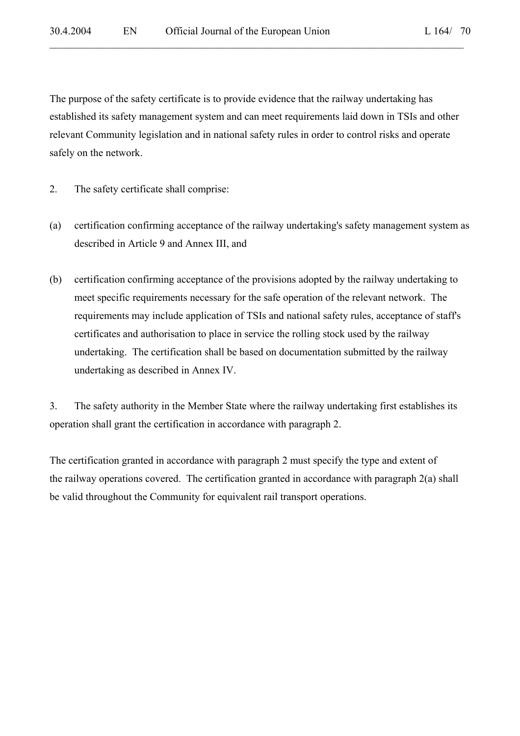The purpose of the safety certificate is to provide evidence that the railway undertaking has established its safety management system and can meet requirements laid down in TSIs and other relevant Community legislation and in national safety rules in order to control risks and operate safely on the network.

2. The safety certificate shall comprise:

(a) certification confirming acceptance of the railway undertaking's safety management system as described in Article 9 and Annex III, and

(b) certification confirming acceptance of the provisions adopted by the railway undertaking to meet specific requirements necessary for the safe operation of the relevant network. The requirements may include application of TSIs and national safety rules, acceptance of staff's certificates and authorisation to place in service the rolling stock used by the railway undertaking. The certification shall be based on documentation submitted by the railway undertaking as described in Annex IV.

3. The safety authority in the Member State where the railway undertaking first establishes its operation shall grant the certification in accordance with paragraph 2.

The certification granted in accordance with paragraph 2 must specify the type and extent of the railway operations covered. The certification granted in accordance with paragraph 2(a) shall be valid throughout the Community for equivalent rail transport operations.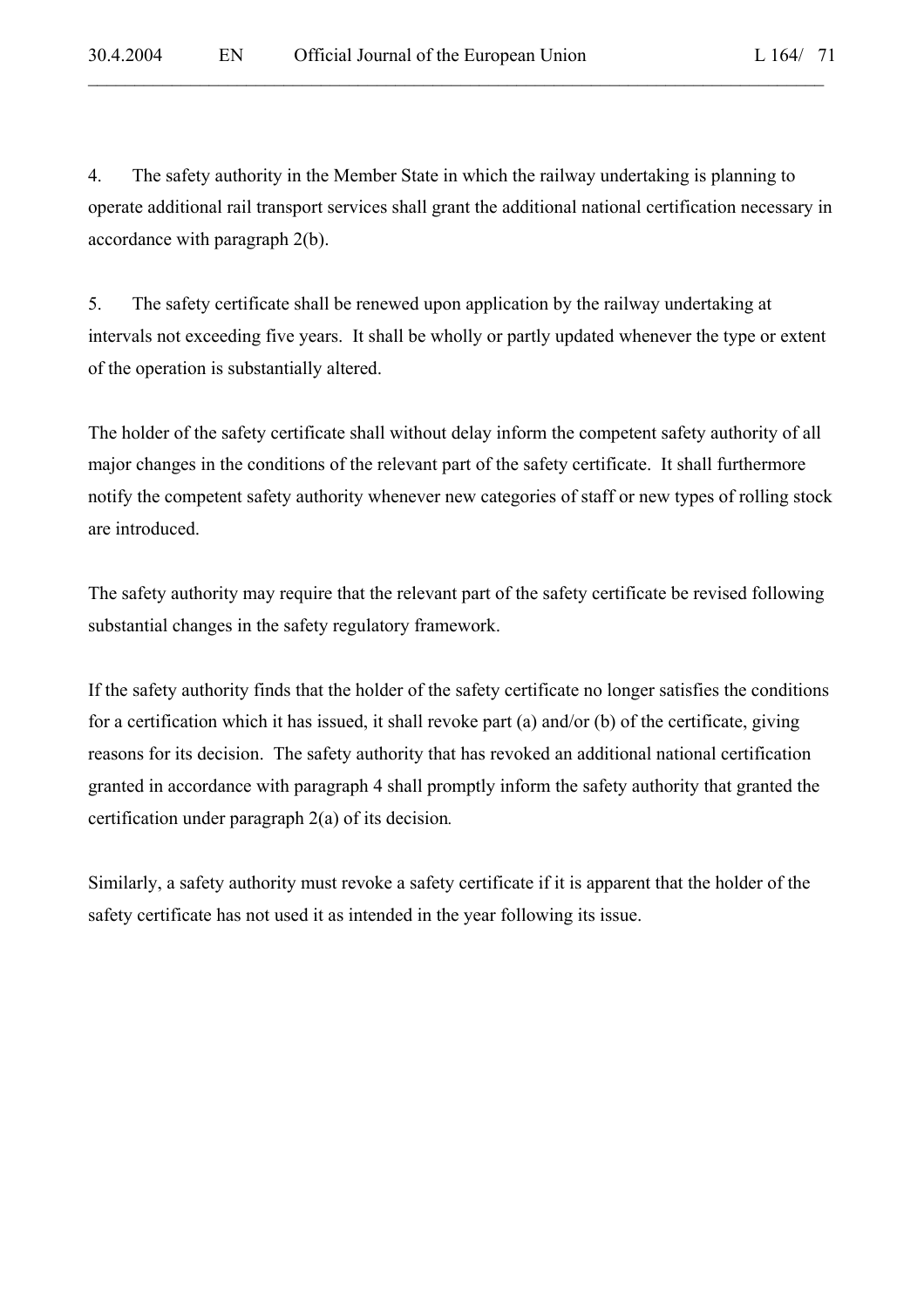4. The safety authority in the Member State in which the railway undertaking is planning to operate additional rail transport services shall grant the additional national certification necessary in accordance with paragraph 2(b).

5. The safety certificate shall be renewed upon application by the railway undertaking at intervals not exceeding five years. It shall be wholly or partly updated whenever the type or extent of the operation is substantially altered.

The holder of the safety certificate shall without delay inform the competent safety authority of all major changes in the conditions of the relevant part of the safety certificate. It shall furthermore notify the competent safety authority whenever new categories of staff or new types of rolling stock are introduced.

The safety authority may require that the relevant part of the safety certificate be revised following substantial changes in the safety regulatory framework.

If the safety authority finds that the holder of the safety certificate no longer satisfies the conditions for a certification which it has issued, it shall revoke part (a) and/or (b) of the certificate, giving reasons for its decision. The safety authority that has revoked an additional national certification granted in accordance with paragraph 4 shall promptly inform the safety authority that granted the certification under paragraph 2(a) of its decision.

Similarly, a safety authority must revoke a safety certificate if it is apparent that the holder of the safety certificate has not used it as intended in the year following its issue.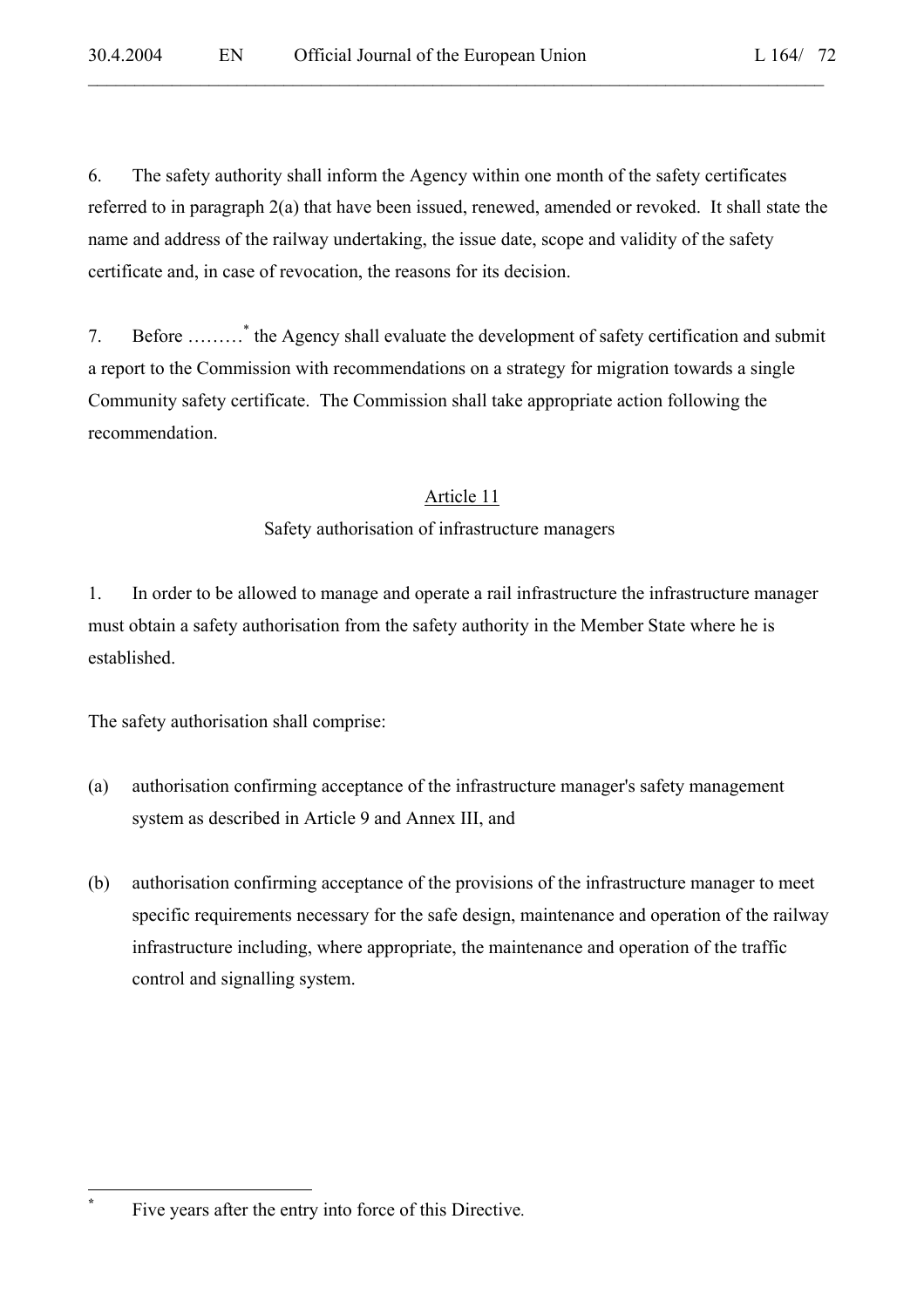6. The safety authority shall inform the Agency within one month of the safety certificates referred to in paragraph 2(a) that have been issued, renewed, amended or revoked. It shall state the name and address of the railway undertaking, the issue date, scope and validity of the safety certificate and, in case of revocation, the reasons for its decision.

7. Before ………[*] the Agency shall evaluate the development of safety certification and submit a report to the Commission with recommendations on a strategy for migration towards a single Community safety certificate. The Commission shall take appropriate action following the recommendation.

## Article 11

### Safety authorisation of infrastructure managers

1. In order to be allowed to manage and operate a rail infrastructure the infrastructure manager must obtain a safety authorisation from the safety authority in the Member State where he is established.

The safety authorisation shall comprise:

(a) authorisation confirming acceptance of the infrastructure manager's safety management system as described in Article 9 and Annex III, and

(b) authorisation confirming acceptance of the provisions of the infrastructure manager to meet specific requirements necessary for the safe design, maintenance and operation of the railway infrastructure including, where appropriate, the maintenance and operation of the traffic control and signalling system.

---

[*] Five years after the entry into force of this Directive.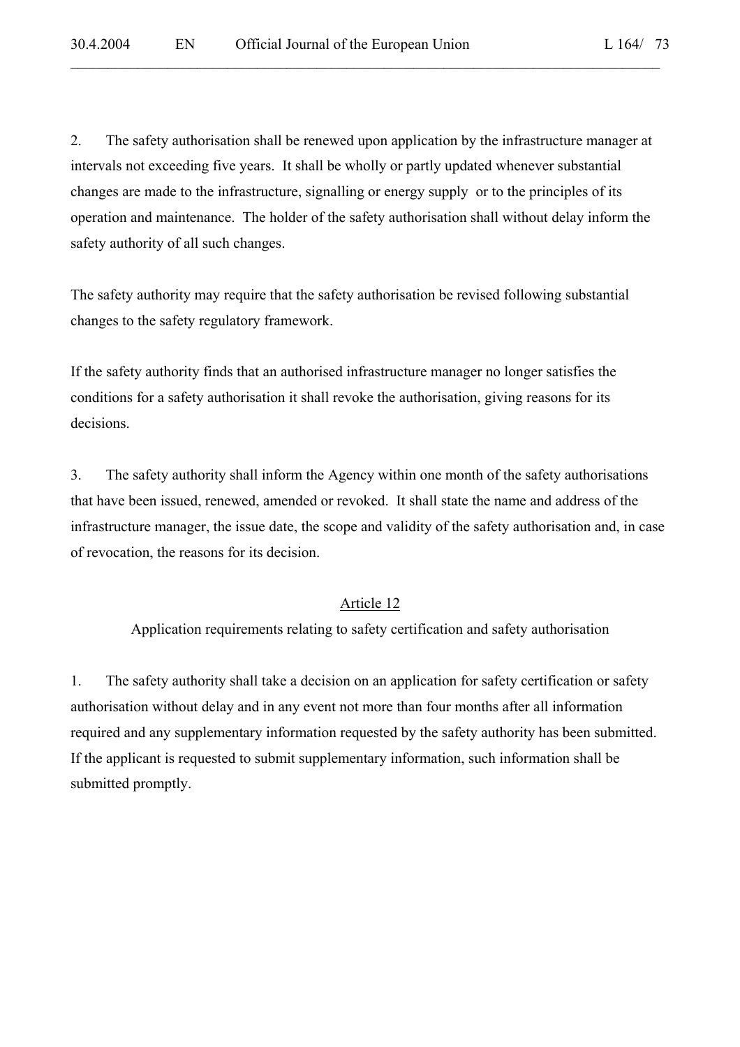2. The safety authorisation shall be renewed upon application by the infrastructure manager at intervals not exceeding five years. It shall be wholly or partly updated whenever substantial changes are made to the infrastructure, signalling or energy supply or to the principles of its operation and maintenance. The holder of the safety authorisation shall without delay inform the safety authority of all such changes.

The safety authority may require that the safety authorisation be revised following substantial changes to the safety regulatory framework.

If the safety authority finds that an authorised infrastructure manager no longer satisfies the conditions for a safety authorisation it shall revoke the authorisation, giving reasons for its decisions.

3. The safety authority shall inform the Agency within one month of the safety authorisations that have been issued, renewed, amended or revoked. It shall state the name and address of the infrastructure manager, the issue date, the scope and validity of the safety authorisation and, in case of revocation, the reasons for its decision.

## Article 12

### Application requirements relating to safety certification and safety authorisation

1. The safety authority shall take a decision on an application for safety certification or safety authorisation without delay and in any event not more than four months after all information required and any supplementary information requested by the safety authority has been submitted. If the applicant is requested to submit supplementary information, such information shall be submitted promptly.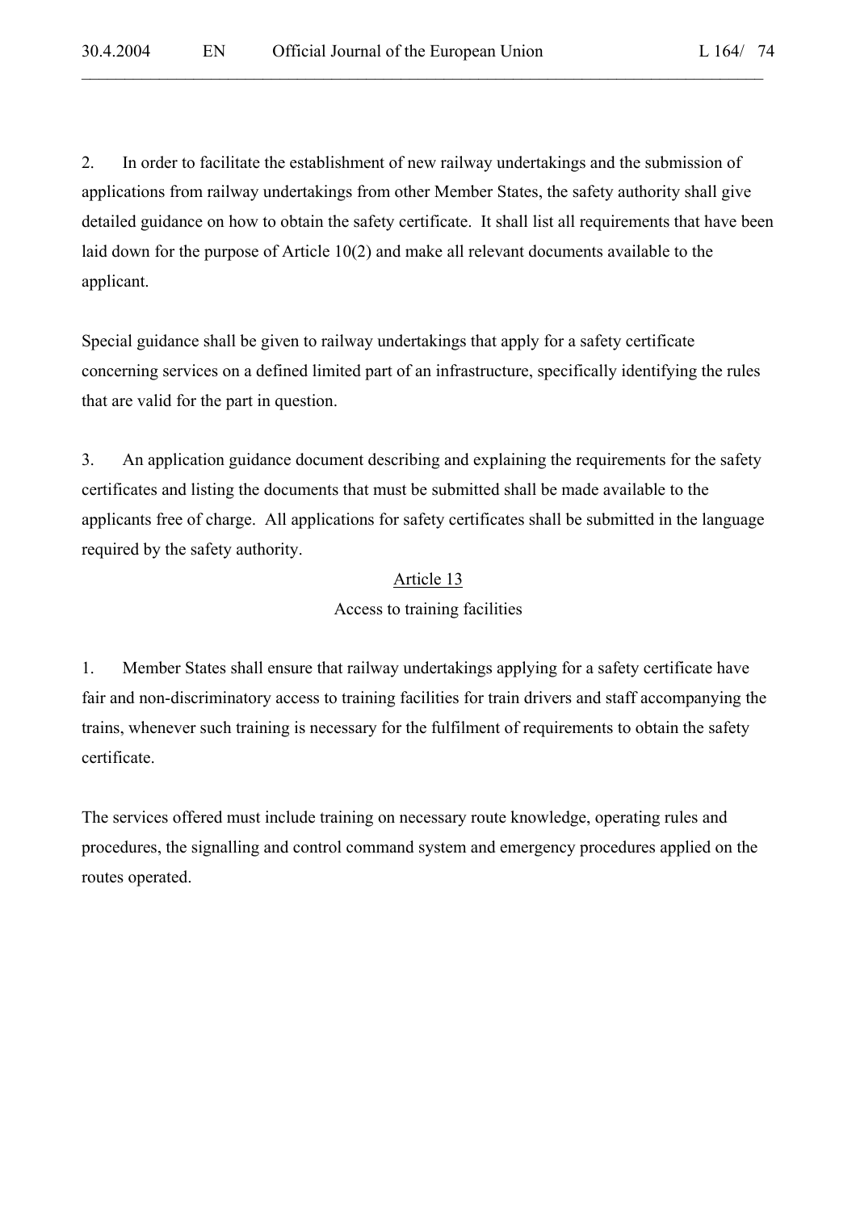2. In order to facilitate the establishment of new railway undertakings and the submission of applications from railway undertakings from other Member States, the safety authority shall give detailed guidance on how to obtain the safety certificate. It shall list all requirements that have been laid down for the purpose of Article 10(2) and make all relevant documents available to the applicant.

Special guidance shall be given to railway undertakings that apply for a safety certificate concerning services on a defined limited part of an infrastructure, specifically identifying the rules that are valid for the part in question.

3. An application guidance document describing and explaining the requirements for the safety certificates and listing the documents that must be submitted shall be made available to the applicants free of charge. All applications for safety certificates shall be submitted in the language required by the safety authority.

## Article 13

### Access to training facilities

1. Member States shall ensure that railway undertakings applying for a safety certificate have fair and non-discriminatory access to training facilities for train drivers and staff accompanying the trains, whenever such training is necessary for the fulfilment of requirements to obtain the safety certificate.

The services offered must include training on necessary route knowledge, operating rules and procedures, the signalling and control command system and emergency procedures applied on the routes operated.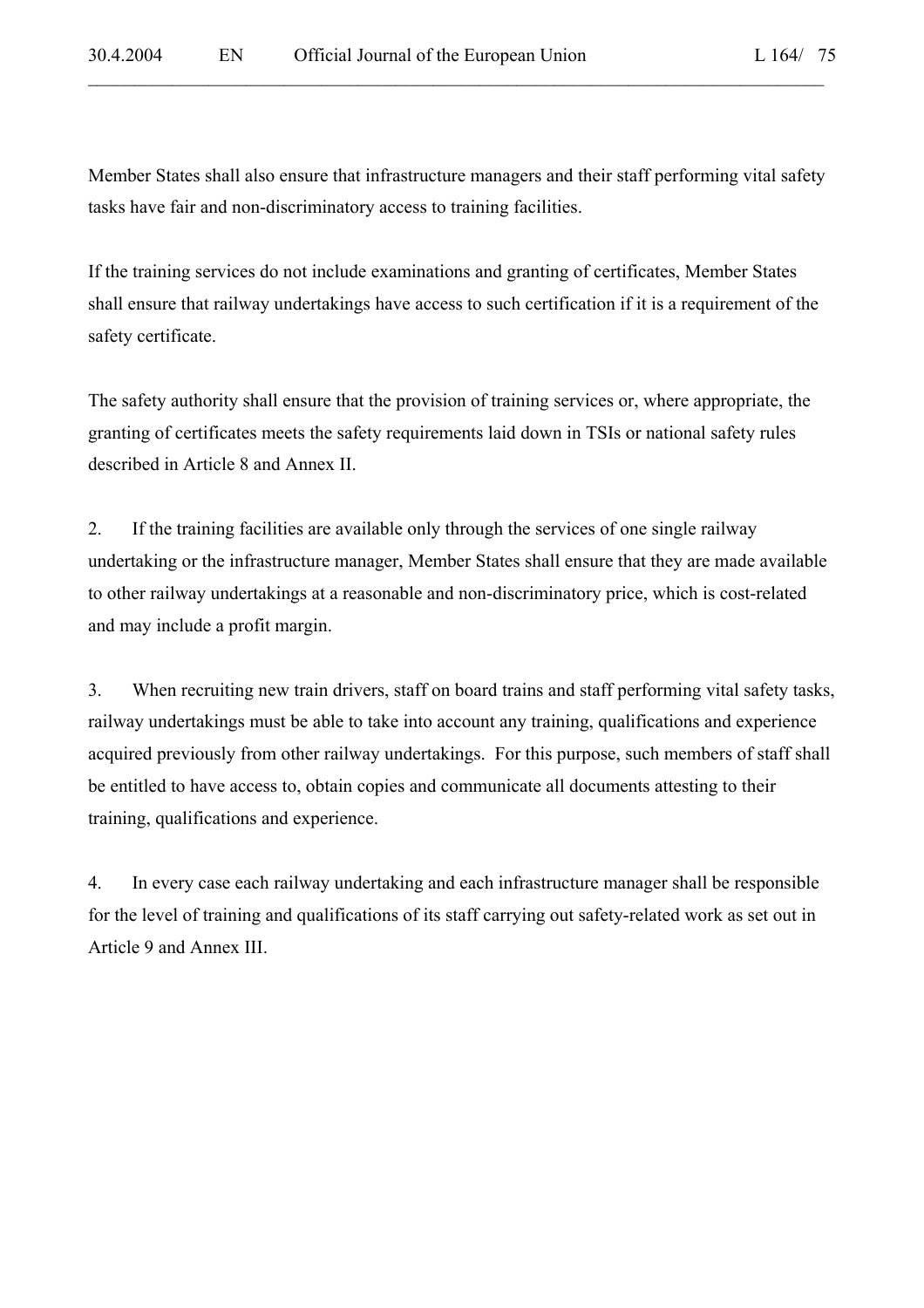Member States shall also ensure that infrastructure managers and their staff performing vital safety tasks have fair and non-discriminatory access to training facilities.

If the training services do not include examinations and granting of certificates, Member States shall ensure that railway undertakings have access to such certification if it is a requirement of the safety certificate.

The safety authority shall ensure that the provision of training services or, where appropriate, the granting of certificates meets the safety requirements laid down in TSIs or national safety rules described in Article 8 and Annex II.

2. If the training facilities are available only through the services of one single railway undertaking or the infrastructure manager, Member States shall ensure that they are made available to other railway undertakings at a reasonable and non-discriminatory price, which is cost-related and may include a profit margin.

3. When recruiting new train drivers, staff on board trains and staff performing vital safety tasks, railway undertakings must be able to take into account any training, qualifications and experience acquired previously from other railway undertakings. For this purpose, such members of staff shall be entitled to have access to, obtain copies and communicate all documents attesting to their training, qualifications and experience.

4. In every case each railway undertaking and each infrastructure manager shall be responsible for the level of training and qualifications of its staff carrying out safety-related work as set out in Article 9 and Annex III.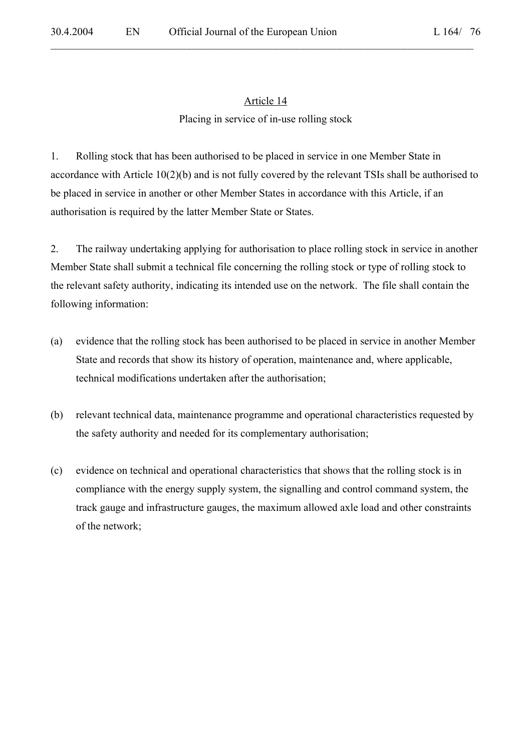## Article 14

### Placing in service of in-use rolling stock

1. Rolling stock that has been authorised to be placed in service in one Member State in accordance with Article 10(2)(b) and is not fully covered by the relevant TSIs shall be authorised to be placed in service in another or other Member States in accordance with this Article, if an authorisation is required by the latter Member State or States.

2. The railway undertaking applying for authorisation to place rolling stock in service in another Member State shall submit a technical file concerning the rolling stock or type of rolling stock to the relevant safety authority, indicating its intended use on the network. The file shall contain the following information:

(a) evidence that the rolling stock has been authorised to be placed in service in another Member State and records that show its history of operation, maintenance and, where applicable, technical modifications undertaken after the authorisation;

(b) relevant technical data, maintenance programme and operational characteristics requested by the safety authority and needed for its complementary authorisation;

(c) evidence on technical and operational characteristics that shows that the rolling stock is in compliance with the energy supply system, the signalling and control command system, the track gauge and infrastructure gauges, the maximum allowed axle load and other constraints of the network;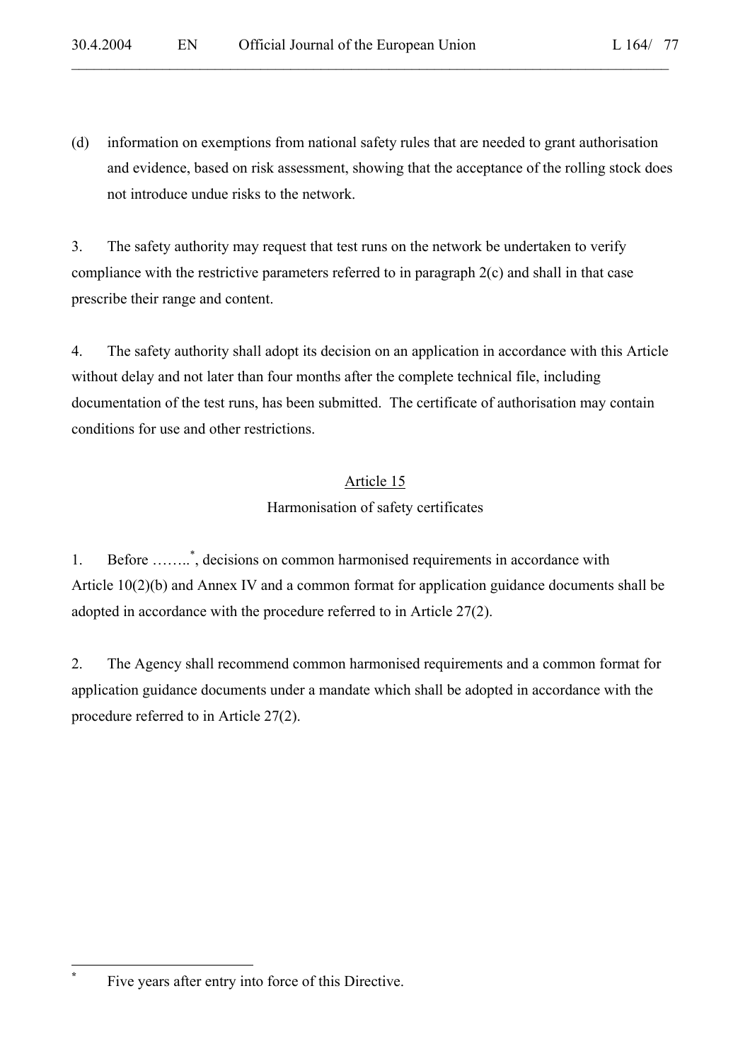(d) information on exemptions from national safety rules that are needed to grant authorisation and evidence, based on risk assessment, showing that the acceptance of the rolling stock does not introduce undue risks to the network.

3. The safety authority may request that test runs on the network be undertaken to verify compliance with the restrictive parameters referred to in paragraph 2(c) and shall in that case prescribe their range and content.

4. The safety authority shall adopt its decision on an application in accordance with this Article without delay and not later than four months after the complete technical file, including documentation of the test runs, has been submitted. The certificate of authorisation may contain conditions for use and other restrictions.

Article 15

Harmonisation of safety certificates

1. Before ……..*, decisions on common harmonised requirements in accordance with Article 10(2)(b) and Annex IV and a common format for application guidance documents shall be adopted in accordance with the procedure referred to in Article 27(2).

2. The Agency shall recommend common harmonised requirements and a common format for application guidance documents under a mandate which shall be adopted in accordance with the procedure referred to in Article 27(2).

\* Five years after entry into force of this Directive.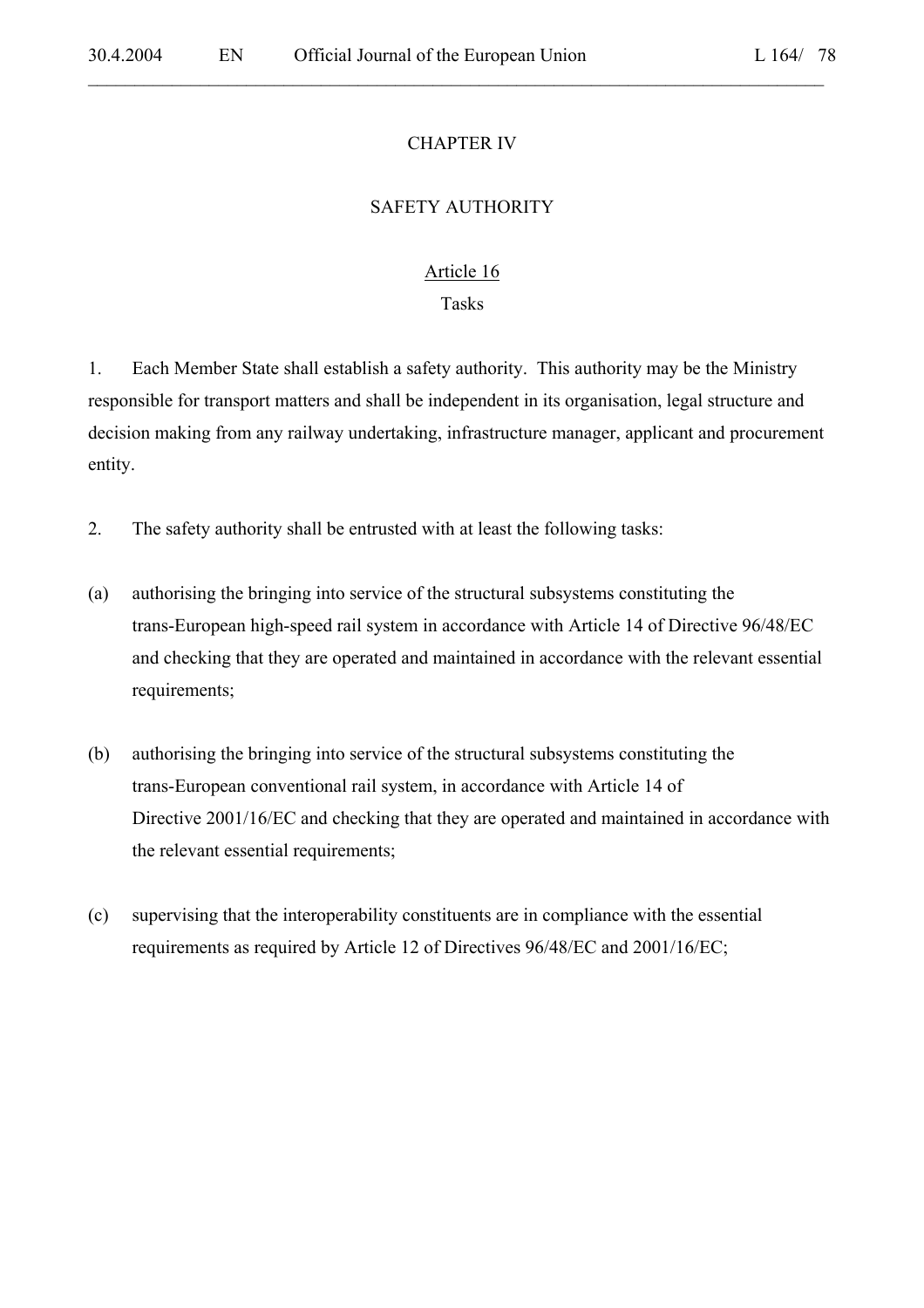## CHAPTER IV

## SAFETY AUTHORITY

### Article 16

### Tasks

1. Each Member State shall establish a safety authority. This authority may be the Ministry responsible for transport matters and shall be independent in its organisation, legal structure and decision making from any railway undertaking, infrastructure manager, applicant and procurement entity.

2. The safety authority shall be entrusted with at least the following tasks:

(a) authorising the bringing into service of the structural subsystems constituting the trans-European high-speed rail system in accordance with Article 14 of Directive 96/48/EC and checking that they are operated and maintained in accordance with the relevant essential requirements;

(b) authorising the bringing into service of the structural subsystems constituting the trans-European conventional rail system, in accordance with Article 14 of Directive 2001/16/EC and checking that they are operated and maintained in accordance with the relevant essential requirements;

(c) supervising that the interoperability constituents are in compliance with the essential requirements as required by Article 12 of Directives 96/48/EC and 2001/16/EC;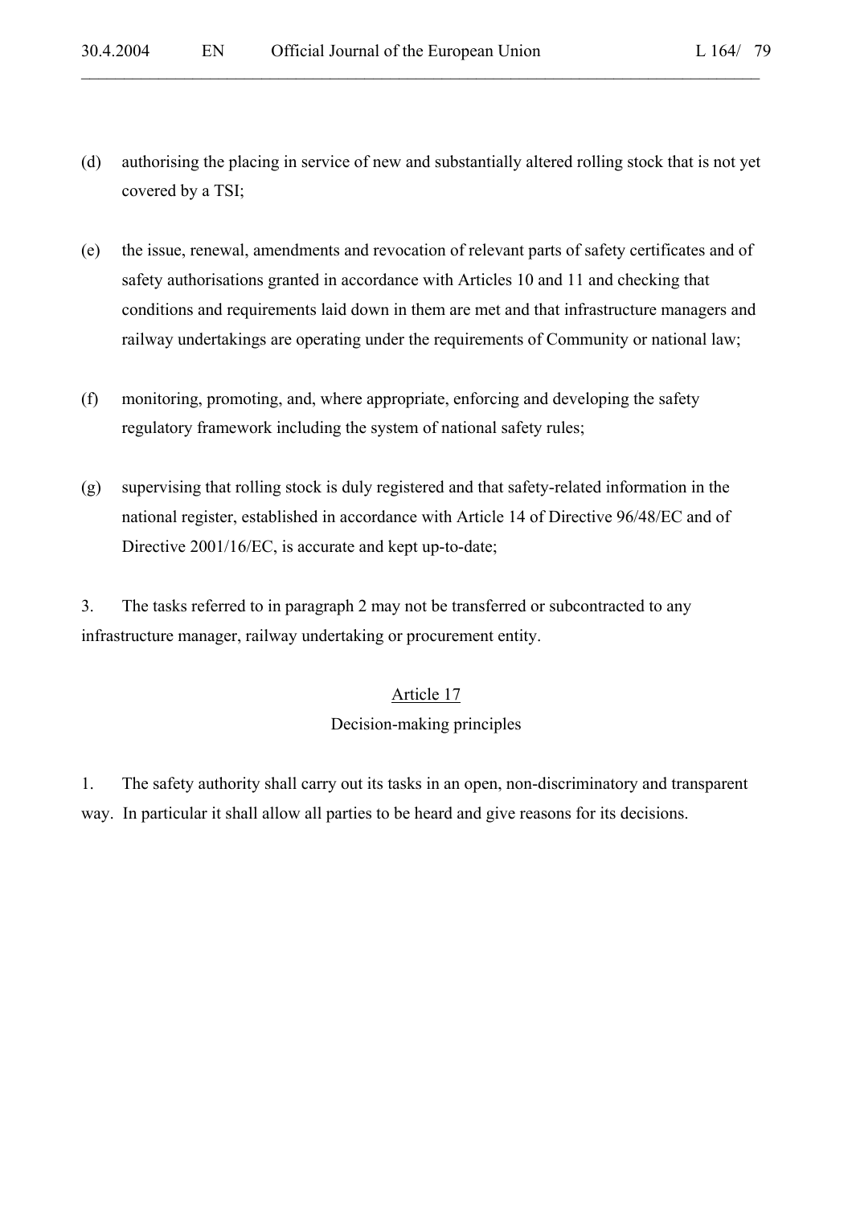(d) authorising the placing in service of new and substantially altered rolling stock that is not yet covered by a TSI;

(e) the issue, renewal, amendments and revocation of relevant parts of safety certificates and of safety authorisations granted in accordance with Articles 10 and 11 and checking that conditions and requirements laid down in them are met and that infrastructure managers and railway undertakings are operating under the requirements of Community or national law;

(f) monitoring, promoting, and, where appropriate, enforcing and developing the safety regulatory framework including the system of national safety rules;

(g) supervising that rolling stock is duly registered and that safety-related information in the national register, established in accordance with Article 14 of Directive 96/48/EC and of Directive 2001/16/EC, is accurate and kept up-to-date;

3. The tasks referred to in paragraph 2 may not be transferred or subcontracted to any infrastructure manager, railway undertaking or procurement entity.

## Article 17
### Decision-making principles

1. The safety authority shall carry out its tasks in an open, non-discriminatory and transparent way. In particular it shall allow all parties to be heard and give reasons for its decisions.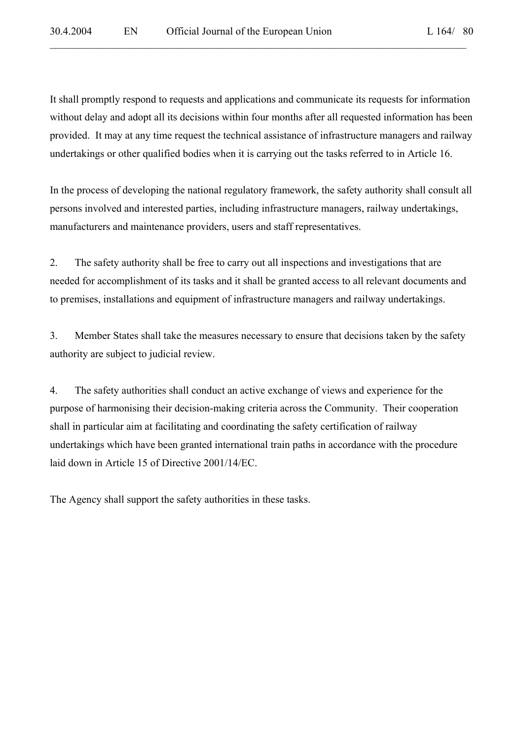It shall promptly respond to requests and applications and communicate its requests for information without delay and adopt all its decisions within four months after all requested information has been provided. It may at any time request the technical assistance of infrastructure managers and railway undertakings or other qualified bodies when it is carrying out the tasks referred to in Article 16.

In the process of developing the national regulatory framework, the safety authority shall consult all persons involved and interested parties, including infrastructure managers, railway undertakings, manufacturers and maintenance providers, users and staff representatives.

2. The safety authority shall be free to carry out all inspections and investigations that are needed for accomplishment of its tasks and it shall be granted access to all relevant documents and to premises, installations and equipment of infrastructure managers and railway undertakings.

3. Member States shall take the measures necessary to ensure that decisions taken by the safety authority are subject to judicial review.

4. The safety authorities shall conduct an active exchange of views and experience for the purpose of harmonising their decision-making criteria across the Community. Their cooperation shall in particular aim at facilitating and coordinating the safety certification of railway undertakings which have been granted international train paths in accordance with the procedure laid down in Article 15 of Directive 2001/14/EC.

The Agency shall support the safety authorities in these tasks.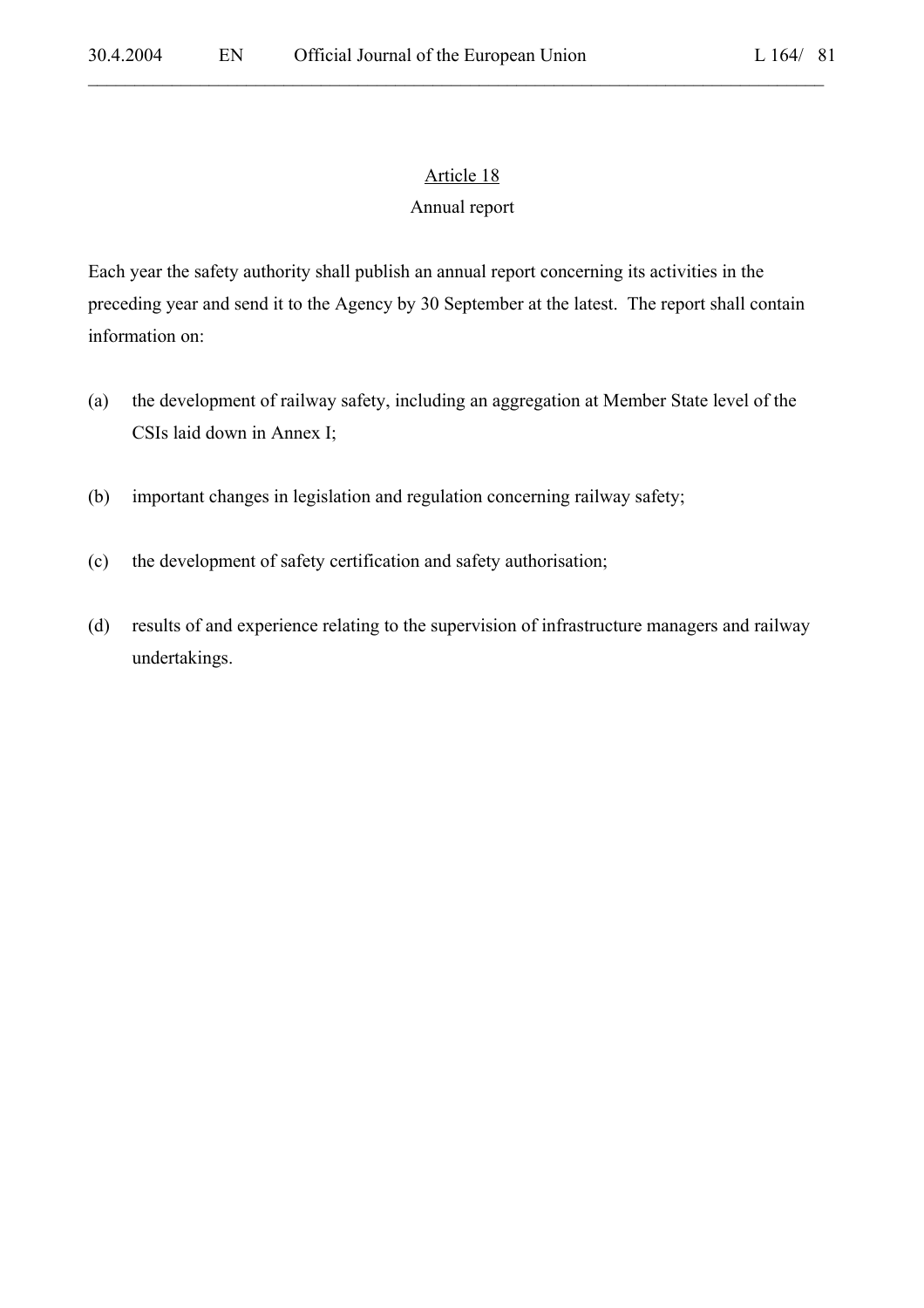## Article 18

### Annual report

Each year the safety authority shall publish an annual report concerning its activities in the preceding year and send it to the Agency by 30 September at the latest. The report shall contain information on:

(a) the development of railway safety, including an aggregation at Member State level of the CSIs laid down in Annex I;

(b) important changes in legislation and regulation concerning railway safety;

(c) the development of safety certification and safety authorisation;

(d) results of and experience relating to the supervision of infrastructure managers and railway undertakings.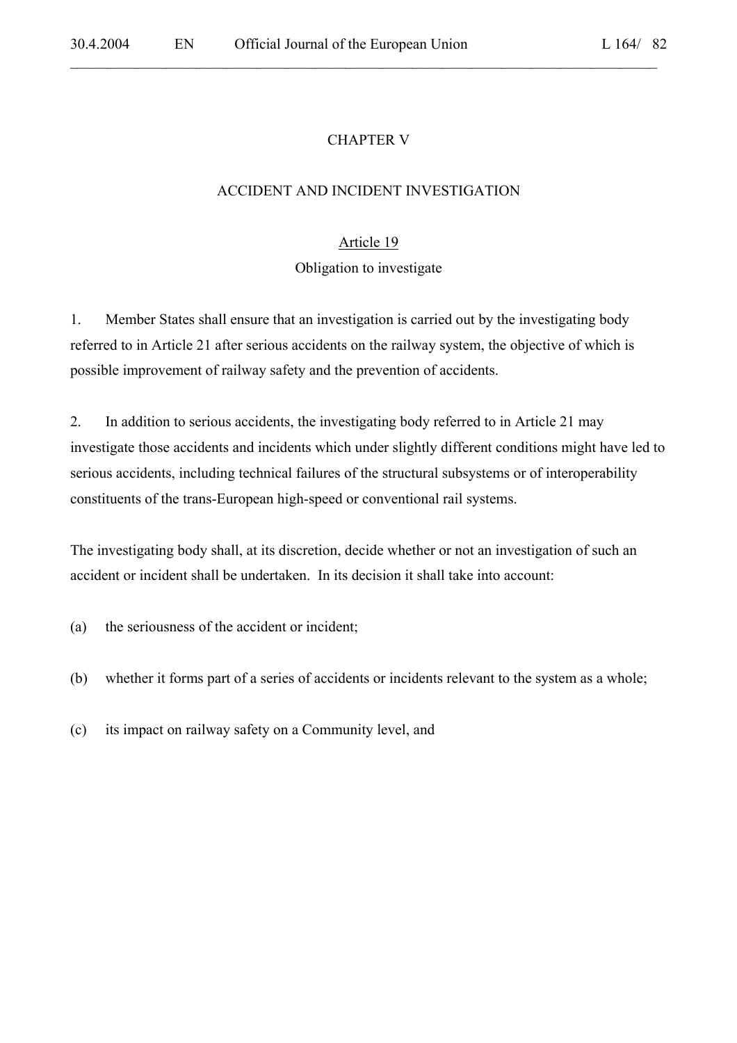## CHAPTER V

## ACCIDENT AND INCIDENT INVESTIGATION

### Article 19

### Obligation to investigate

1. Member States shall ensure that an investigation is carried out by the investigating body referred to in Article 21 after serious accidents on the railway system, the objective of which is possible improvement of railway safety and the prevention of accidents.

2. In addition to serious accidents, the investigating body referred to in Article 21 may investigate those accidents and incidents which under slightly different conditions might have led to serious accidents, including technical failures of the structural subsystems or of interoperability constituents of the trans-European high-speed or conventional rail systems.

The investigating body shall, at its discretion, decide whether or not an investigation of such an accident or incident shall be undertaken. In its decision it shall take into account:

(a) the seriousness of the accident or incident;

(b) whether it forms part of a series of accidents or incidents relevant to the system as a whole;

(c) its impact on railway safety on a Community level, and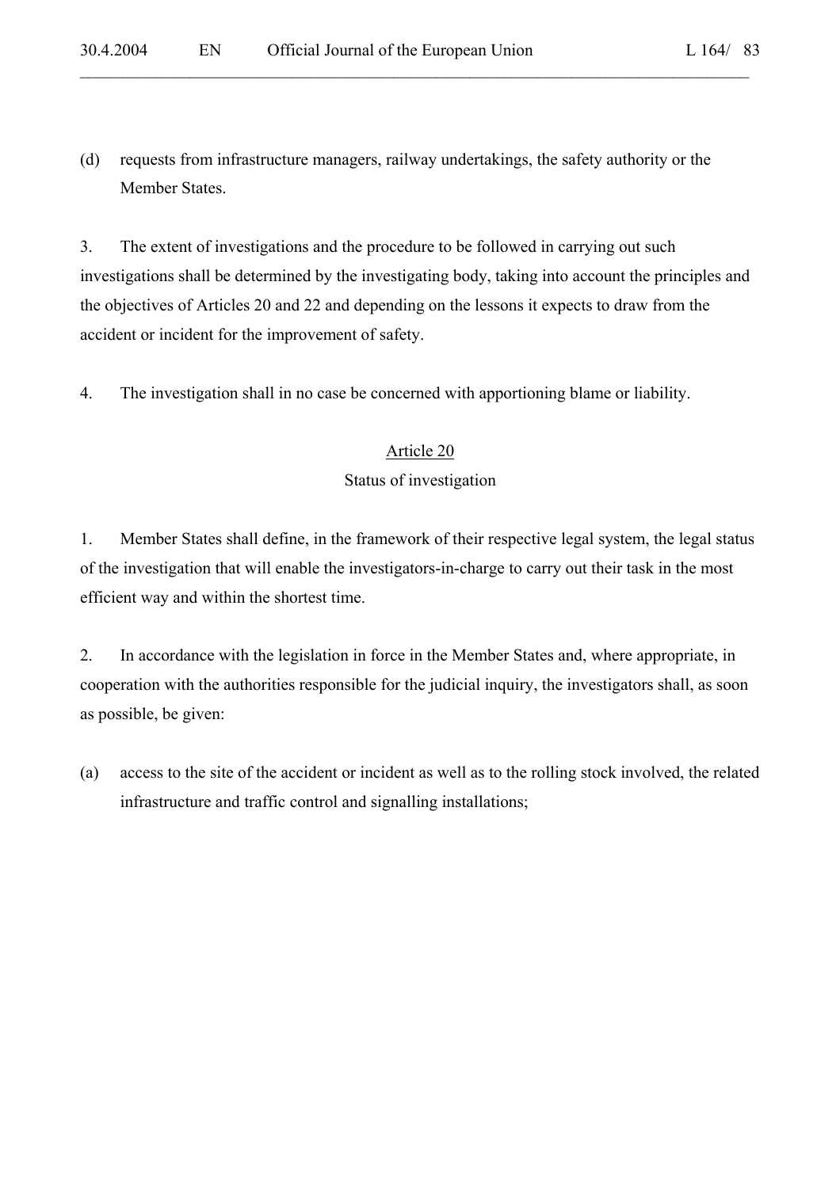(d) requests from infrastructure managers, railway undertakings, the safety authority or the Member States.

3. The extent of investigations and the procedure to be followed in carrying out such investigations shall be determined by the investigating body, taking into account the principles and the objectives of Articles 20 and 22 and depending on the lessons it expects to draw from the accident or incident for the improvement of safety.

4. The investigation shall in no case be concerned with apportioning blame or liability.

## Article 20

### Status of investigation

1. Member States shall define, in the framework of their respective legal system, the legal status of the investigation that will enable the investigators-in-charge to carry out their task in the most efficient way and within the shortest time.

2. In accordance with the legislation in force in the Member States and, where appropriate, in cooperation with the authorities responsible for the judicial inquiry, the investigators shall, as soon as possible, be given:

(a) access to the site of the accident or incident as well as to the rolling stock involved, the related infrastructure and traffic control and signalling installations;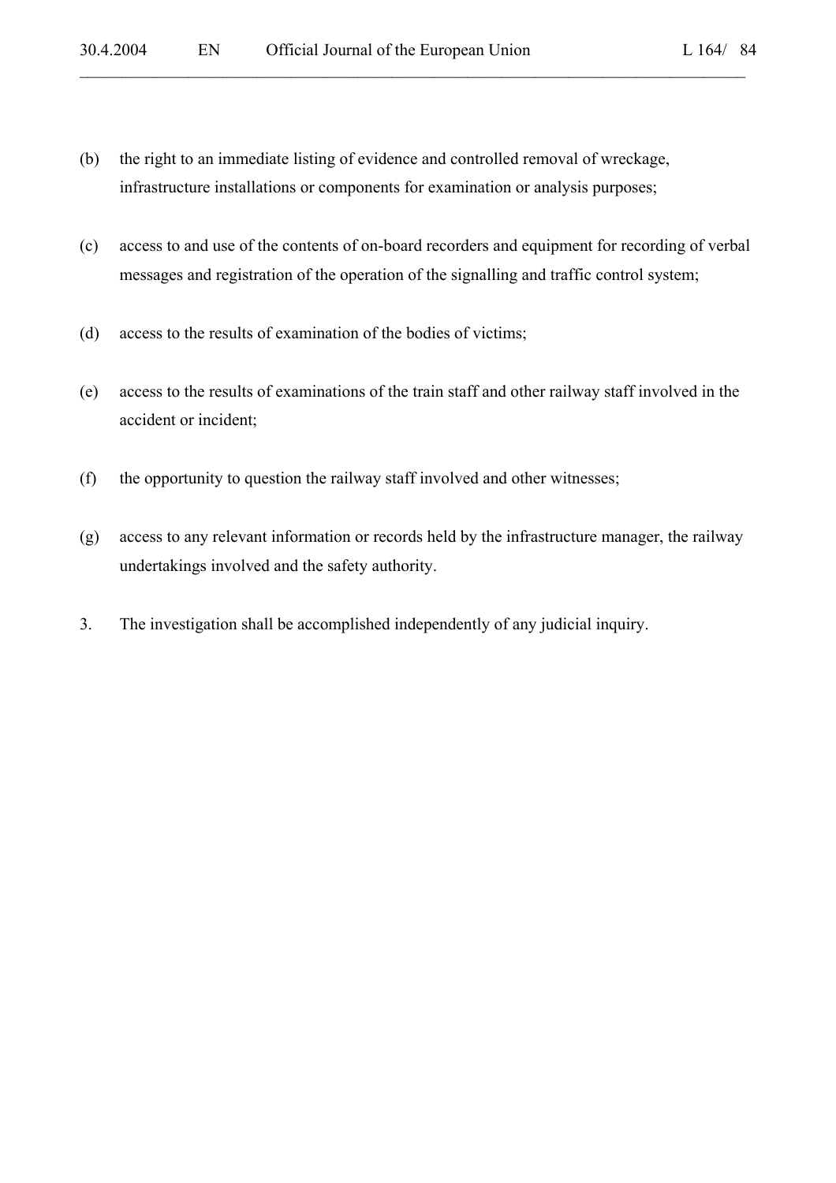(b) the right to an immediate listing of evidence and controlled removal of wreckage, infrastructure installations or components for examination or analysis purposes;

(c) access to and use of the contents of on-board recorders and equipment for recording of verbal messages and registration of the operation of the signalling and traffic control system;

(d) access to the results of examination of the bodies of victims;

(e) access to the results of examinations of the train staff and other railway staff involved in the accident or incident;

(f) the opportunity to question the railway staff involved and other witnesses;

(g) access to any relevant information or records held by the infrastructure manager, the railway undertakings involved and the safety authority.

3. The investigation shall be accomplished independently of any judicial inquiry.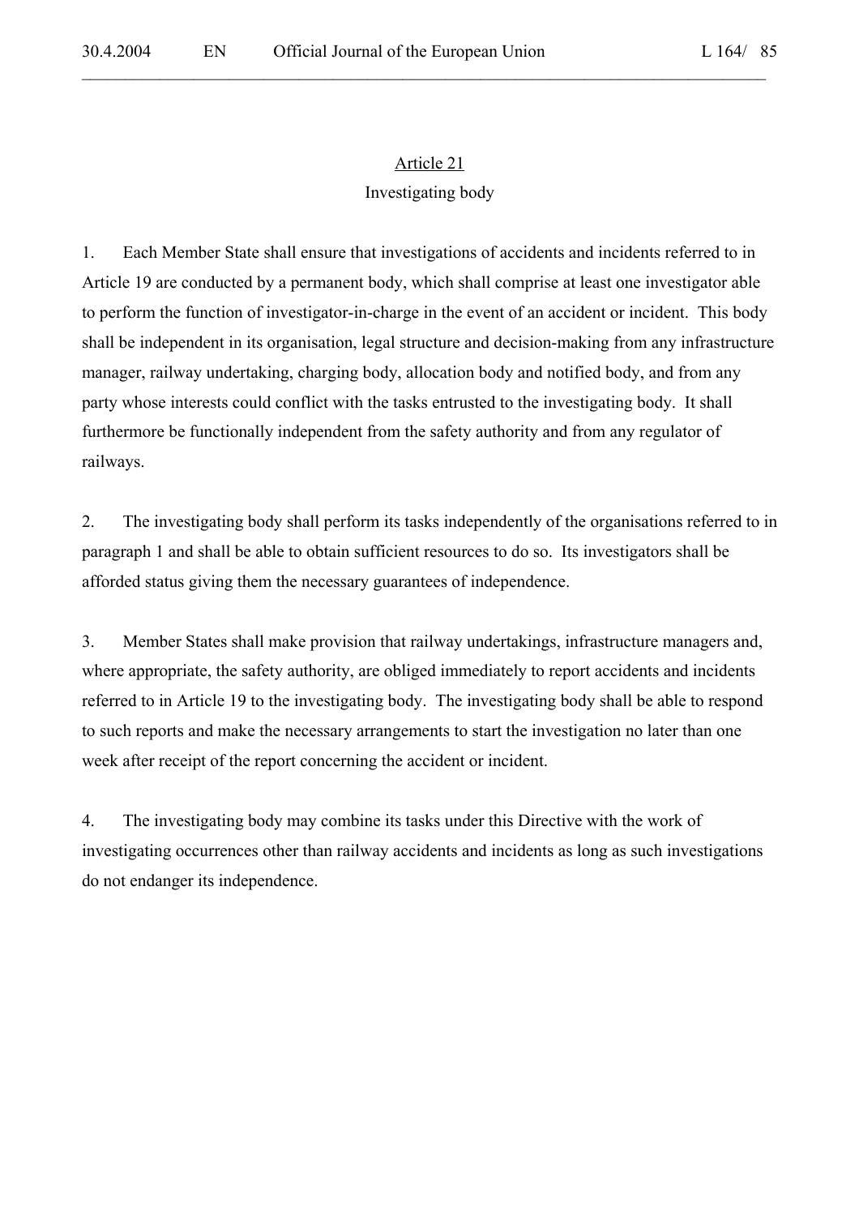## Article 21

### Investigating body

1. Each Member State shall ensure that investigations of accidents and incidents referred to in Article 19 are conducted by a permanent body, which shall comprise at least one investigator able to perform the function of investigator-in-charge in the event of an accident or incident. This body shall be independent in its organisation, legal structure and decision-making from any infrastructure manager, railway undertaking, charging body, allocation body and notified body, and from any party whose interests could conflict with the tasks entrusted to the investigating body. It shall furthermore be functionally independent from the safety authority and from any regulator of railways.

2. The investigating body shall perform its tasks independently of the organisations referred to in paragraph 1 and shall be able to obtain sufficient resources to do so. Its investigators shall be afforded status giving them the necessary guarantees of independence.

3. Member States shall make provision that railway undertakings, infrastructure managers and, where appropriate, the safety authority, are obliged immediately to report accidents and incidents referred to in Article 19 to the investigating body. The investigating body shall be able to respond to such reports and make the necessary arrangements to start the investigation no later than one week after receipt of the report concerning the accident or incident.

4. The investigating body may combine its tasks under this Directive with the work of investigating occurrences other than railway accidents and incidents as long as such investigations do not endanger its independence.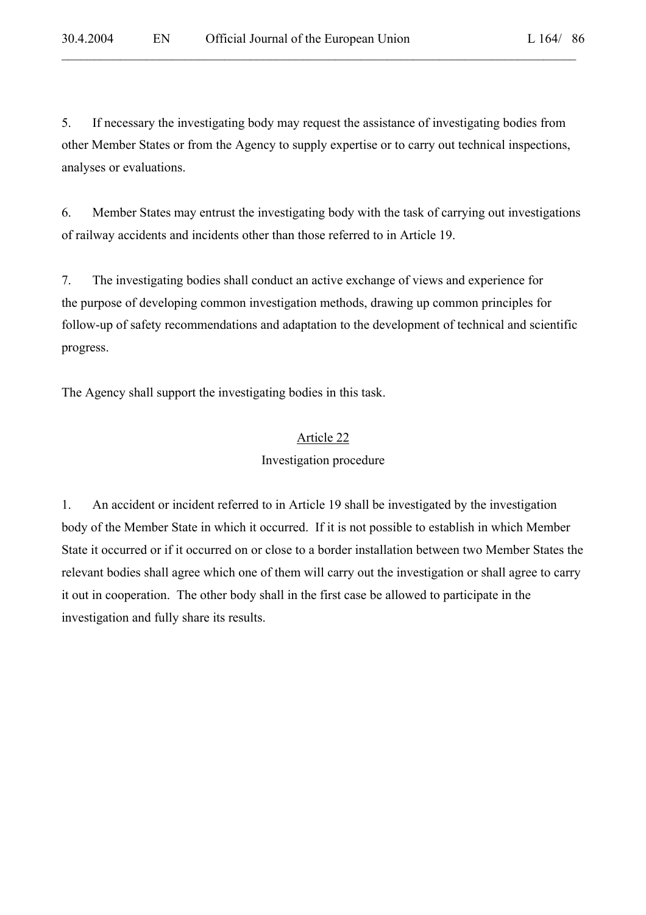5. If necessary the investigating body may request the assistance of investigating bodies from other Member States or from the Agency to supply expertise or to carry out technical inspections, analyses or evaluations.

6. Member States may entrust the investigating body with the task of carrying out investigations of railway accidents and incidents other than those referred to in Article 19.

7. The investigating bodies shall conduct an active exchange of views and experience for the purpose of developing common investigation methods, drawing up common principles for follow-up of safety recommendations and adaptation to the development of technical and scientific progress.

The Agency shall support the investigating bodies in this task.

## Article 22

### Investigation procedure

1. An accident or incident referred to in Article 19 shall be investigated by the investigation body of the Member State in which it occurred. If it is not possible to establish in which Member State it occurred or if it occurred on or close to a border installation between two Member States the relevant bodies shall agree which one of them will carry out the investigation or shall agree to carry it out in cooperation. The other body shall in the first case be allowed to participate in the investigation and fully share its results.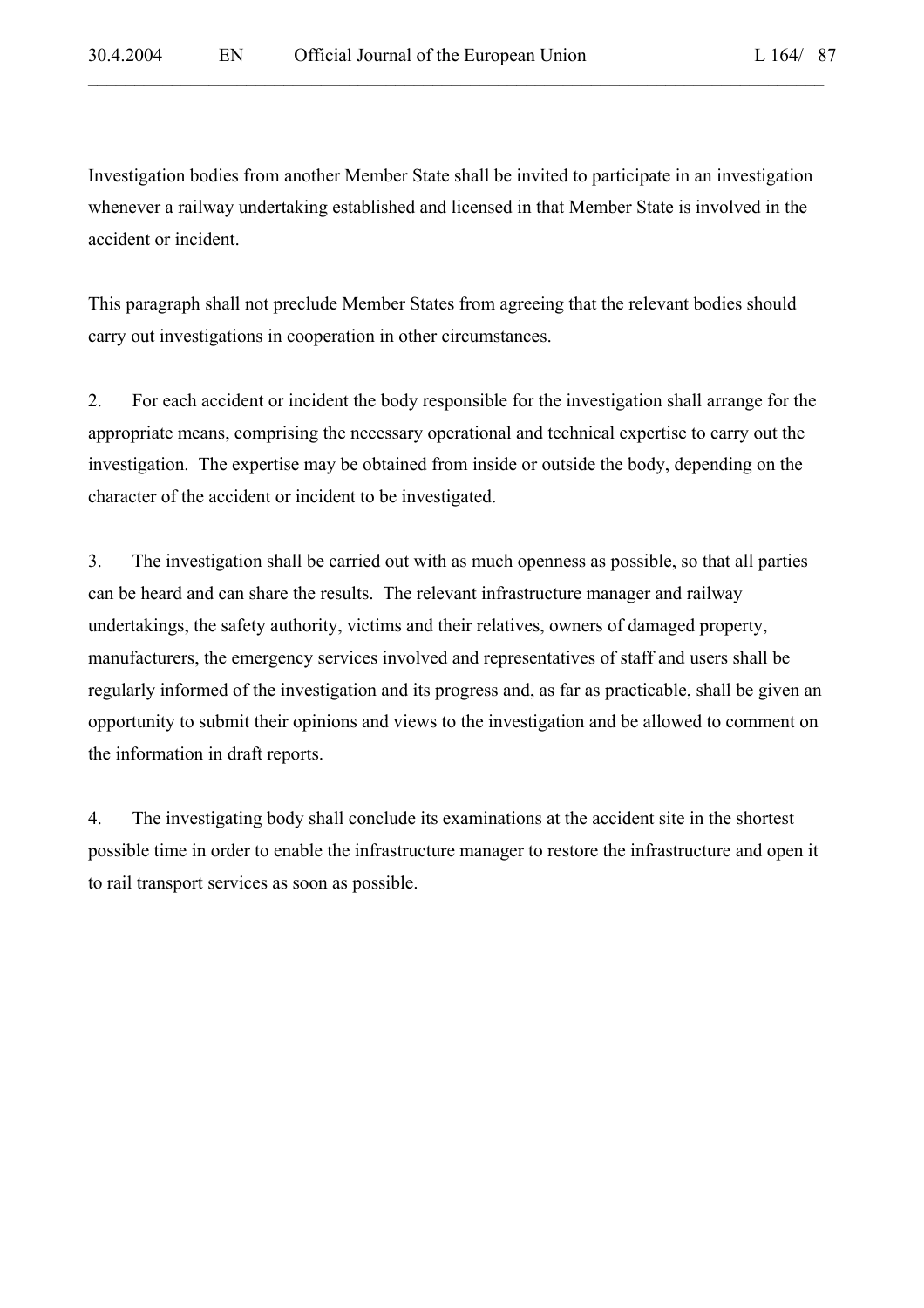Investigation bodies from another Member State shall be invited to participate in an investigation whenever a railway undertaking established and licensed in that Member State is involved in the accident or incident.

This paragraph shall not preclude Member States from agreeing that the relevant bodies should carry out investigations in cooperation in other circumstances.

2. For each accident or incident the body responsible for the investigation shall arrange for the appropriate means, comprising the necessary operational and technical expertise to carry out the investigation. The expertise may be obtained from inside or outside the body, depending on the character of the accident or incident to be investigated.

3. The investigation shall be carried out with as much openness as possible, so that all parties can be heard and can share the results. The relevant infrastructure manager and railway undertakings, the safety authority, victims and their relatives, owners of damaged property, manufacturers, the emergency services involved and representatives of staff and users shall be regularly informed of the investigation and its progress and, as far as practicable, shall be given an opportunity to submit their opinions and views to the investigation and be allowed to comment on the information in draft reports.

4. The investigating body shall conclude its examinations at the accident site in the shortest possible time in order to enable the infrastructure manager to restore the infrastructure and open it to rail transport services as soon as possible.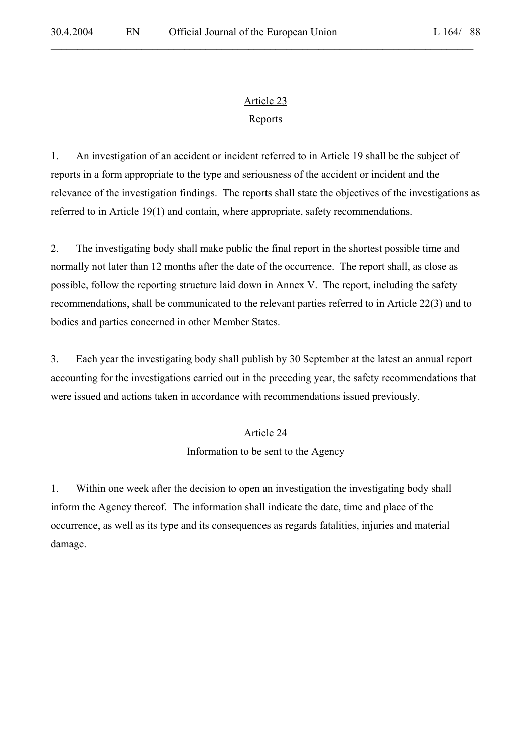## Article 23

### Reports

1. An investigation of an accident or incident referred to in Article 19 shall be the subject of reports in a form appropriate to the type and seriousness of the accident or incident and the relevance of the investigation findings. The reports shall state the objectives of the investigations as referred to in Article 19(1) and contain, where appropriate, safety recommendations.

2. The investigating body shall make public the final report in the shortest possible time and normally not later than 12 months after the date of the occurrence. The report shall, as close as possible, follow the reporting structure laid down in Annex V. The report, including the safety recommendations, shall be communicated to the relevant parties referred to in Article 22(3) and to bodies and parties concerned in other Member States.

3. Each year the investigating body shall publish by 30 September at the latest an annual report accounting for the investigations carried out in the preceding year, the safety recommendations that were issued and actions taken in accordance with recommendations issued previously.

## Article 24

### Information to be sent to the Agency

1. Within one week after the decision to open an investigation the investigating body shall inform the Agency thereof. The information shall indicate the date, time and place of the occurrence, as well as its type and its consequences as regards fatalities, injuries and material damage.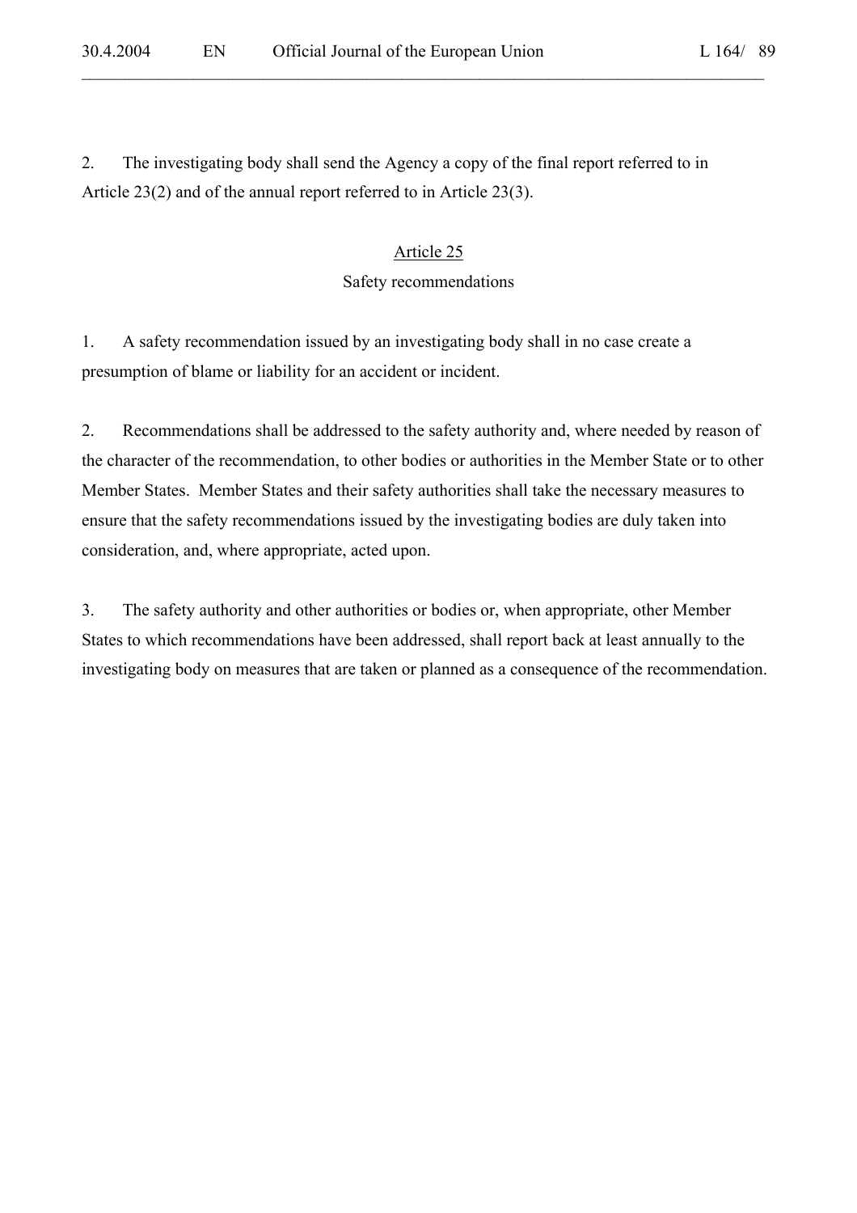2. The investigating body shall send the Agency a copy of the final report referred to in Article 23(2) and of the annual report referred to in Article 23(3).

### Article 25

### Safety recommendations

1. A safety recommendation issued by an investigating body shall in no case create a presumption of blame or liability for an accident or incident.

2. Recommendations shall be addressed to the safety authority and, where needed by reason of the character of the recommendation, to other bodies or authorities in the Member State or to other Member States. Member States and their safety authorities shall take the necessary measures to ensure that the safety recommendations issued by the investigating bodies are duly taken into consideration, and, where appropriate, acted upon.

3. The safety authority and other authorities or bodies or, when appropriate, other Member States to which recommendations have been addressed, shall report back at least annually to the investigating body on measures that are taken or planned as a consequence of the recommendation.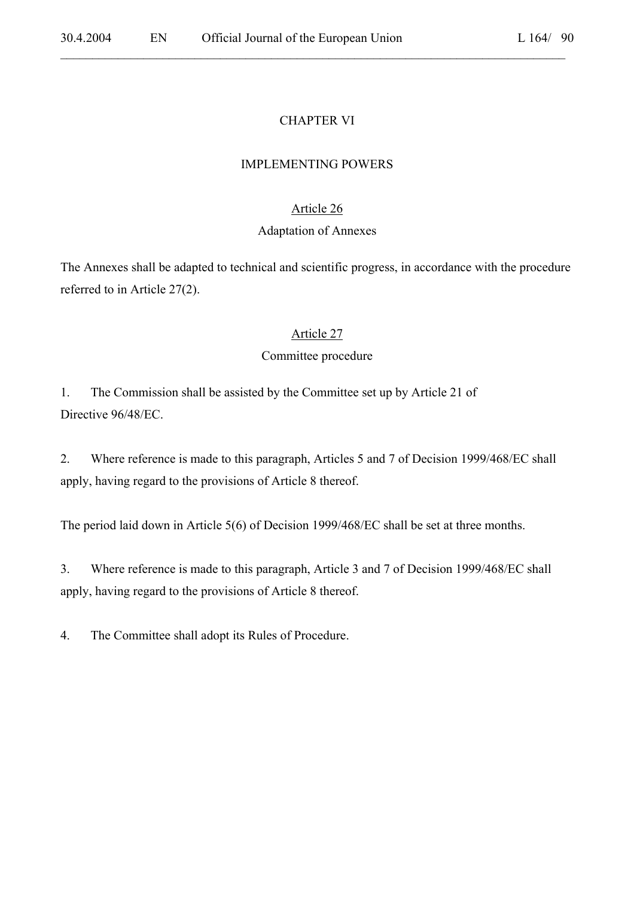## CHAPTER VI

## IMPLEMENTING POWERS

### Article 26

### Adaptation of Annexes

The Annexes shall be adapted to technical and scientific progress, in accordance with the procedure referred to in Article 27(2).

### Article 27

### Committee procedure

1. The Commission shall be assisted by the Committee set up by Article 21 of Directive 96/48/EC.

2. Where reference is made to this paragraph, Articles 5 and 7 of Decision 1999/468/EC shall apply, having regard to the provisions of Article 8 thereof.

The period laid down in Article 5(6) of Decision 1999/468/EC shall be set at three months.

3. Where reference is made to this paragraph, Article 3 and 7 of Decision 1999/468/EC shall apply, having regard to the provisions of Article 8 thereof.

4. The Committee shall adopt its Rules of Procedure.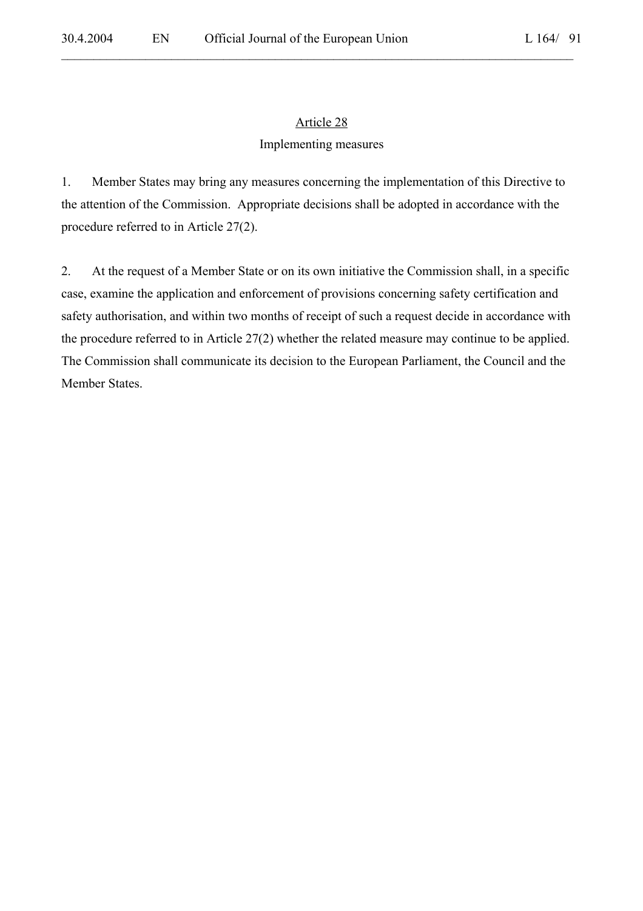## Article 28

### Implementing measures

1. Member States may bring any measures concerning the implementation of this Directive to the attention of the Commission. Appropriate decisions shall be adopted in accordance with the procedure referred to in Article 27(2).

2. At the request of a Member State or on its own initiative the Commission shall, in a specific case, examine the application and enforcement of provisions concerning safety certification and safety authorisation, and within two months of receipt of such a request decide in accordance with the procedure referred to in Article 27(2) whether the related measure may continue to be applied. The Commission shall communicate its decision to the European Parliament, the Council and the Member States.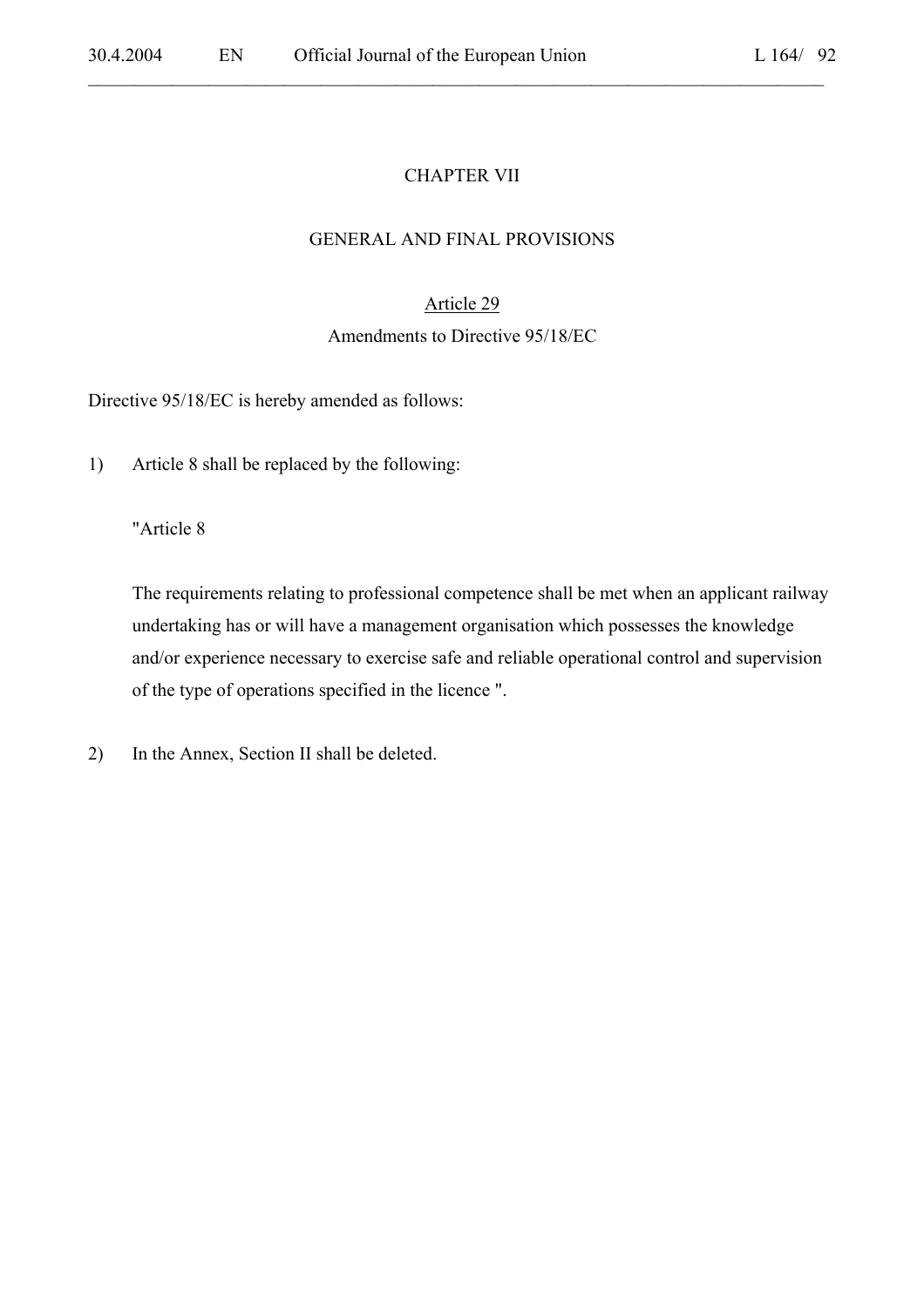# CHAPTER VII

## GENERAL AND FINAL PROVISIONS

### Article 29

### Amendments to Directive 95/18/EC

Directive 95/18/EC is hereby amended as follows:

1) Article 8 shall be replaced by the following:

   "Article 8

   The requirements relating to professional competence shall be met when an applicant railway undertaking has or will have a management organisation which possesses the knowledge and/or experience necessary to exercise safe and reliable operational control and supervision of the type of operations specified in the licence ".

2) In the Annex, Section II shall be deleted.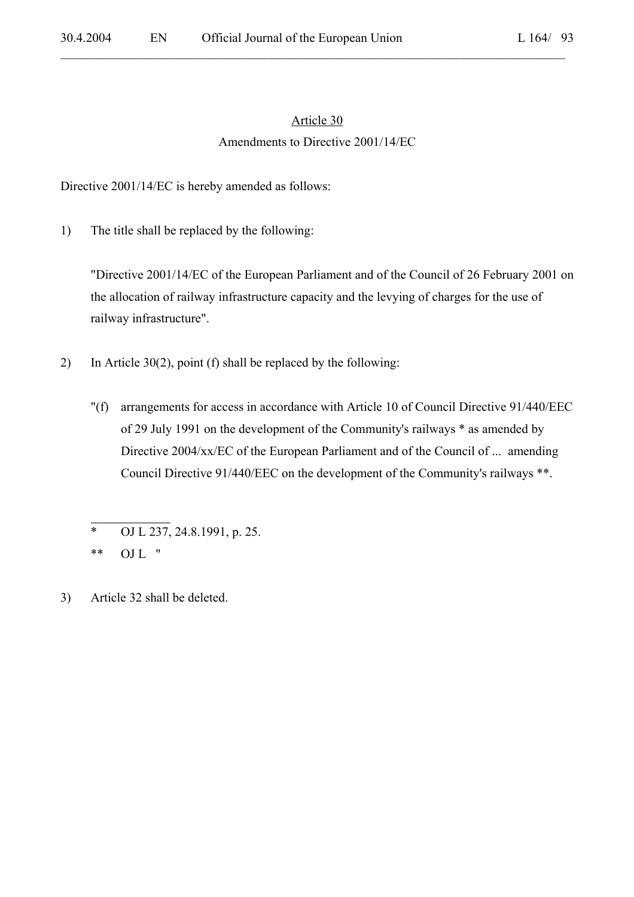## Article 30

### Amendments to Directive 2001/14/EC

Directive 2001/14/EC is hereby amended as follows:

1) The title shall be replaced by the following:

   "Directive 2001/14/EC of the European Parliament and of the Council of 26 February 2001 on the allocation of railway infrastructure capacity and the levying of charges for the use of railway infrastructure".

2) In Article 30(2), point (f) shall be replaced by the following:

   "(f) arrangements for access in accordance with Article 10 of Council Directive 91/440/EEC of 29 July 1991 on the development of the Community's railways * as amended by Directive 2004/xx/EC of the European Parliament and of the Council of ... amending Council Directive 91/440/EEC on the development of the Community's railways **.

   \* OJ L 237, 24.8.1991, p. 25.

   \*\* OJ L "

3) Article 32 shall be deleted.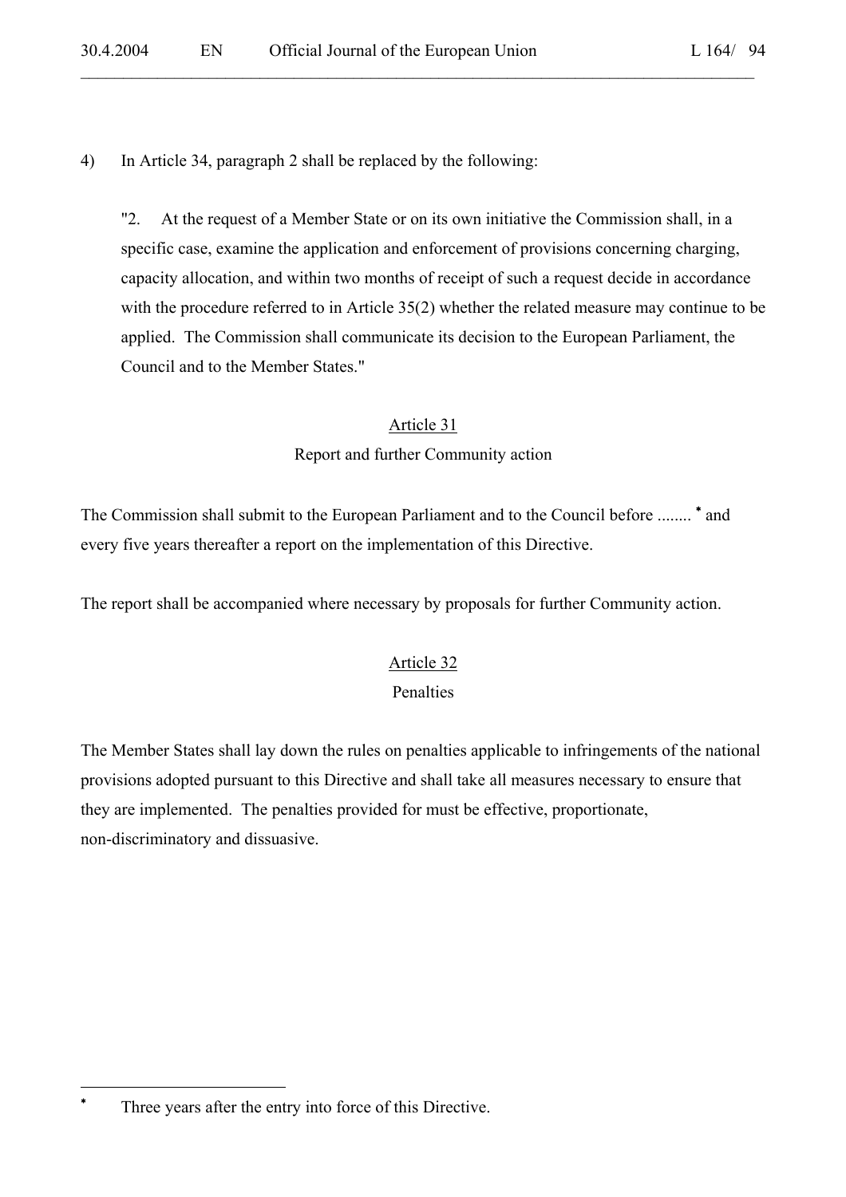4) In Article 34, paragraph 2 shall be replaced by the following:

"2. At the request of a Member State or on its own initiative the Commission shall, in a specific case, examine the application and enforcement of provisions concerning charging, capacity allocation, and within two months of receipt of such a request decide in accordance with the procedure referred to in Article 35(2) whether the related measure may continue to be applied. The Commission shall communicate its decision to the European Parliament, the Council and to the Member States."

## Article 31

### Report and further Community action

The Commission shall submit to the European Parliament and to the Council before ........ [*] and every five years thereafter a report on the implementation of this Directive.

The report shall be accompanied where necessary by proposals for further Community action.

## Article 32

### Penalties

The Member States shall lay down the rules on penalties applicable to infringements of the national provisions adopted pursuant to this Directive and shall take all measures necessary to ensure that they are implemented. The penalties provided for must be effective, proportionate, non-discriminatory and dissuasive.

---

[*] Three years after the entry into force of this Directive.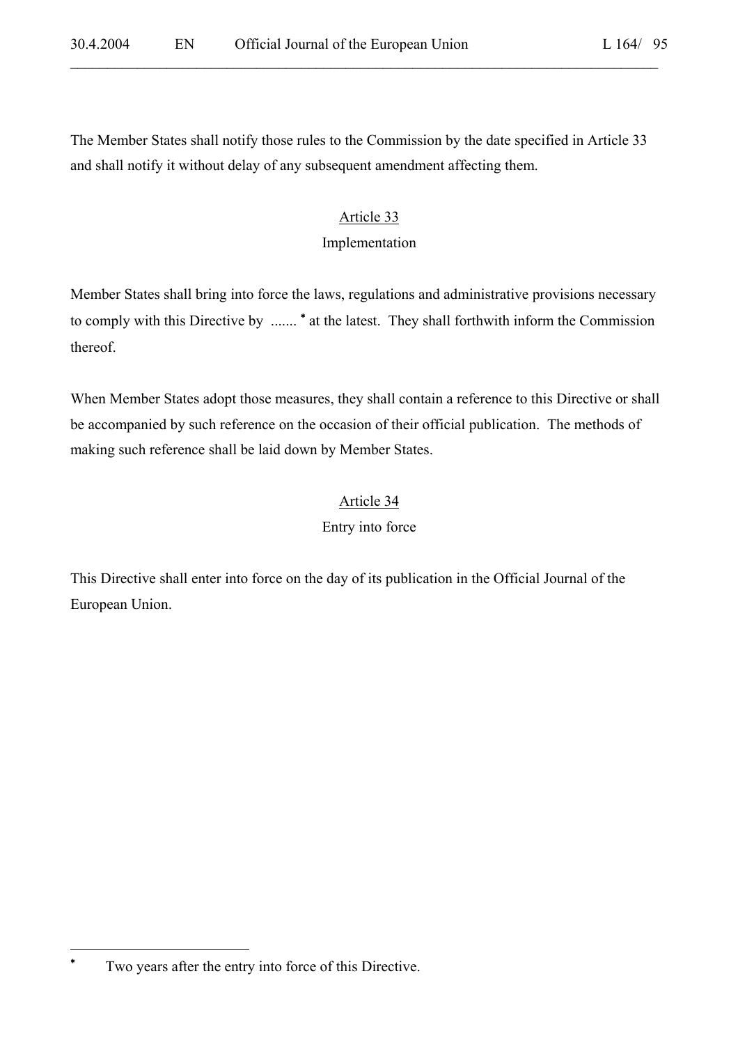The Member States shall notify those rules to the Commission by the date specified in Article 33 and shall notify it without delay of any subsequent amendment affecting them.

## Article 33

### Implementation

Member States shall bring into force the laws, regulations and administrative provisions necessary to comply with this Directive by ....... * at the latest. They shall forthwith inform the Commission thereof.

When Member States adopt those measures, they shall contain a reference to this Directive or shall be accompanied by such reference on the occasion of their official publication. The methods of making such reference shall be laid down by Member States.

## Article 34

### Entry into force

This Directive shall enter into force on the day of its publication in the Official Journal of the European Union.

---

* Two years after the entry into force of this Directive.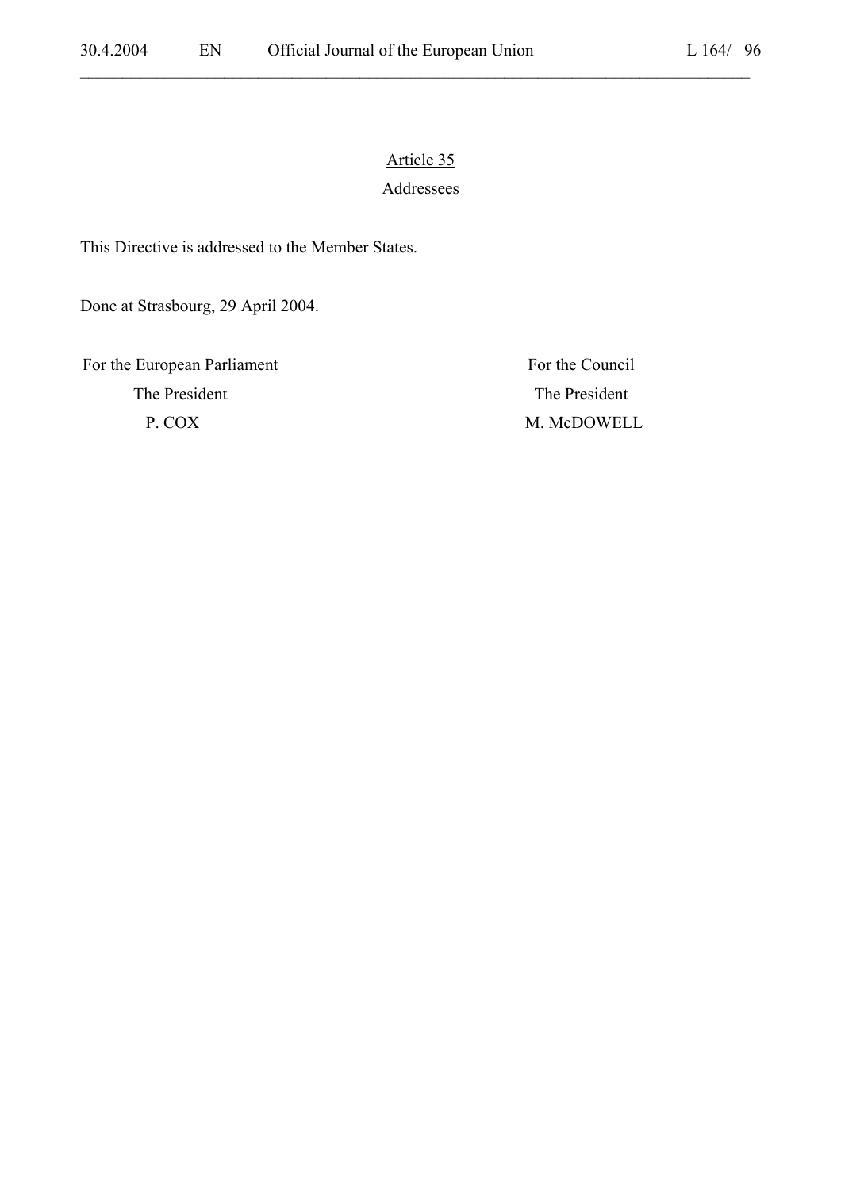## Article 35

### Addressees

This Directive is addressed to the Member States.

Done at Strasbourg, 29 April 2004.

| For the European Parliament | For the Council |
|---|---|
| The President | The President |
| P. COX | M. McDOWELL |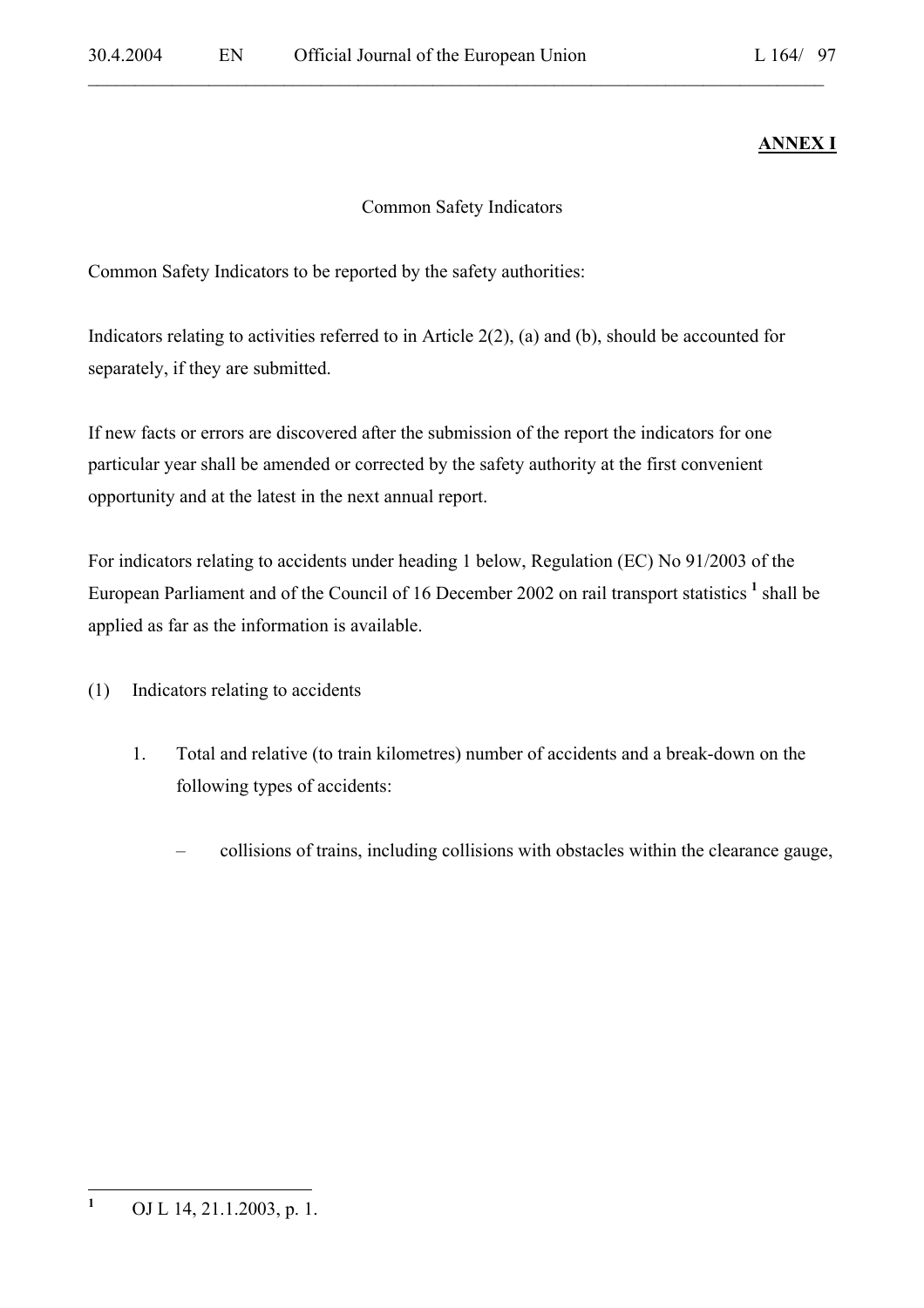**ANNEX I**

Common Safety Indicators

Common Safety Indicators to be reported by the safety authorities:

Indicators relating to activities referred to in Article 2(2), (a) and (b), should be accounted for separately, if they are submitted.

If new facts or errors are discovered after the submission of the report the indicators for one particular year shall be amended or corrected by the safety authority at the first convenient opportunity and at the latest in the next annual report.

For indicators relating to accidents under heading 1 below, Regulation (EC) No 91/2003 of the European Parliament and of the Council of 16 December 2002 on rail transport statistics [1] shall be applied as far as the information is available.

(1) Indicators relating to accidents

1. Total and relative (to train kilometres) number of accidents and a break-down on the following types of accidents:

   – collisions of trains, including collisions with obstacles within the clearance gauge,

---

[1] OJ L 14, 21.1.2003, p. 1.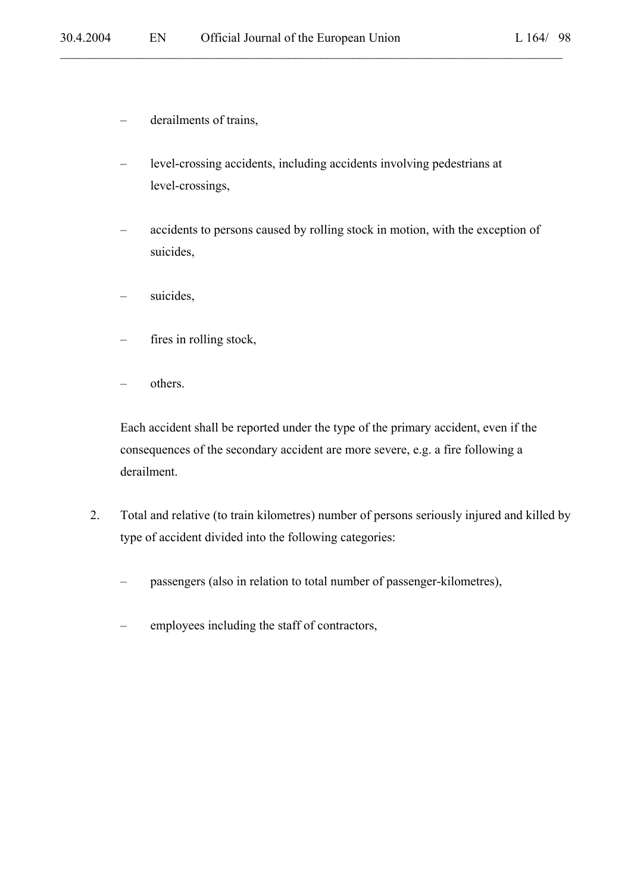- derailments of trains,
- level-crossing accidents, including accidents involving pedestrians at level-crossings,
- accidents to persons caused by rolling stock in motion, with the exception of suicides,
- suicides,
- fires in rolling stock,
- others.

Each accident shall be reported under the type of the primary accident, even if the consequences of the secondary accident are more severe, e.g. a fire following a derailment.

2. Total and relative (to train kilometres) number of persons seriously injured and killed by type of accident divided into the following categories:

   - passengers (also in relation to total number of passenger-kilometres),
   - employees including the staff of contractors,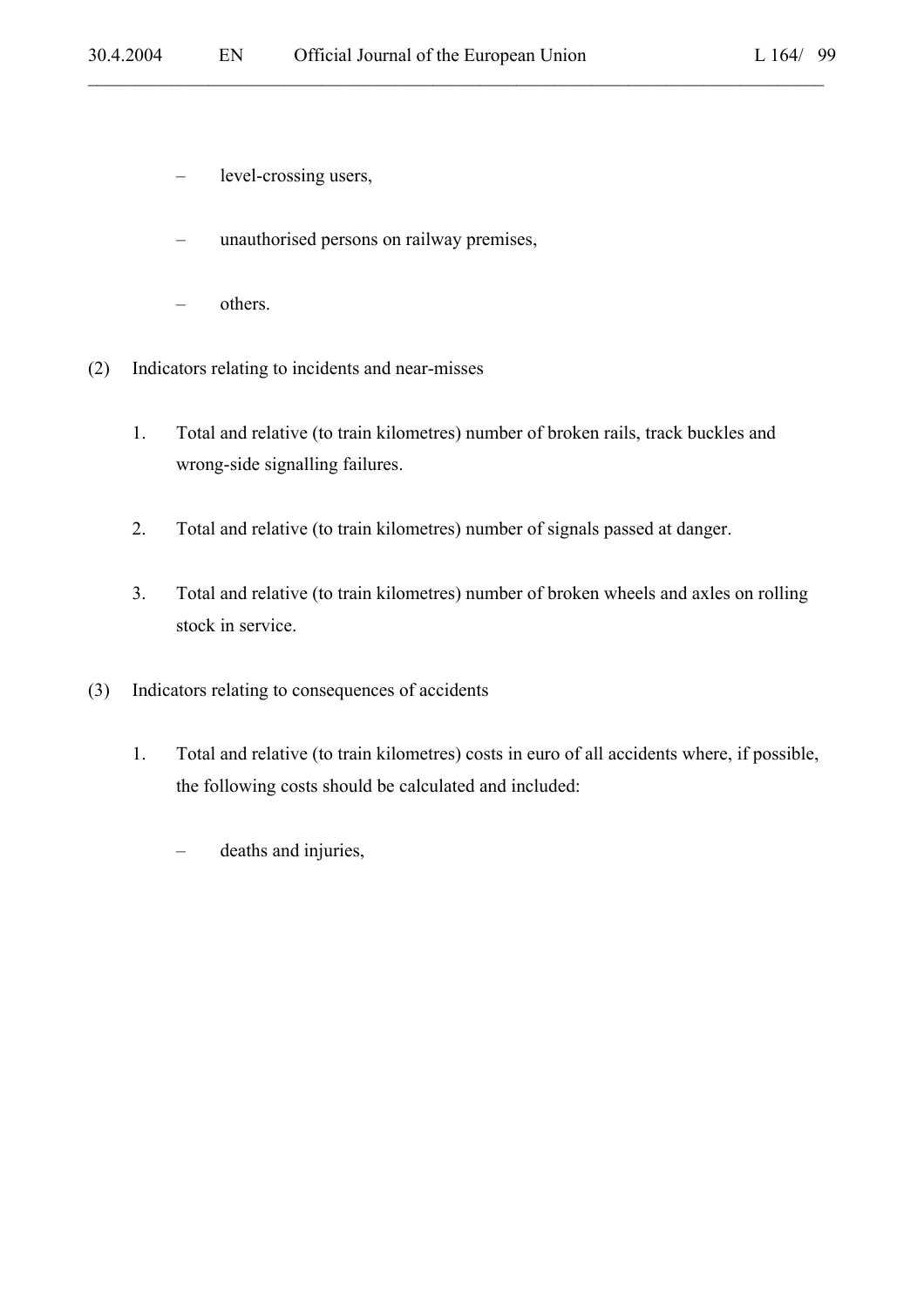– level-crossing users,

– unauthorised persons on railway premises,

– others.

(2) Indicators relating to incidents and near-misses

1. Total and relative (to train kilometres) number of broken rails, track buckles and wrong-side signalling failures.

2. Total and relative (to train kilometres) number of signals passed at danger.

3. Total and relative (to train kilometres) number of broken wheels and axles on rolling stock in service.

(3) Indicators relating to consequences of accidents

1. Total and relative (to train kilometres) costs in euro of all accidents where, if possible, the following costs should be calculated and included:

– deaths and injuries,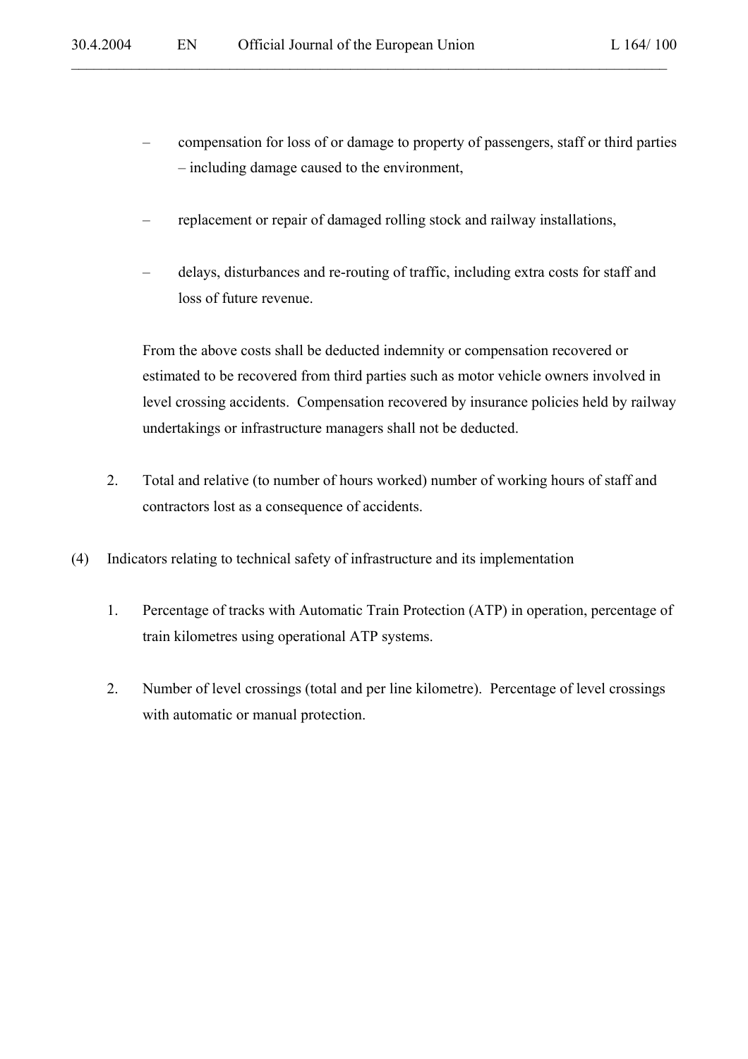- compensation for loss of or damage to property of passengers, staff or third parties – including damage caused to the environment,
- replacement or repair of damaged rolling stock and railway installations,
- delays, disturbances and re-routing of traffic, including extra costs for staff and loss of future revenue.

From the above costs shall be deducted indemnity or compensation recovered or estimated to be recovered from third parties such as motor vehicle owners involved in level crossing accidents. Compensation recovered by insurance policies held by railway undertakings or infrastructure managers shall not be deducted.

2. Total and relative (to number of hours worked) number of working hours of staff and contractors lost as a consequence of accidents.

(4) Indicators relating to technical safety of infrastructure and its implementation

1. Percentage of tracks with Automatic Train Protection (ATP) in operation, percentage of train kilometres using operational ATP systems.

2. Number of level crossings (total and per line kilometre). Percentage of level crossings with automatic or manual protection.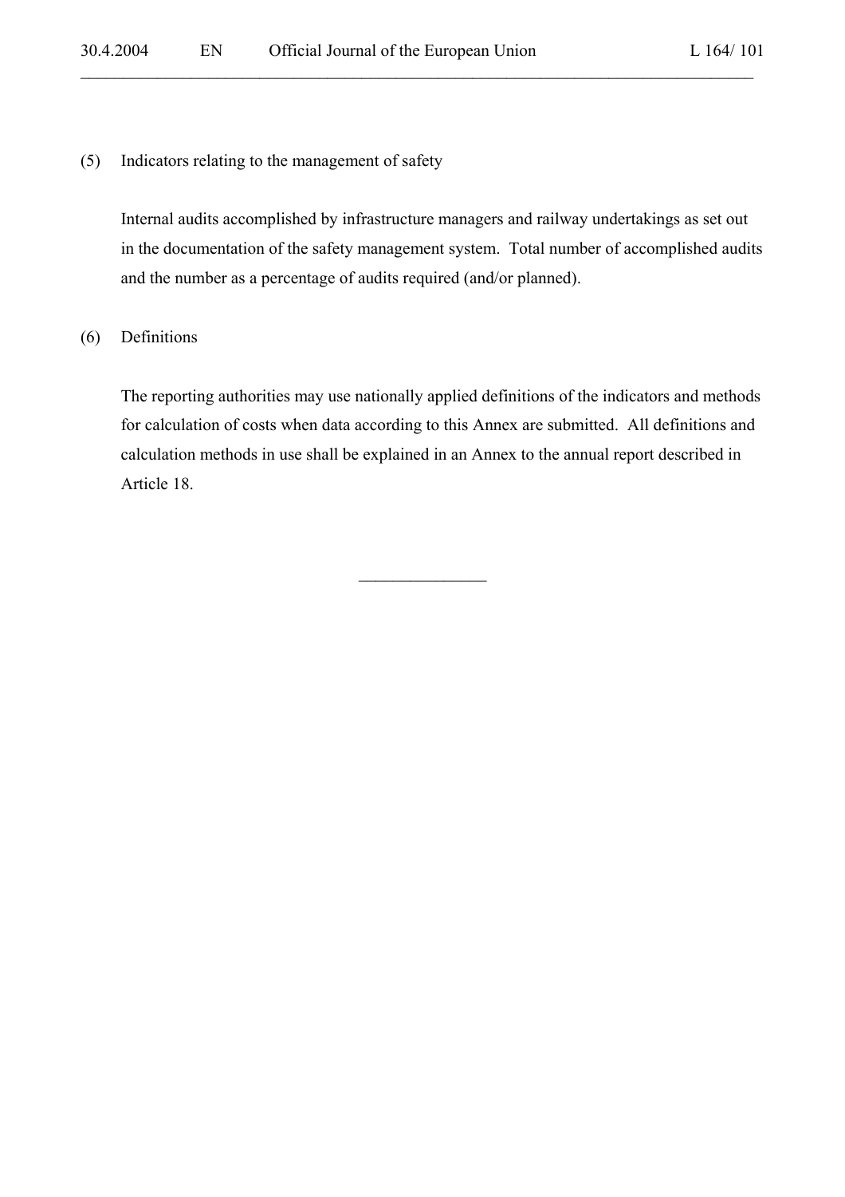(5) Indicators relating to the management of safety

Internal audits accomplished by infrastructure managers and railway undertakings as set out in the documentation of the safety management system. Total number of accomplished audits and the number as a percentage of audits required (and/or planned).

(6) Definitions

The reporting authorities may use nationally applied definitions of the indicators and methods for calculation of costs when data according to this Annex are submitted. All definitions and calculation methods in use shall be explained in an Annex to the annual report described in Article 18.

---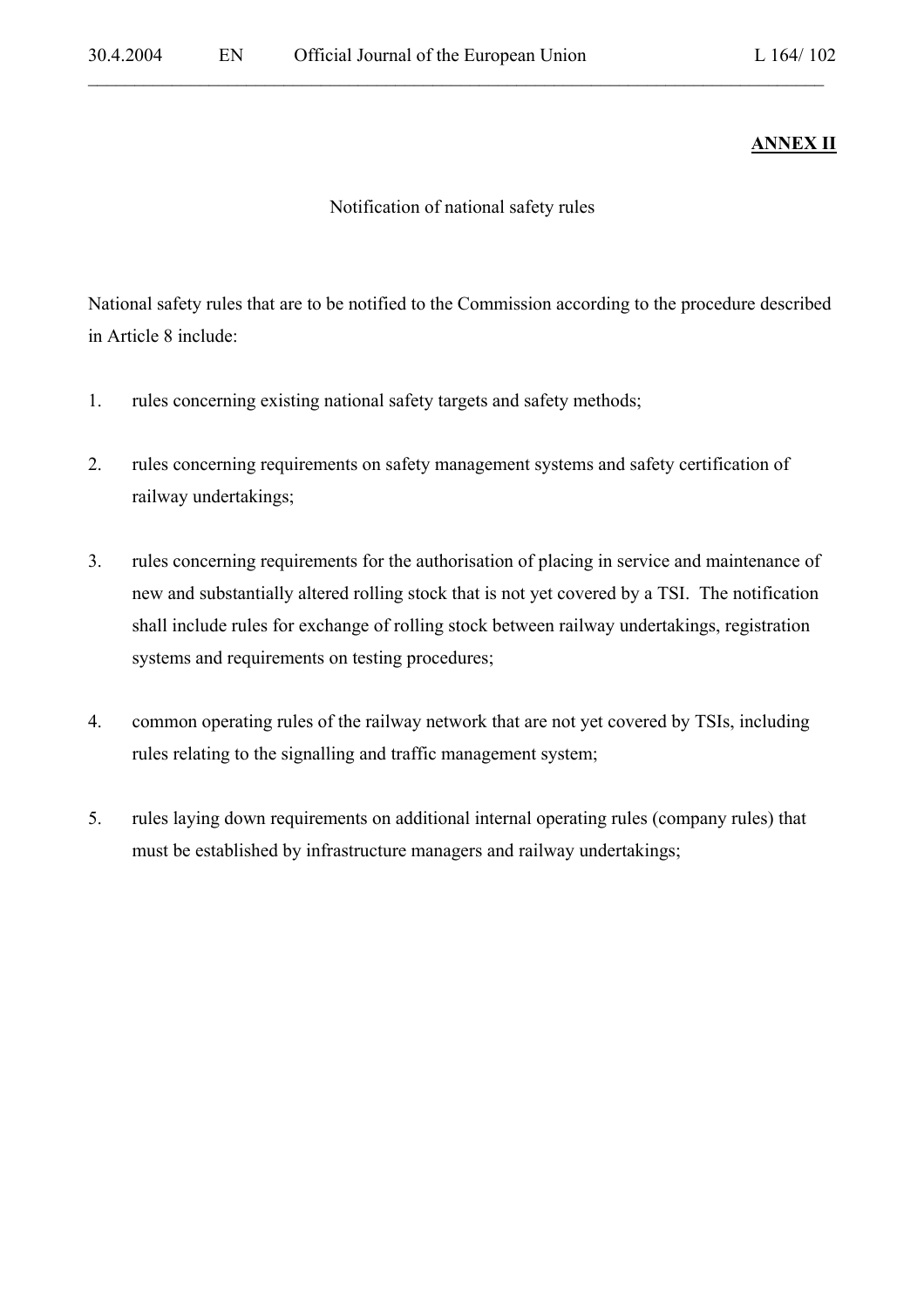**ANNEX II**

Notification of national safety rules

National safety rules that are to be notified to the Commission according to the procedure described in Article 8 include:

1. rules concerning existing national safety targets and safety methods;

2. rules concerning requirements on safety management systems and safety certification of railway undertakings;

3. rules concerning requirements for the authorisation of placing in service and maintenance of new and substantially altered rolling stock that is not yet covered by a TSI. The notification shall include rules for exchange of rolling stock between railway undertakings, registration systems and requirements on testing procedures;

4. common operating rules of the railway network that are not yet covered by TSIs, including rules relating to the signalling and traffic management system;

5. rules laying down requirements on additional internal operating rules (company rules) that must be established by infrastructure managers and railway undertakings;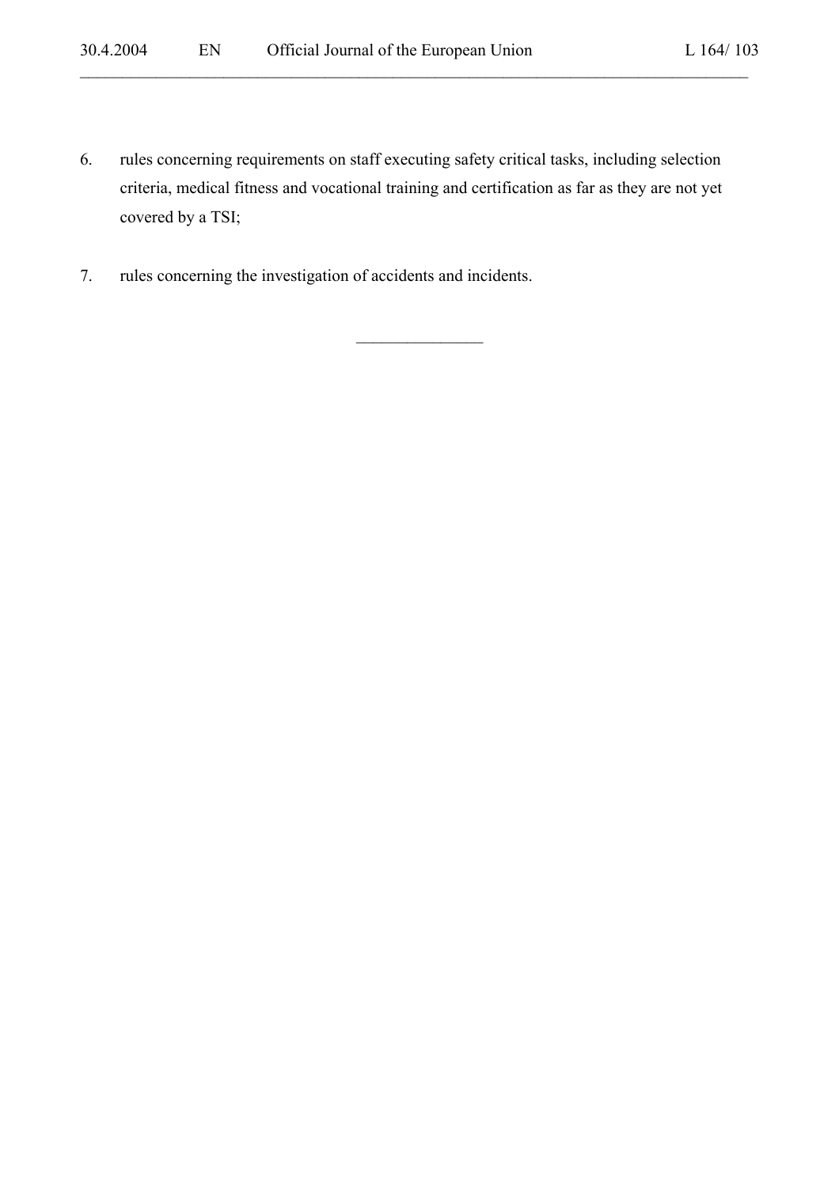6. rules concerning requirements on staff executing safety critical tasks, including selection criteria, medical fitness and vocational training and certification as far as they are not yet covered by a TSI;

7. rules concerning the investigation of accidents and incidents.

---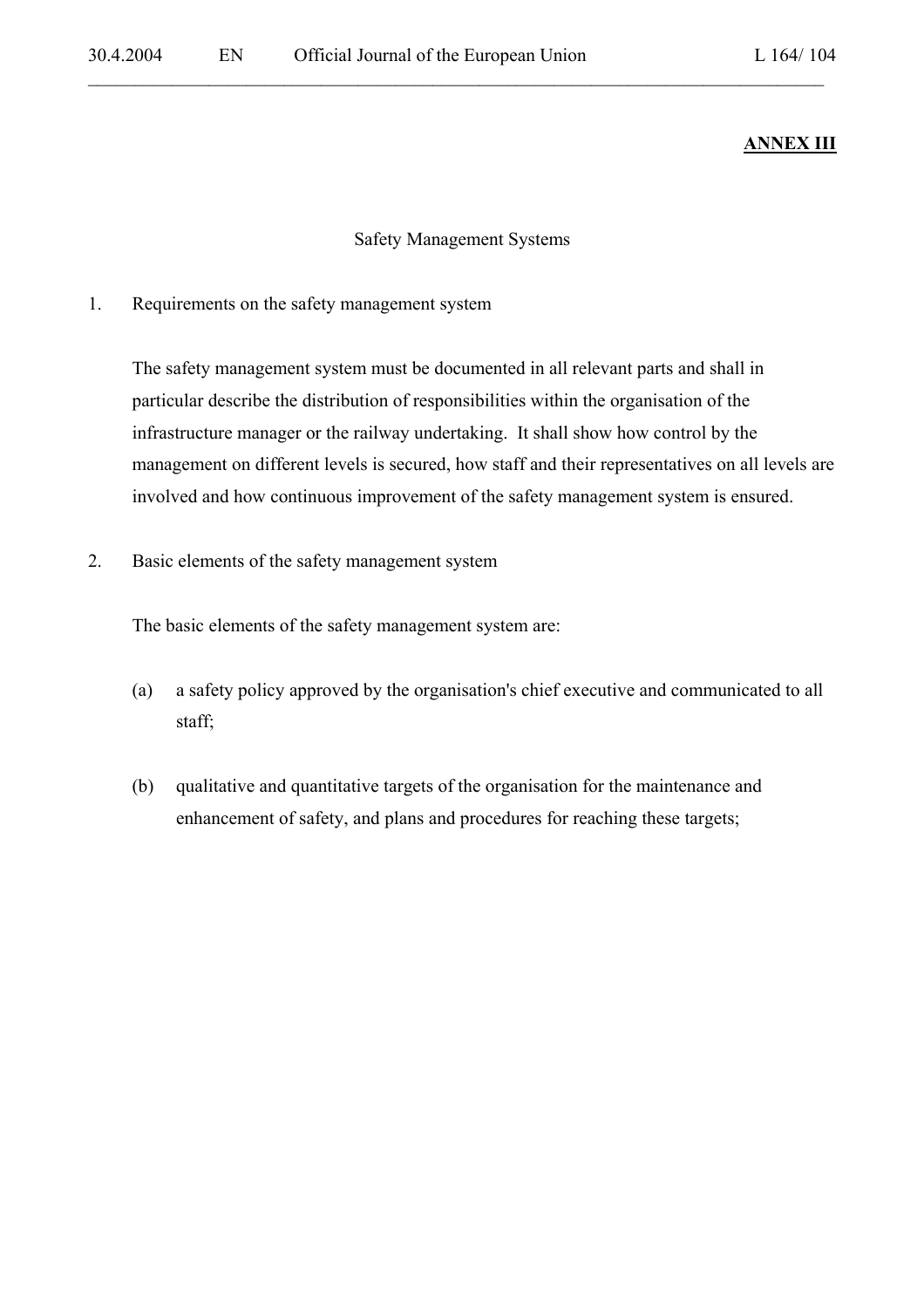**ANNEX III**

Safety Management Systems

1. Requirements on the safety management system

   The safety management system must be documented in all relevant parts and shall in particular describe the distribution of responsibilities within the organisation of the infrastructure manager or the railway undertaking. It shall show how control by the management on different levels is secured, how staff and their representatives on all levels are involved and how continuous improvement of the safety management system is ensured.

2. Basic elements of the safety management system

   The basic elements of the safety management system are:

   (a) a safety policy approved by the organisation's chief executive and communicated to all staff;

   (b) qualitative and quantitative targets of the organisation for the maintenance and enhancement of safety, and plans and procedures for reaching these targets;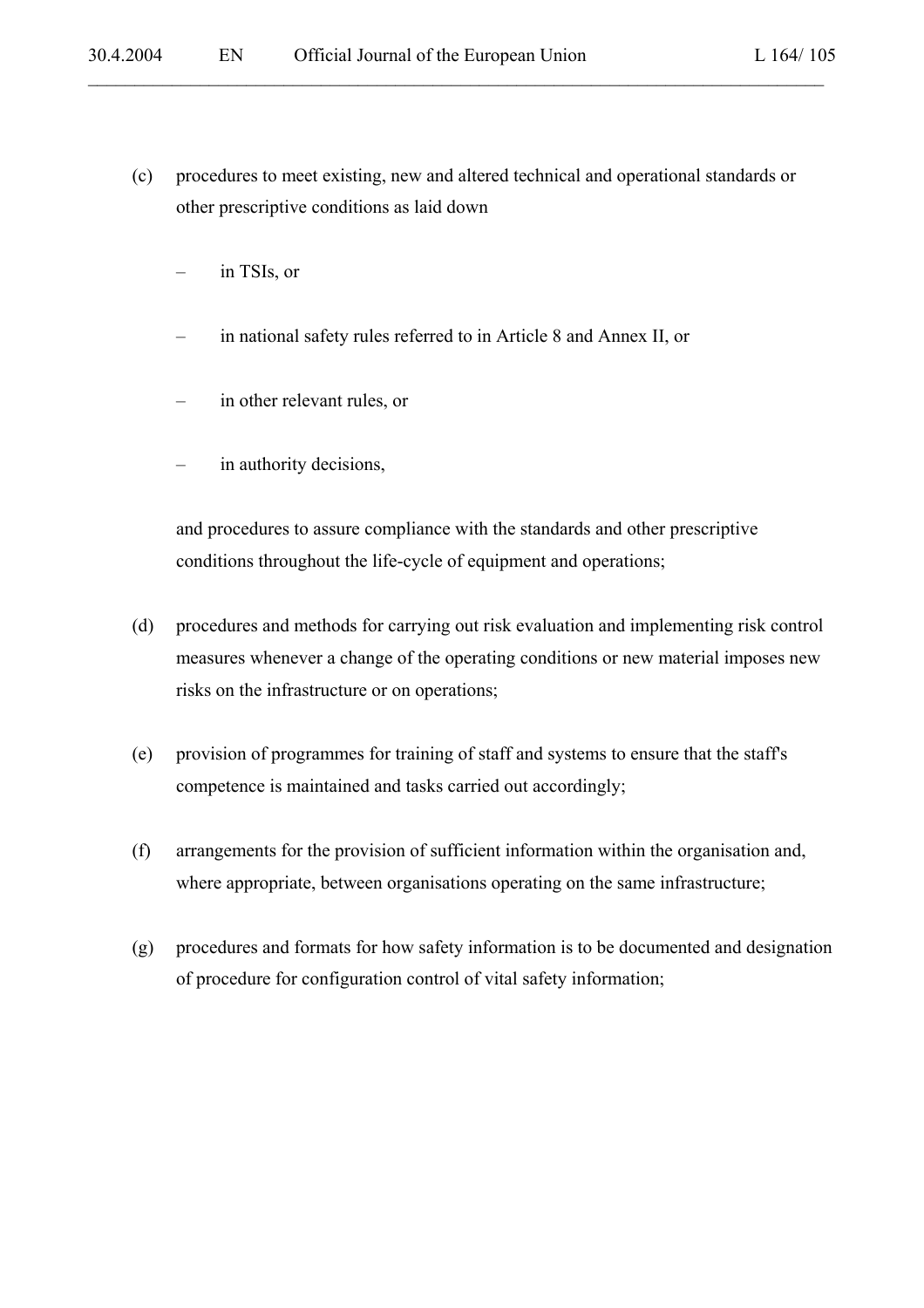(c) procedures to meet existing, new and altered technical and operational standards or other prescriptive conditions as laid down

– in TSIs, or

– in national safety rules referred to in Article 8 and Annex II, or

– in other relevant rules, or

– in authority decisions,

and procedures to assure compliance with the standards and other prescriptive conditions throughout the life-cycle of equipment and operations;

(d) procedures and methods for carrying out risk evaluation and implementing risk control measures whenever a change of the operating conditions or new material imposes new risks on the infrastructure or on operations;

(e) provision of programmes for training of staff and systems to ensure that the staff's competence is maintained and tasks carried out accordingly;

(f) arrangements for the provision of sufficient information within the organisation and, where appropriate, between organisations operating on the same infrastructure;

(g) procedures and formats for how safety information is to be documented and designation of procedure for configuration control of vital safety information;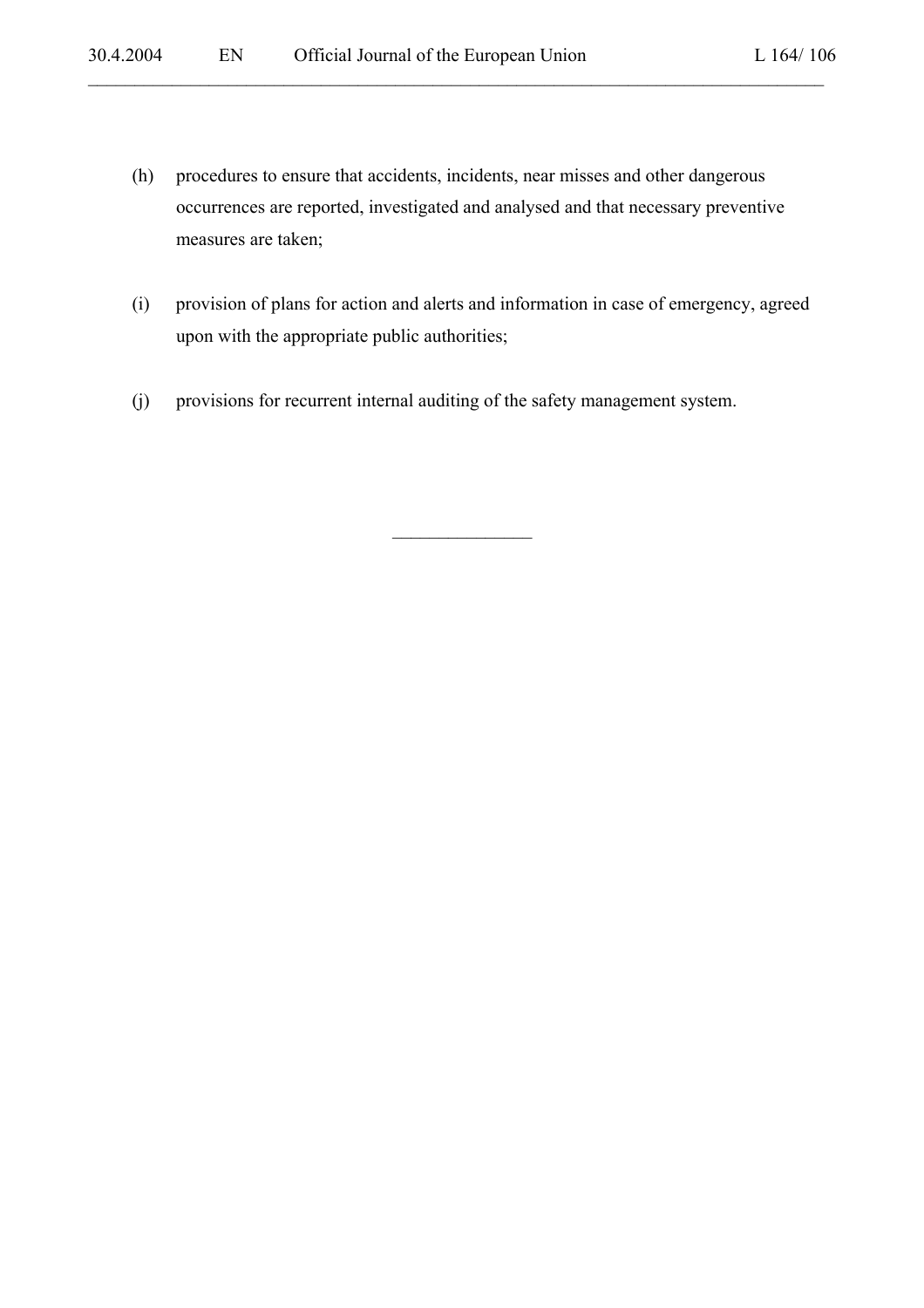(h) procedures to ensure that accidents, incidents, near misses and other dangerous occurrences are reported, investigated and analysed and that necessary preventive measures are taken;

(i) provision of plans for action and alerts and information in case of emergency, agreed upon with the appropriate public authorities;

(j) provisions for recurrent internal auditing of the safety management system.

---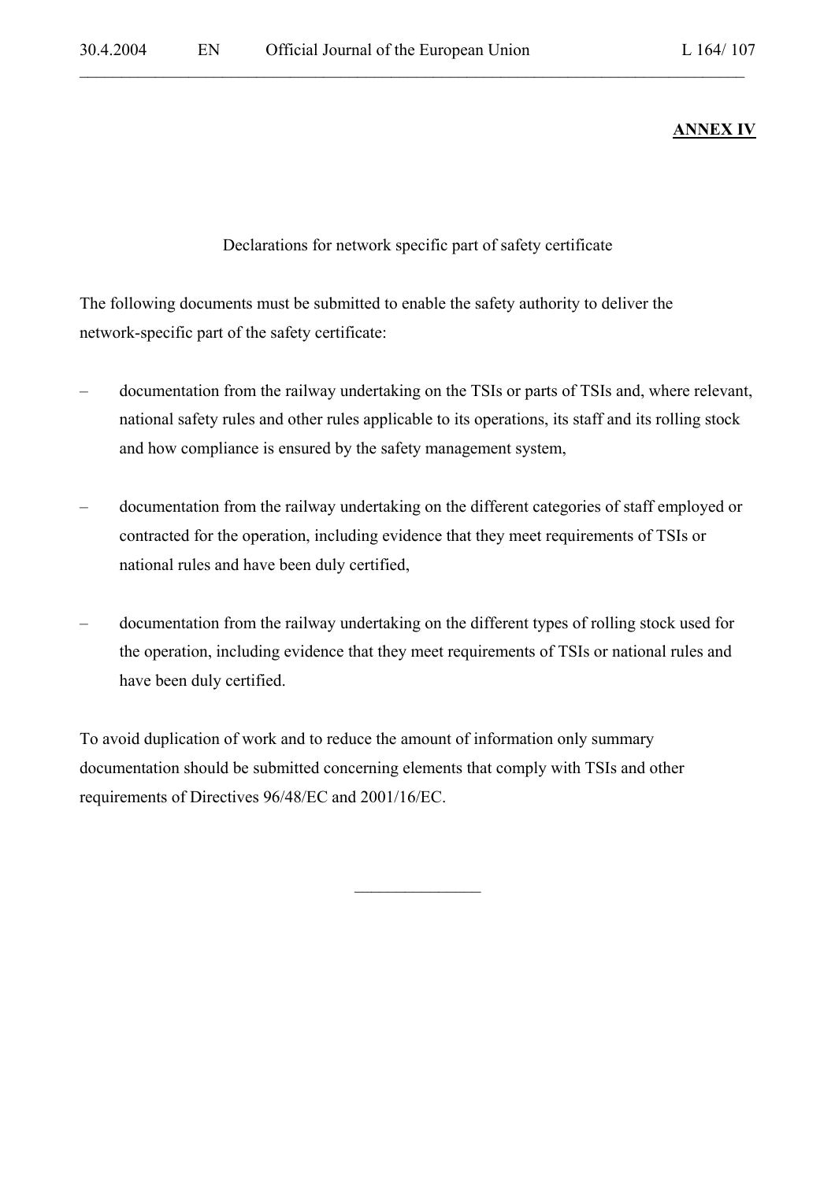**ANNEX IV**

Declarations for network specific part of safety certificate

The following documents must be submitted to enable the safety authority to deliver the network-specific part of the safety certificate:

– documentation from the railway undertaking on the TSIs or parts of TSIs and, where relevant, national safety rules and other rules applicable to its operations, its staff and its rolling stock and how compliance is ensured by the safety management system,

– documentation from the railway undertaking on the different categories of staff employed or contracted for the operation, including evidence that they meet requirements of TSIs or national rules and have been duly certified,

– documentation from the railway undertaking on the different types of rolling stock used for the operation, including evidence that they meet requirements of TSIs or national rules and have been duly certified.

To avoid duplication of work and to reduce the amount of information only summary documentation should be submitted concerning elements that comply with TSIs and other requirements of Directives 96/48/EC and 2001/16/EC.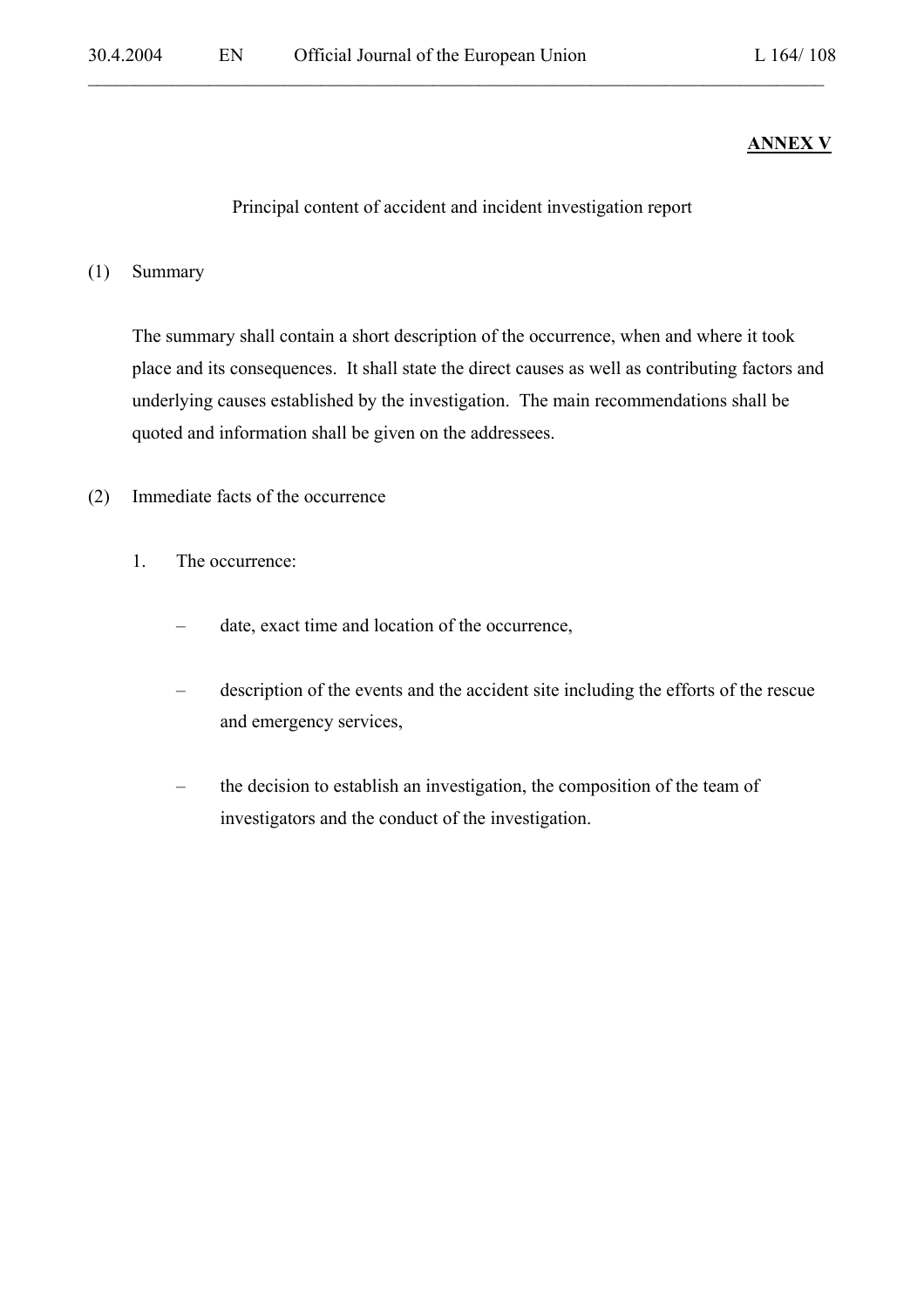**ANNEX V**

Principal content of accident and incident investigation report

(1) Summary

The summary shall contain a short description of the occurrence, when and where it took place and its consequences. It shall state the direct causes as well as contributing factors and underlying causes established by the investigation. The main recommendations shall be quoted and information shall be given on the addressees.

(2) Immediate facts of the occurrence

1. The occurrence:

   – date, exact time and location of the occurrence,

   – description of the events and the accident site including the efforts of the rescue and emergency services,

   – the decision to establish an investigation, the composition of the team of investigators and the conduct of the investigation.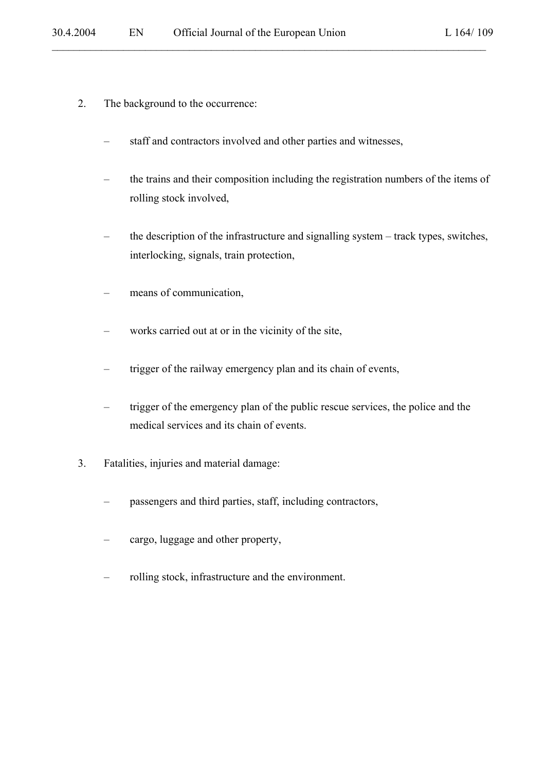2. The background to the occurrence:

   – staff and contractors involved and other parties and witnesses,

   – the trains and their composition including the registration numbers of the items of rolling stock involved,

   – the description of the infrastructure and signalling system – track types, switches, interlocking, signals, train protection,

   – means of communication,

   – works carried out at or in the vicinity of the site,

   – trigger of the railway emergency plan and its chain of events,

   – trigger of the emergency plan of the public rescue services, the police and the medical services and its chain of events.

3. Fatalities, injuries and material damage:

   – passengers and third parties, staff, including contractors,

   – cargo, luggage and other property,

   – rolling stock, infrastructure and the environment.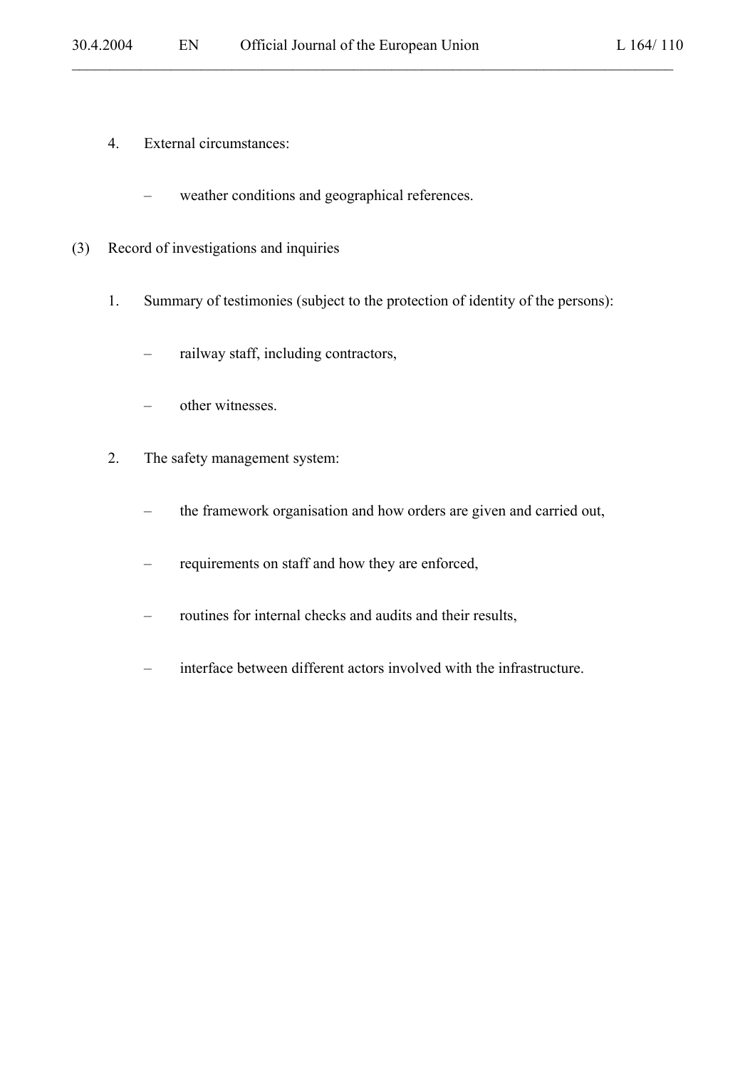4. External circumstances:

   – weather conditions and geographical references.

(3) Record of investigations and inquiries

1. Summary of testimonies (subject to the protection of identity of the persons):

   – railway staff, including contractors,

   – other witnesses.

2. The safety management system:

   – the framework organisation and how orders are given and carried out,

   – requirements on staff and how they are enforced,

   – routines for internal checks and audits and their results,

   – interface between different actors involved with the infrastructure.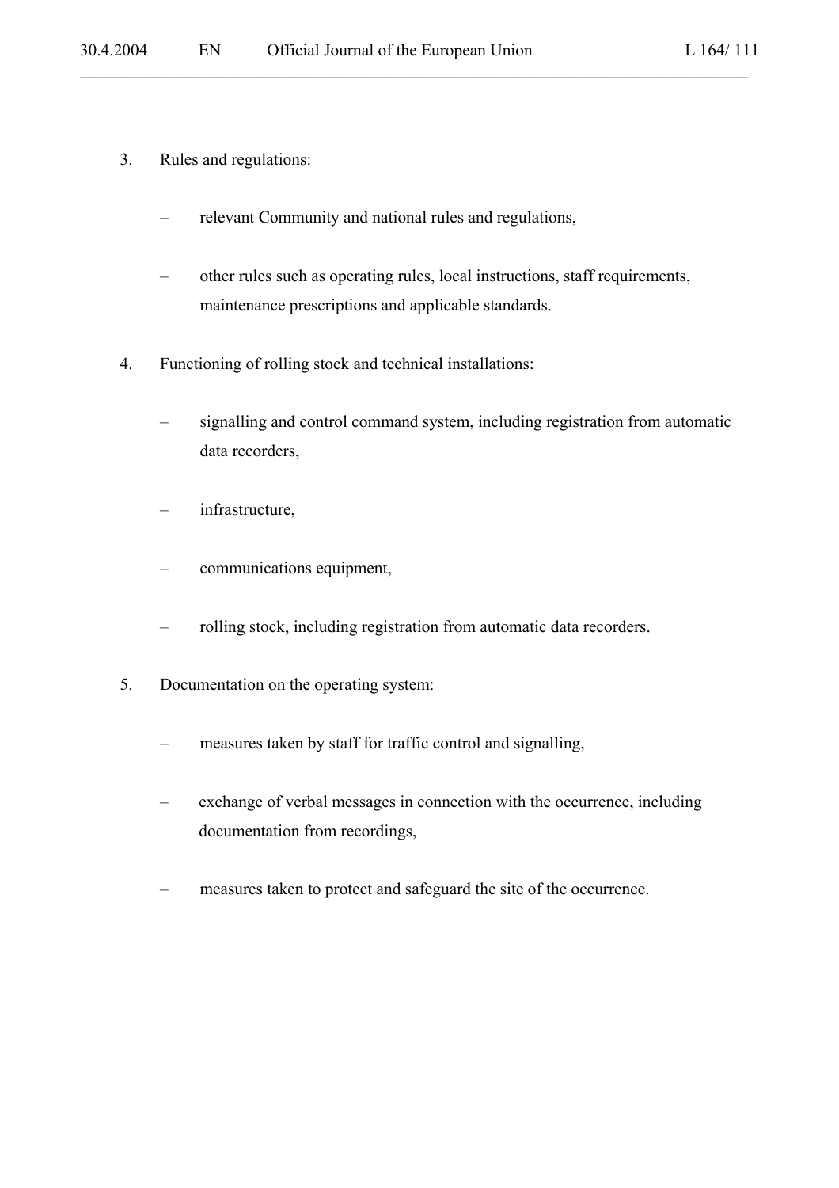3. Rules and regulations:

   – relevant Community and national rules and regulations,

   – other rules such as operating rules, local instructions, staff requirements, maintenance prescriptions and applicable standards.

4. Functioning of rolling stock and technical installations:

   – signalling and control command system, including registration from automatic data recorders,

   – infrastructure,

   – communications equipment,

   – rolling stock, including registration from automatic data recorders.

5. Documentation on the operating system:

   – measures taken by staff for traffic control and signalling,

   – exchange of verbal messages in connection with the occurrence, including documentation from recordings,

   – measures taken to protect and safeguard the site of the occurrence.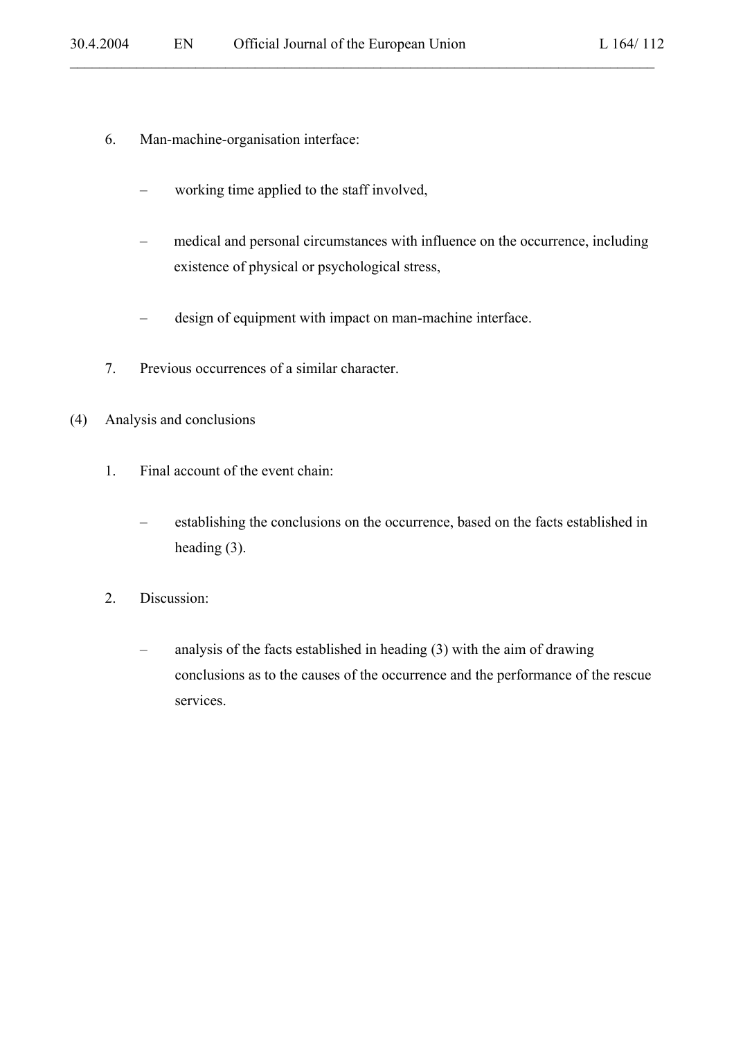6. Man-machine-organisation interface:

   – working time applied to the staff involved,

   – medical and personal circumstances with influence on the occurrence, including existence of physical or psychological stress,

   – design of equipment with impact on man-machine interface.

7. Previous occurrences of a similar character.

(4) Analysis and conclusions

1. Final account of the event chain:

   – establishing the conclusions on the occurrence, based on the facts established in heading (3).

2. Discussion:

   – analysis of the facts established in heading (3) with the aim of drawing conclusions as to the causes of the occurrence and the performance of the rescue services.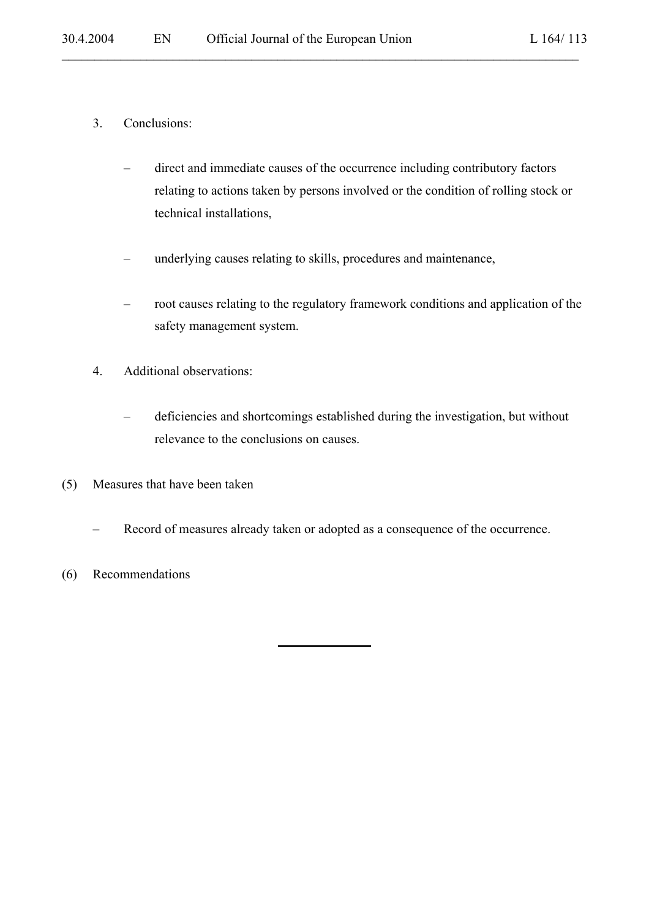3. Conclusions:

   – direct and immediate causes of the occurrence including contributory factors relating to actions taken by persons involved or the condition of rolling stock or technical installations,

   – underlying causes relating to skills, procedures and maintenance,

   – root causes relating to the regulatory framework conditions and application of the safety management system.

4. Additional observations:

   – deficiencies and shortcomings established during the investigation, but without relevance to the conclusions on causes.

(5) Measures that have been taken

– Record of measures already taken or adopted as a consequence of the occurrence.

(6) Recommendations